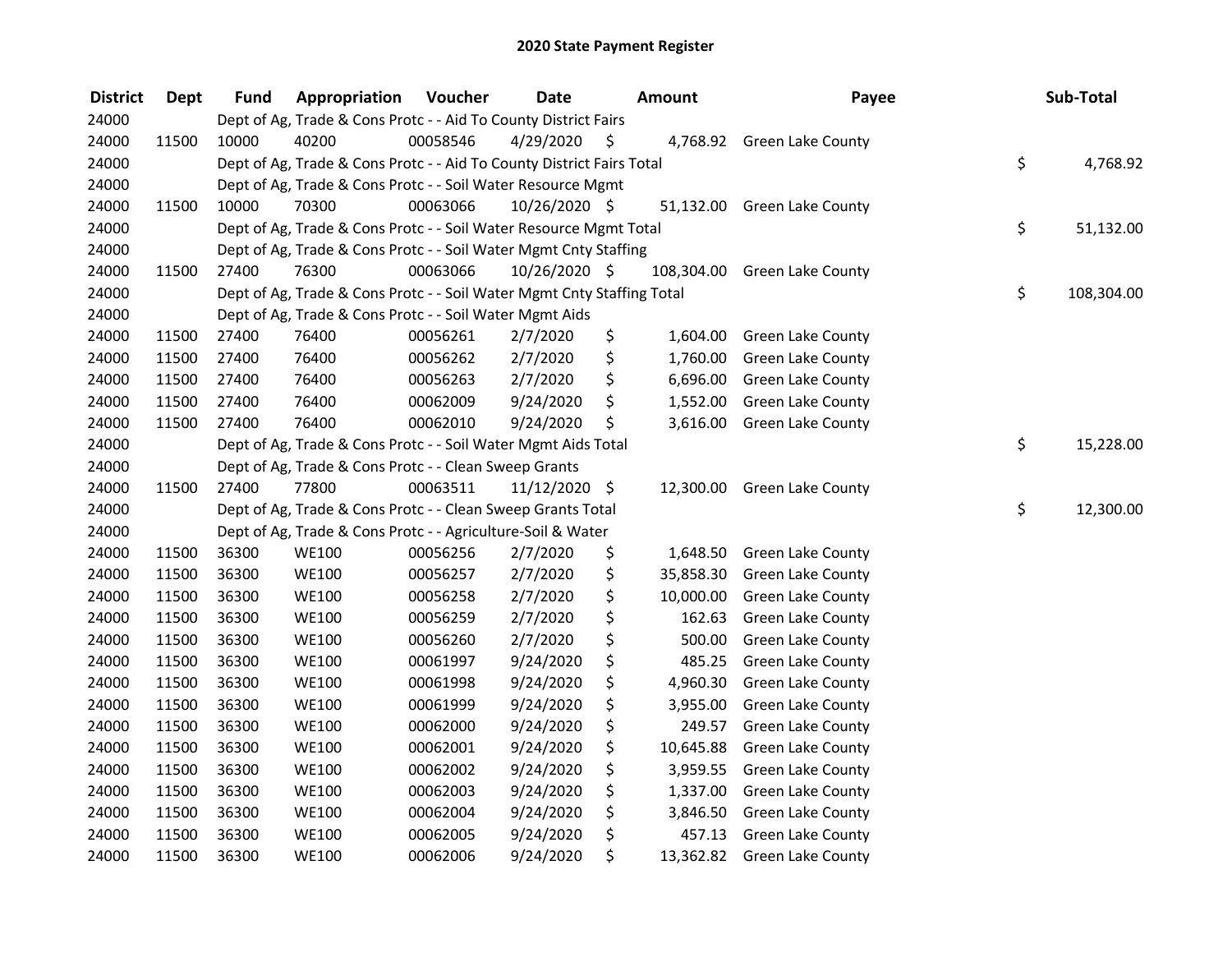# 2020 State Payment Register

| District | Dept | Fund | Appropriation | Voucher | Date | Amount | Payee | Sub-Total |
|---|---|---|---|---|---|---|---|---|
| 24000 | | Dept of Ag, Trade & Cons Protc - - Aid To County District Fairs | | | | | | |
| 24000 | 11500 | 10000 | 40200 | 00058546 | 4/29/2020 | $ 4,768.92 | Green Lake County | |
| 24000 | | Dept of Ag, Trade & Cons Protc - - Aid To County District Fairs Total | | | | | | $ 4,768.92 |
| 24000 | | Dept of Ag, Trade & Cons Protc - - Soil Water Resource Mgmt | | | | | | |
| 24000 | 11500 | 10000 | 70300 | 00063066 | 10/26/2020 | $ 51,132.00 | Green Lake County | |
| 24000 | | Dept of Ag, Trade & Cons Protc - - Soil Water Resource Mgmt Total | | | | | | $ 51,132.00 |
| 24000 | | Dept of Ag, Trade & Cons Protc - - Soil Water Mgmt Cnty Staffing | | | | | | |
| 24000 | 11500 | 27400 | 76300 | 00063066 | 10/26/2020 | $ 108,304.00 | Green Lake County | |
| 24000 | | Dept of Ag, Trade & Cons Protc - - Soil Water Mgmt Cnty Staffing Total | | | | | | $ 108,304.00 |
| 24000 | | Dept of Ag, Trade & Cons Protc - - Soil Water Mgmt Aids | | | | | | |
| 24000 | 11500 | 27400 | 76400 | 00056261 | 2/7/2020 | $ 1,604.00 | Green Lake County | |
| 24000 | 11500 | 27400 | 76400 | 00056262 | 2/7/2020 | $ 1,760.00 | Green Lake County | |
| 24000 | 11500 | 27400 | 76400 | 00056263 | 2/7/2020 | $ 6,696.00 | Green Lake County | |
| 24000 | 11500 | 27400 | 76400 | 00062009 | 9/24/2020 | $ 1,552.00 | Green Lake County | |
| 24000 | 11500 | 27400 | 76400 | 00062010 | 9/24/2020 | $ 3,616.00 | Green Lake County | |
| 24000 | | Dept of Ag, Trade & Cons Protc - - Soil Water Mgmt Aids Total | | | | | | $ 15,228.00 |
| 24000 | | Dept of Ag, Trade & Cons Protc - - Clean Sweep Grants | | | | | | |
| 24000 | 11500 | 27400 | 77800 | 00063511 | 11/12/2020 | $ 12,300.00 | Green Lake County | |
| 24000 | | Dept of Ag, Trade & Cons Protc - - Clean Sweep Grants Total | | | | | | $ 12,300.00 |
| 24000 | | Dept of Ag, Trade & Cons Protc - - Agriculture-Soil & Water | | | | | | |
| 24000 | 11500 | 36300 | WE100 | 00056256 | 2/7/2020 | $ 1,648.50 | Green Lake County | |
| 24000 | 11500 | 36300 | WE100 | 00056257 | 2/7/2020 | $ 35,858.30 | Green Lake County | |
| 24000 | 11500 | 36300 | WE100 | 00056258 | 2/7/2020 | $ 10,000.00 | Green Lake County | |
| 24000 | 11500 | 36300 | WE100 | 00056259 | 2/7/2020 | $ 162.63 | Green Lake County | |
| 24000 | 11500 | 36300 | WE100 | 00056260 | 2/7/2020 | $ 500.00 | Green Lake County | |
| 24000 | 11500 | 36300 | WE100 | 00061997 | 9/24/2020 | $ 485.25 | Green Lake County | |
| 24000 | 11500 | 36300 | WE100 | 00061998 | 9/24/2020 | $ 4,960.30 | Green Lake County | |
| 24000 | 11500 | 36300 | WE100 | 00061999 | 9/24/2020 | $ 3,955.00 | Green Lake County | |
| 24000 | 11500 | 36300 | WE100 | 00062000 | 9/24/2020 | $ 249.57 | Green Lake County | |
| 24000 | 11500 | 36300 | WE100 | 00062001 | 9/24/2020 | $ 10,645.88 | Green Lake County | |
| 24000 | 11500 | 36300 | WE100 | 00062002 | 9/24/2020 | $ 3,959.55 | Green Lake County | |
| 24000 | 11500 | 36300 | WE100 | 00062003 | 9/24/2020 | $ 1,337.00 | Green Lake County | |
| 24000 | 11500 | 36300 | WE100 | 00062004 | 9/24/2020 | $ 3,846.50 | Green Lake County | |
| 24000 | 11500 | 36300 | WE100 | 00062005 | 9/24/2020 | $ 457.13 | Green Lake County | |
| 24000 | 11500 | 36300 | WE100 | 00062006 | 9/24/2020 | $ 13,362.82 | Green Lake County | |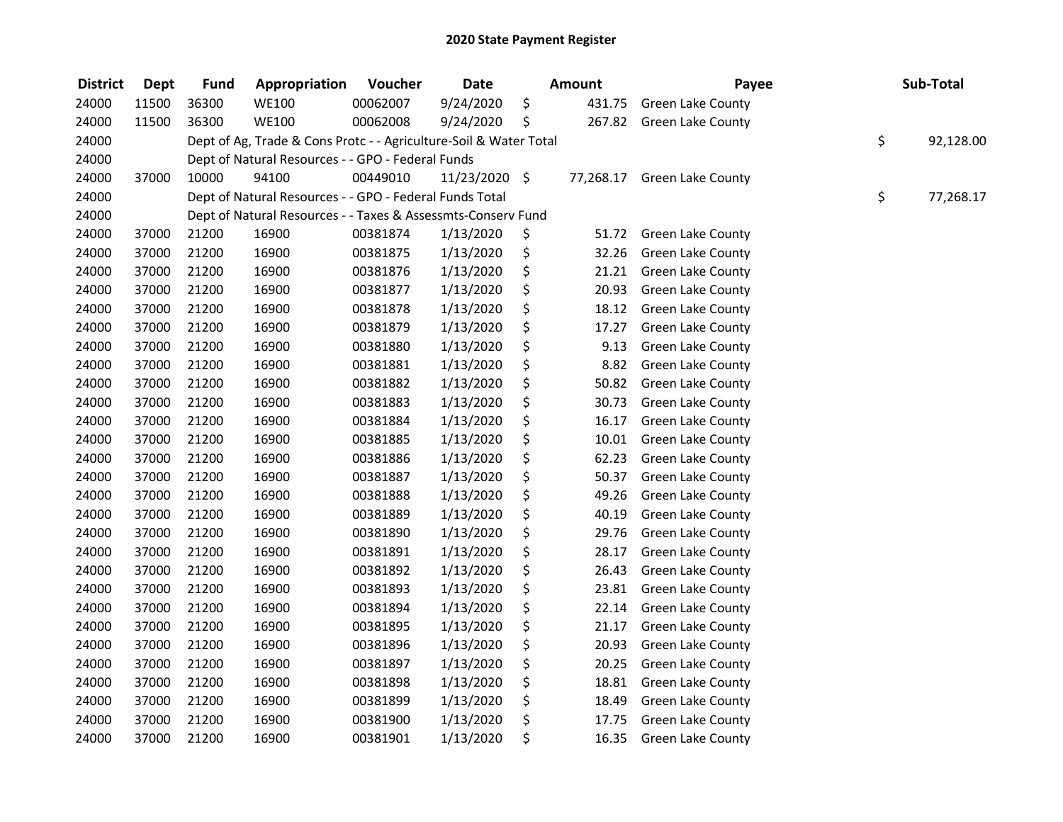# 2020 State Payment Register

| District | Dept | Fund | Appropriation | Voucher | Date | Amount | Payee | Sub-Total |
|---|---|---|---|---|---|---|---|---|
| 24000 | 11500 | 36300 | WE100 | 00062007 | 9/24/2020 | $ 431.75 | Green Lake County | |
| 24000 | 11500 | 36300 | WE100 | 00062008 | 9/24/2020 | $ 267.82 | Green Lake County | |
| 24000 | | Dept of Ag, Trade & Cons Protc - - Agriculture-Soil & Water Total | | | | | | $ 92,128.00 |
| 24000 | | Dept of Natural Resources - - GPO - Federal Funds | | | | | | |
| 24000 | 37000 | 10000 | 94100 | 00449010 | 11/23/2020 | $ 77,268.17 | Green Lake County | |
| 24000 | | Dept of Natural Resources - - GPO - Federal Funds Total | | | | | | $ 77,268.17 |
| 24000 | | Dept of Natural Resources - - Taxes & Assessmts-Conserv Fund | | | | | | |
| 24000 | 37000 | 21200 | 16900 | 00381874 | 1/13/2020 | $ 51.72 | Green Lake County | |
| 24000 | 37000 | 21200 | 16900 | 00381875 | 1/13/2020 | $ 32.26 | Green Lake County | |
| 24000 | 37000 | 21200 | 16900 | 00381876 | 1/13/2020 | $ 21.21 | Green Lake County | |
| 24000 | 37000 | 21200 | 16900 | 00381877 | 1/13/2020 | $ 20.93 | Green Lake County | |
| 24000 | 37000 | 21200 | 16900 | 00381878 | 1/13/2020 | $ 18.12 | Green Lake County | |
| 24000 | 37000 | 21200 | 16900 | 00381879 | 1/13/2020 | $ 17.27 | Green Lake County | |
| 24000 | 37000 | 21200 | 16900 | 00381880 | 1/13/2020 | $ 9.13 | Green Lake County | |
| 24000 | 37000 | 21200 | 16900 | 00381881 | 1/13/2020 | $ 8.82 | Green Lake County | |
| 24000 | 37000 | 21200 | 16900 | 00381882 | 1/13/2020 | $ 50.82 | Green Lake County | |
| 24000 | 37000 | 21200 | 16900 | 00381883 | 1/13/2020 | $ 30.73 | Green Lake County | |
| 24000 | 37000 | 21200 | 16900 | 00381884 | 1/13/2020 | $ 16.17 | Green Lake County | |
| 24000 | 37000 | 21200 | 16900 | 00381885 | 1/13/2020 | $ 10.01 | Green Lake County | |
| 24000 | 37000 | 21200 | 16900 | 00381886 | 1/13/2020 | $ 62.23 | Green Lake County | |
| 24000 | 37000 | 21200 | 16900 | 00381887 | 1/13/2020 | $ 50.37 | Green Lake County | |
| 24000 | 37000 | 21200 | 16900 | 00381888 | 1/13/2020 | $ 49.26 | Green Lake County | |
| 24000 | 37000 | 21200 | 16900 | 00381889 | 1/13/2020 | $ 40.19 | Green Lake County | |
| 24000 | 37000 | 21200 | 16900 | 00381890 | 1/13/2020 | $ 29.76 | Green Lake County | |
| 24000 | 37000 | 21200 | 16900 | 00381891 | 1/13/2020 | $ 28.17 | Green Lake County | |
| 24000 | 37000 | 21200 | 16900 | 00381892 | 1/13/2020 | $ 26.43 | Green Lake County | |
| 24000 | 37000 | 21200 | 16900 | 00381893 | 1/13/2020 | $ 23.81 | Green Lake County | |
| 24000 | 37000 | 21200 | 16900 | 00381894 | 1/13/2020 | $ 22.14 | Green Lake County | |
| 24000 | 37000 | 21200 | 16900 | 00381895 | 1/13/2020 | $ 21.17 | Green Lake County | |
| 24000 | 37000 | 21200 | 16900 | 00381896 | 1/13/2020 | $ 20.93 | Green Lake County | |
| 24000 | 37000 | 21200 | 16900 | 00381897 | 1/13/2020 | $ 20.25 | Green Lake County | |
| 24000 | 37000 | 21200 | 16900 | 00381898 | 1/13/2020 | $ 18.81 | Green Lake County | |
| 24000 | 37000 | 21200 | 16900 | 00381899 | 1/13/2020 | $ 18.49 | Green Lake County | |
| 24000 | 37000 | 21200 | 16900 | 00381900 | 1/13/2020 | $ 17.75 | Green Lake County | |
| 24000 | 37000 | 21200 | 16900 | 00381901 | 1/13/2020 | $ 16.35 | Green Lake County | |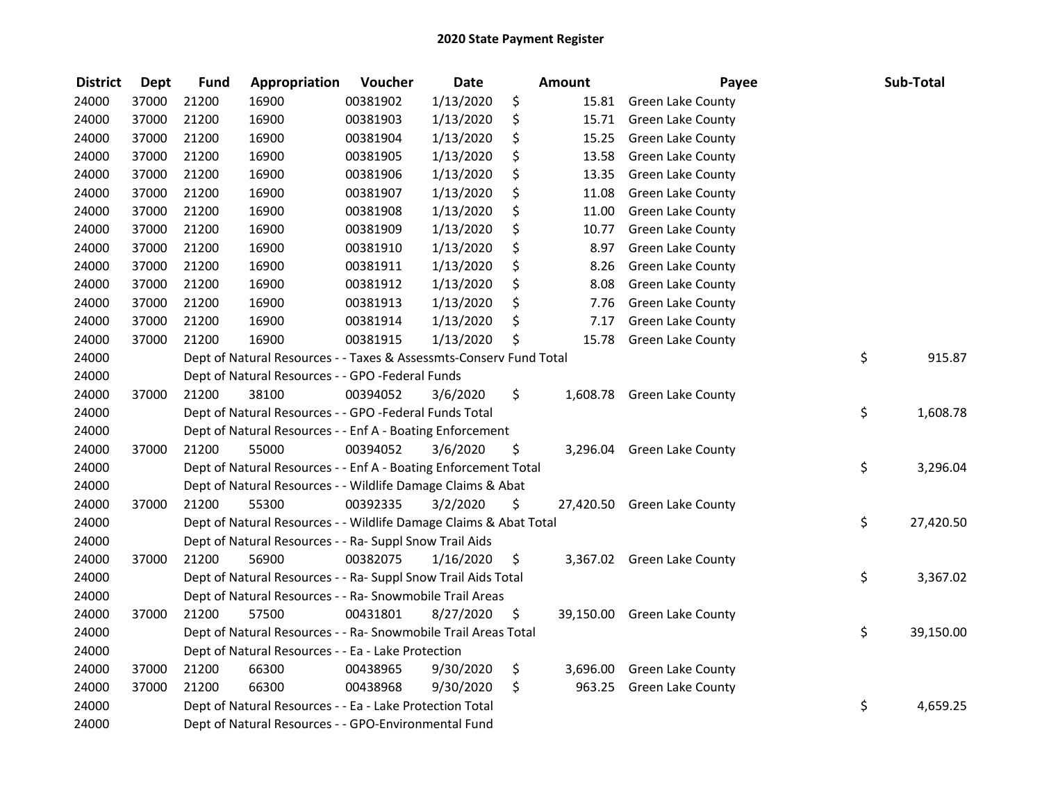# 2020 State Payment Register

| District | Dept | Fund | Appropriation | Voucher | Date | Amount | Payee | Sub-Total |
|---|---|---|---|---|---|---|---|---|
| 24000 | 37000 | 21200 | 16900 | 00381902 | 1/13/2020 | $ 15.81 | Green Lake County | |
| 24000 | 37000 | 21200 | 16900 | 00381903 | 1/13/2020 | $ 15.71 | Green Lake County | |
| 24000 | 37000 | 21200 | 16900 | 00381904 | 1/13/2020 | $ 15.25 | Green Lake County | |
| 24000 | 37000 | 21200 | 16900 | 00381905 | 1/13/2020 | $ 13.58 | Green Lake County | |
| 24000 | 37000 | 21200 | 16900 | 00381906 | 1/13/2020 | $ 13.35 | Green Lake County | |
| 24000 | 37000 | 21200 | 16900 | 00381907 | 1/13/2020 | $ 11.08 | Green Lake County | |
| 24000 | 37000 | 21200 | 16900 | 00381908 | 1/13/2020 | $ 11.00 | Green Lake County | |
| 24000 | 37000 | 21200 | 16900 | 00381909 | 1/13/2020 | $ 10.77 | Green Lake County | |
| 24000 | 37000 | 21200 | 16900 | 00381910 | 1/13/2020 | $ 8.97 | Green Lake County | |
| 24000 | 37000 | 21200 | 16900 | 00381911 | 1/13/2020 | $ 8.26 | Green Lake County | |
| 24000 | 37000 | 21200 | 16900 | 00381912 | 1/13/2020 | $ 8.08 | Green Lake County | |
| 24000 | 37000 | 21200 | 16900 | 00381913 | 1/13/2020 | $ 7.76 | Green Lake County | |
| 24000 | 37000 | 21200 | 16900 | 00381914 | 1/13/2020 | $ 7.17 | Green Lake County | |
| 24000 | 37000 | 21200 | 16900 | 00381915 | 1/13/2020 | $ 15.78 | Green Lake County | |
| 24000 | | Dept of Natural Resources - - Taxes & Assessmts-Conserv Fund Total | | | | | | $ 915.87 |
| 24000 | | Dept of Natural Resources - - GPO -Federal Funds | | | | | | |
| 24000 | 37000 | 21200 | 38100 | 00394052 | 3/6/2020 | $ 1,608.78 | Green Lake County | |
| 24000 | | Dept of Natural Resources - - GPO -Federal Funds Total | | | | | | $ 1,608.78 |
| 24000 | | Dept of Natural Resources - - Enf A - Boating Enforcement | | | | | | |
| 24000 | 37000 | 21200 | 55000 | 00394052 | 3/6/2020 | $ 3,296.04 | Green Lake County | |
| 24000 | | Dept of Natural Resources - - Enf A - Boating Enforcement Total | | | | | | $ 3,296.04 |
| 24000 | | Dept of Natural Resources - - Wildlife Damage Claims & Abat | | | | | | |
| 24000 | 37000 | 21200 | 55300 | 00392335 | 3/2/2020 | $ 27,420.50 | Green Lake County | |
| 24000 | | Dept of Natural Resources - - Wildlife Damage Claims & Abat Total | | | | | | $ 27,420.50 |
| 24000 | | Dept of Natural Resources - - Ra- Suppl Snow Trail Aids | | | | | | |
| 24000 | 37000 | 21200 | 56900 | 00382075 | 1/16/2020 | $ 3,367.02 | Green Lake County | |
| 24000 | | Dept of Natural Resources - - Ra- Suppl Snow Trail Aids Total | | | | | | $ 3,367.02 |
| 24000 | | Dept of Natural Resources - - Ra- Snowmobile Trail Areas | | | | | | |
| 24000 | 37000 | 21200 | 57500 | 00431801 | 8/27/2020 | $ 39,150.00 | Green Lake County | |
| 24000 | | Dept of Natural Resources - - Ra- Snowmobile Trail Areas Total | | | | | | $ 39,150.00 |
| 24000 | | Dept of Natural Resources - - Ea - Lake Protection | | | | | | |
| 24000 | 37000 | 21200 | 66300 | 00438965 | 9/30/2020 | $ 3,696.00 | Green Lake County | |
| 24000 | 37000 | 21200 | 66300 | 00438968 | 9/30/2020 | $ 963.25 | Green Lake County | |
| 24000 | | Dept of Natural Resources - - Ea - Lake Protection Total | | | | | | $ 4,659.25 |
| 24000 | | Dept of Natural Resources - - GPO-Environmental Fund | | | | | | |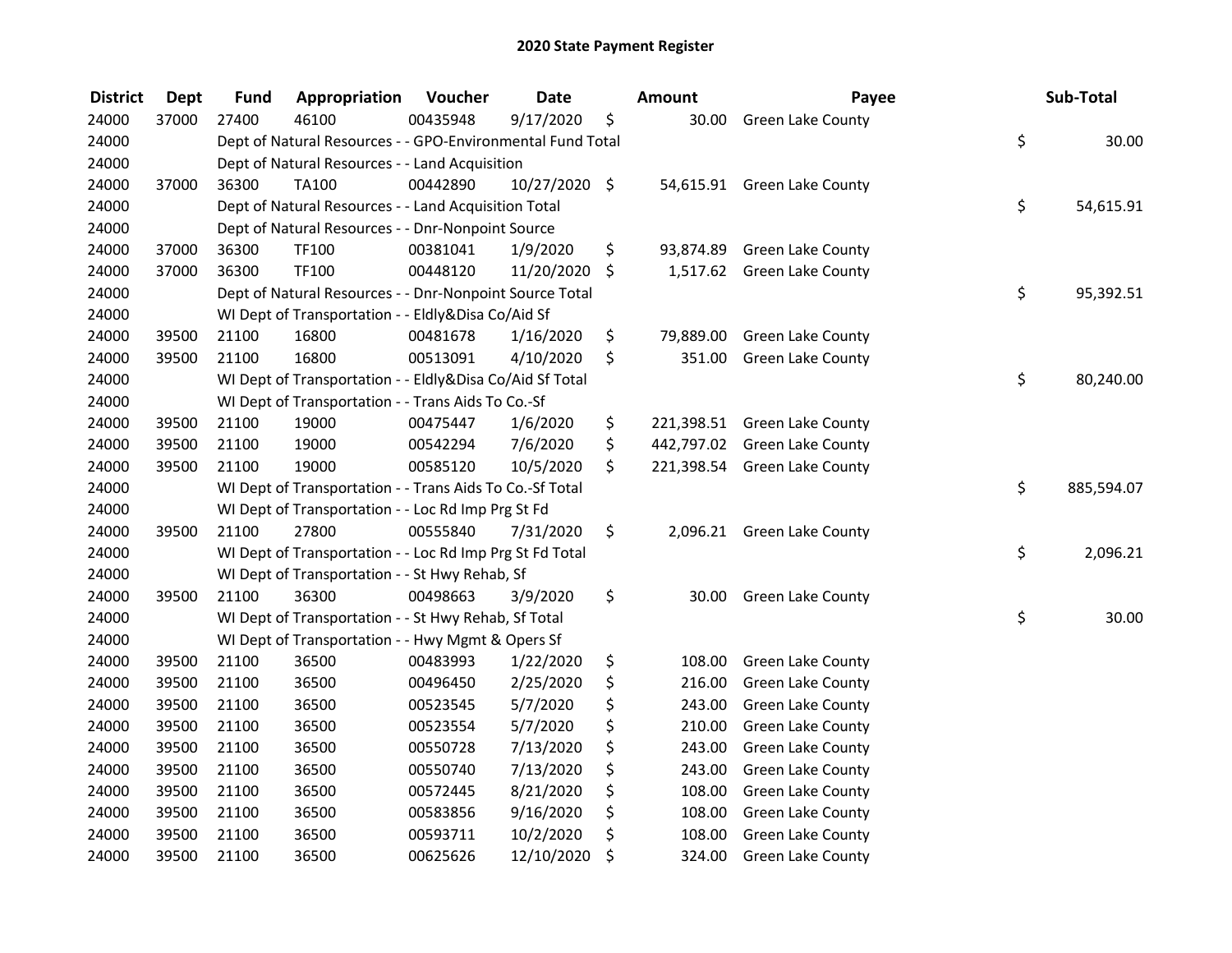# 2020 State Payment Register

| District | Dept | Fund | Appropriation | Voucher | Date | Amount | Payee | Sub-Total |
|---|---|---|---|---|---|---|---|---|
| 24000 | 37000 | 27400 | 46100 | 00435948 | 9/17/2020 | $ 30.00 | Green Lake County | |
| 24000 | | Dept of Natural Resources - - GPO-Environmental Fund Total | | | | | | $ 30.00 |
| 24000 | | Dept of Natural Resources - - Land Acquisition | | | | | | |
| 24000 | 37000 | 36300 | TA100 | 00442890 | 10/27/2020 | $ 54,615.91 | Green Lake County | |
| 24000 | | Dept of Natural Resources - - Land Acquisition Total | | | | | | $ 54,615.91 |
| 24000 | | Dept of Natural Resources - - Dnr-Nonpoint Source | | | | | | |
| 24000 | 37000 | 36300 | TF100 | 00381041 | 1/9/2020 | $ 93,874.89 | Green Lake County | |
| 24000 | 37000 | 36300 | TF100 | 00448120 | 11/20/2020 | $ 1,517.62 | Green Lake County | |
| 24000 | | Dept of Natural Resources - - Dnr-Nonpoint Source Total | | | | | | $ 95,392.51 |
| 24000 | | WI Dept of Transportation - - Eldly&Disa Co/Aid Sf | | | | | | |
| 24000 | 39500 | 21100 | 16800 | 00481678 | 1/16/2020 | $ 79,889.00 | Green Lake County | |
| 24000 | 39500 | 21100 | 16800 | 00513091 | 4/10/2020 | $ 351.00 | Green Lake County | |
| 24000 | | WI Dept of Transportation - - Eldly&Disa Co/Aid Sf Total | | | | | | $ 80,240.00 |
| 24000 | | WI Dept of Transportation - - Trans Aids To Co.-Sf | | | | | | |
| 24000 | 39500 | 21100 | 19000 | 00475447 | 1/6/2020 | $ 221,398.51 | Green Lake County | |
| 24000 | 39500 | 21100 | 19000 | 00542294 | 7/6/2020 | $ 442,797.02 | Green Lake County | |
| 24000 | 39500 | 21100 | 19000 | 00585120 | 10/5/2020 | $ 221,398.54 | Green Lake County | |
| 24000 | | WI Dept of Transportation - - Trans Aids To Co.-Sf Total | | | | | | $ 885,594.07 |
| 24000 | | WI Dept of Transportation - - Loc Rd Imp Prg St Fd | | | | | | |
| 24000 | 39500 | 21100 | 27800 | 00555840 | 7/31/2020 | $ 2,096.21 | Green Lake County | |
| 24000 | | WI Dept of Transportation - - Loc Rd Imp Prg St Fd Total | | | | | | $ 2,096.21 |
| 24000 | | WI Dept of Transportation - - St Hwy Rehab, Sf | | | | | | |
| 24000 | 39500 | 21100 | 36300 | 00498663 | 3/9/2020 | $ 30.00 | Green Lake County | |
| 24000 | | WI Dept of Transportation - - St Hwy Rehab, Sf Total | | | | | | $ 30.00 |
| 24000 | | WI Dept of Transportation - - Hwy Mgmt & Opers Sf | | | | | | |
| 24000 | 39500 | 21100 | 36500 | 00483993 | 1/22/2020 | $ 108.00 | Green Lake County | |
| 24000 | 39500 | 21100 | 36500 | 00496450 | 2/25/2020 | $ 216.00 | Green Lake County | |
| 24000 | 39500 | 21100 | 36500 | 00523545 | 5/7/2020 | $ 243.00 | Green Lake County | |
| 24000 | 39500 | 21100 | 36500 | 00523554 | 5/7/2020 | $ 210.00 | Green Lake County | |
| 24000 | 39500 | 21100 | 36500 | 00550728 | 7/13/2020 | $ 243.00 | Green Lake County | |
| 24000 | 39500 | 21100 | 36500 | 00550740 | 7/13/2020 | $ 243.00 | Green Lake County | |
| 24000 | 39500 | 21100 | 36500 | 00572445 | 8/21/2020 | $ 108.00 | Green Lake County | |
| 24000 | 39500 | 21100 | 36500 | 00583856 | 9/16/2020 | $ 108.00 | Green Lake County | |
| 24000 | 39500 | 21100 | 36500 | 00593711 | 10/2/2020 | $ 108.00 | Green Lake County | |
| 24000 | 39500 | 21100 | 36500 | 00625626 | 12/10/2020 | $ 324.00 | Green Lake County | |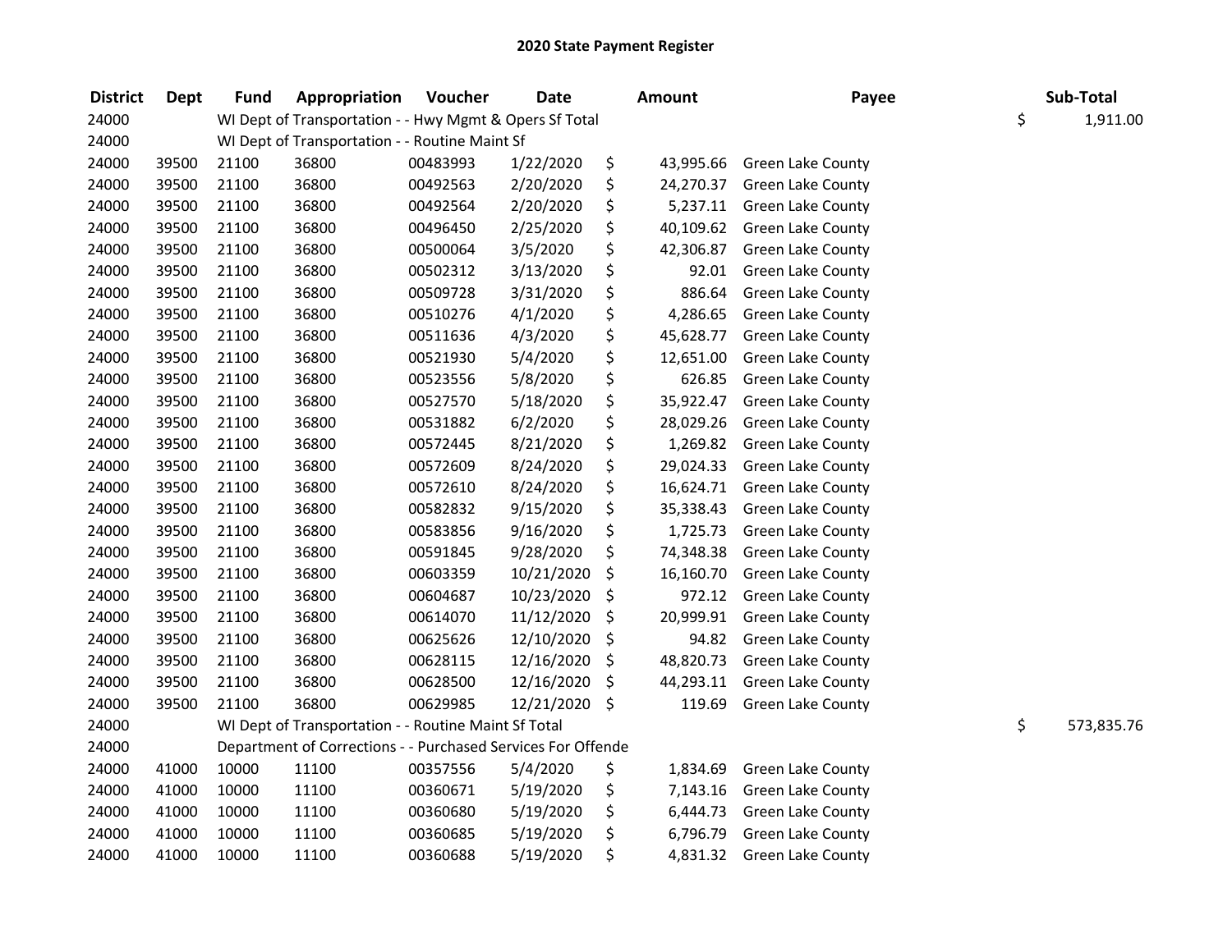# 2020 State Payment Register

| District | Dept | Fund | Appropriation | Voucher | Date | Amount | Payee | Sub-Total |
|---|---|---|---|---|---|---|---|---|
| 24000 | | WI Dept of Transportation - - Hwy Mgmt & Opers Sf Total | | | | | | $ 1,911.00 |
| 24000 | | WI Dept of Transportation - - Routine Maint Sf | | | | | | |
| 24000 | 39500 | 21100 | 36800 | 00483993 | 1/22/2020 | $ 43,995.66 | Green Lake County | |
| 24000 | 39500 | 21100 | 36800 | 00492563 | 2/20/2020 | $ 24,270.37 | Green Lake County | |
| 24000 | 39500 | 21100 | 36800 | 00492564 | 2/20/2020 | $ 5,237.11 | Green Lake County | |
| 24000 | 39500 | 21100 | 36800 | 00496450 | 2/25/2020 | $ 40,109.62 | Green Lake County | |
| 24000 | 39500 | 21100 | 36800 | 00500064 | 3/5/2020 | $ 42,306.87 | Green Lake County | |
| 24000 | 39500 | 21100 | 36800 | 00502312 | 3/13/2020 | $ 92.01 | Green Lake County | |
| 24000 | 39500 | 21100 | 36800 | 00509728 | 3/31/2020 | $ 886.64 | Green Lake County | |
| 24000 | 39500 | 21100 | 36800 | 00510276 | 4/1/2020 | $ 4,286.65 | Green Lake County | |
| 24000 | 39500 | 21100 | 36800 | 00511636 | 4/3/2020 | $ 45,628.77 | Green Lake County | |
| 24000 | 39500 | 21100 | 36800 | 00521930 | 5/4/2020 | $ 12,651.00 | Green Lake County | |
| 24000 | 39500 | 21100 | 36800 | 00523556 | 5/8/2020 | $ 626.85 | Green Lake County | |
| 24000 | 39500 | 21100 | 36800 | 00527570 | 5/18/2020 | $ 35,922.47 | Green Lake County | |
| 24000 | 39500 | 21100 | 36800 | 00531882 | 6/2/2020 | $ 28,029.26 | Green Lake County | |
| 24000 | 39500 | 21100 | 36800 | 00572445 | 8/21/2020 | $ 1,269.82 | Green Lake County | |
| 24000 | 39500 | 21100 | 36800 | 00572609 | 8/24/2020 | $ 29,024.33 | Green Lake County | |
| 24000 | 39500 | 21100 | 36800 | 00572610 | 8/24/2020 | $ 16,624.71 | Green Lake County | |
| 24000 | 39500 | 21100 | 36800 | 00582832 | 9/15/2020 | $ 35,338.43 | Green Lake County | |
| 24000 | 39500 | 21100 | 36800 | 00583856 | 9/16/2020 | $ 1,725.73 | Green Lake County | |
| 24000 | 39500 | 21100 | 36800 | 00591845 | 9/28/2020 | $ 74,348.38 | Green Lake County | |
| 24000 | 39500 | 21100 | 36800 | 00603359 | 10/21/2020 | $ 16,160.70 | Green Lake County | |
| 24000 | 39500 | 21100 | 36800 | 00604687 | 10/23/2020 | $ 972.12 | Green Lake County | |
| 24000 | 39500 | 21100 | 36800 | 00614070 | 11/12/2020 | $ 20,999.91 | Green Lake County | |
| 24000 | 39500 | 21100 | 36800 | 00625626 | 12/10/2020 | $ 94.82 | Green Lake County | |
| 24000 | 39500 | 21100 | 36800 | 00628115 | 12/16/2020 | $ 48,820.73 | Green Lake County | |
| 24000 | 39500 | 21100 | 36800 | 00628500 | 12/16/2020 | $ 44,293.11 | Green Lake County | |
| 24000 | 39500 | 21100 | 36800 | 00629985 | 12/21/2020 | $ 119.69 | Green Lake County | |
| 24000 | | WI Dept of Transportation - - Routine Maint Sf Total | | | | | | $ 573,835.76 |
| 24000 | | Department of Corrections - - Purchased Services For Offende | | | | | | |
| 24000 | 41000 | 10000 | 11100 | 00357556 | 5/4/2020 | $ 1,834.69 | Green Lake County | |
| 24000 | 41000 | 10000 | 11100 | 00360671 | 5/19/2020 | $ 7,143.16 | Green Lake County | |
| 24000 | 41000 | 10000 | 11100 | 00360680 | 5/19/2020 | $ 6,444.73 | Green Lake County | |
| 24000 | 41000 | 10000 | 11100 | 00360685 | 5/19/2020 | $ 6,796.79 | Green Lake County | |
| 24000 | 41000 | 10000 | 11100 | 00360688 | 5/19/2020 | $ 4,831.32 | Green Lake County | |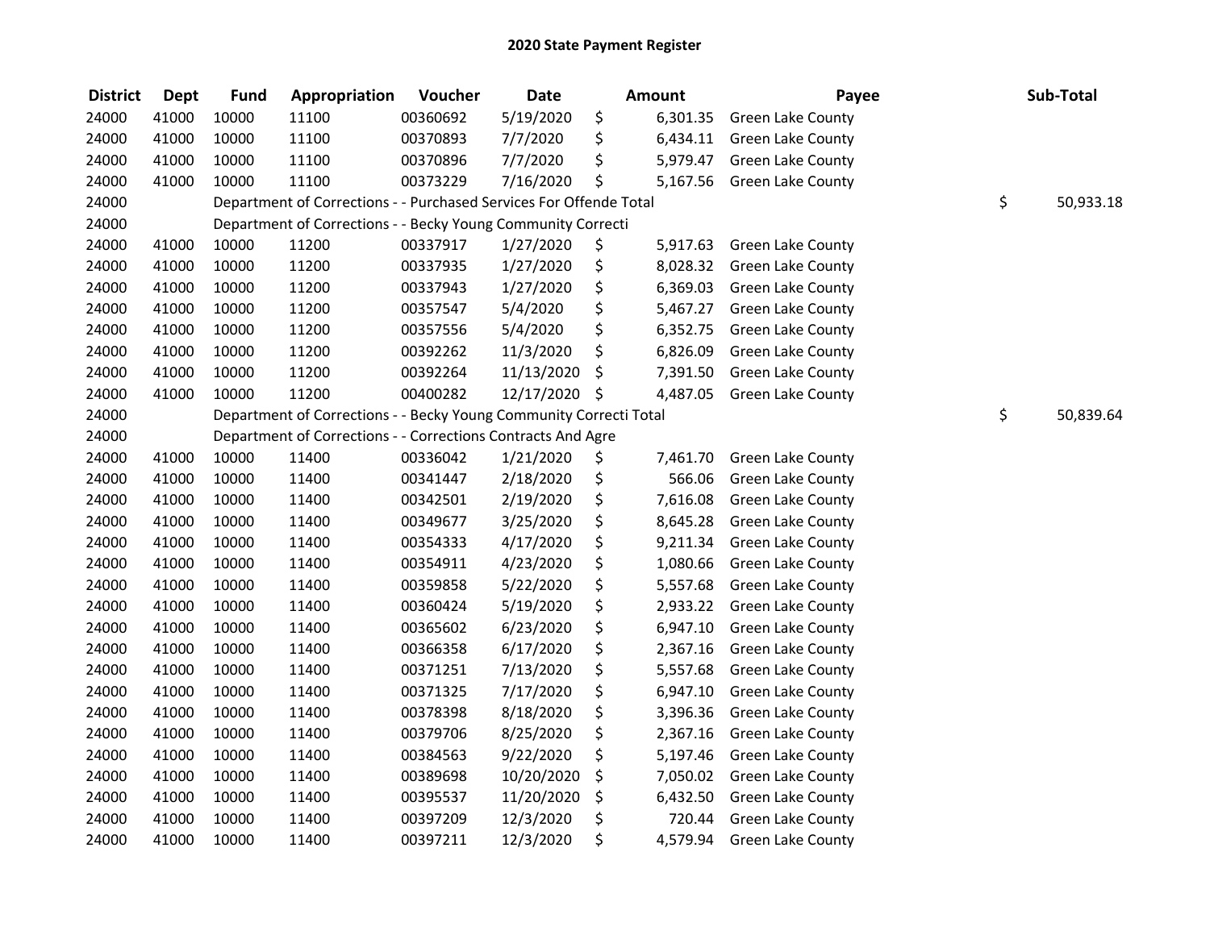## 2020 State Payment Register

| District | Dept | Fund | Appropriation | Voucher | Date | Amount | Payee | Sub-Total |
|---|---|---|---|---|---|---|---|---|
| 24000 | 41000 | 10000 | 11100 | 00360692 | 5/19/2020 | $ 6,301.35 | Green Lake County | |
| 24000 | 41000 | 10000 | 11100 | 00370893 | 7/7/2020 | $ 6,434.11 | Green Lake County | |
| 24000 | 41000 | 10000 | 11100 | 00370896 | 7/7/2020 | $ 5,979.47 | Green Lake County | |
| 24000 | 41000 | 10000 | 11100 | 00373229 | 7/16/2020 | $ 5,167.56 | Green Lake County | |
| 24000 | | Department of Corrections - - Purchased Services For Offende Total | | | | | | $ 50,933.18 |
| 24000 | | Department of Corrections - - Becky Young Community Correcti | | | | | | |
| 24000 | 41000 | 10000 | 11200 | 00337917 | 1/27/2020 | $ 5,917.63 | Green Lake County | |
| 24000 | 41000 | 10000 | 11200 | 00337935 | 1/27/2020 | $ 8,028.32 | Green Lake County | |
| 24000 | 41000 | 10000 | 11200 | 00337943 | 1/27/2020 | $ 6,369.03 | Green Lake County | |
| 24000 | 41000 | 10000 | 11200 | 00357547 | 5/4/2020 | $ 5,467.27 | Green Lake County | |
| 24000 | 41000 | 10000 | 11200 | 00357556 | 5/4/2020 | $ 6,352.75 | Green Lake County | |
| 24000 | 41000 | 10000 | 11200 | 00392262 | 11/3/2020 | $ 6,826.09 | Green Lake County | |
| 24000 | 41000 | 10000 | 11200 | 00392264 | 11/13/2020 | $ 7,391.50 | Green Lake County | |
| 24000 | 41000 | 10000 | 11200 | 00400282 | 12/17/2020 | $ 4,487.05 | Green Lake County | |
| 24000 | | Department of Corrections - - Becky Young Community Correcti Total | | | | | | $ 50,839.64 |
| 24000 | | Department of Corrections - - Corrections Contracts And Agre | | | | | | |
| 24000 | 41000 | 10000 | 11400 | 00336042 | 1/21/2020 | $ 7,461.70 | Green Lake County | |
| 24000 | 41000 | 10000 | 11400 | 00341447 | 2/18/2020 | $ 566.06 | Green Lake County | |
| 24000 | 41000 | 10000 | 11400 | 00342501 | 2/19/2020 | $ 7,616.08 | Green Lake County | |
| 24000 | 41000 | 10000 | 11400 | 00349677 | 3/25/2020 | $ 8,645.28 | Green Lake County | |
| 24000 | 41000 | 10000 | 11400 | 00354333 | 4/17/2020 | $ 9,211.34 | Green Lake County | |
| 24000 | 41000 | 10000 | 11400 | 00354911 | 4/23/2020 | $ 1,080.66 | Green Lake County | |
| 24000 | 41000 | 10000 | 11400 | 00359858 | 5/22/2020 | $ 5,557.68 | Green Lake County | |
| 24000 | 41000 | 10000 | 11400 | 00360424 | 5/19/2020 | $ 2,933.22 | Green Lake County | |
| 24000 | 41000 | 10000 | 11400 | 00365602 | 6/23/2020 | $ 6,947.10 | Green Lake County | |
| 24000 | 41000 | 10000 | 11400 | 00366358 | 6/17/2020 | $ 2,367.16 | Green Lake County | |
| 24000 | 41000 | 10000 | 11400 | 00371251 | 7/13/2020 | $ 5,557.68 | Green Lake County | |
| 24000 | 41000 | 10000 | 11400 | 00371325 | 7/17/2020 | $ 6,947.10 | Green Lake County | |
| 24000 | 41000 | 10000 | 11400 | 00378398 | 8/18/2020 | $ 3,396.36 | Green Lake County | |
| 24000 | 41000 | 10000 | 11400 | 00379706 | 8/25/2020 | $ 2,367.16 | Green Lake County | |
| 24000 | 41000 | 10000 | 11400 | 00384563 | 9/22/2020 | $ 5,197.46 | Green Lake County | |
| 24000 | 41000 | 10000 | 11400 | 00389698 | 10/20/2020 | $ 7,050.02 | Green Lake County | |
| 24000 | 41000 | 10000 | 11400 | 00395537 | 11/20/2020 | $ 6,432.50 | Green Lake County | |
| 24000 | 41000 | 10000 | 11400 | 00397209 | 12/3/2020 | $ 720.44 | Green Lake County | |
| 24000 | 41000 | 10000 | 11400 | 00397211 | 12/3/2020 | $ 4,579.94 | Green Lake County | |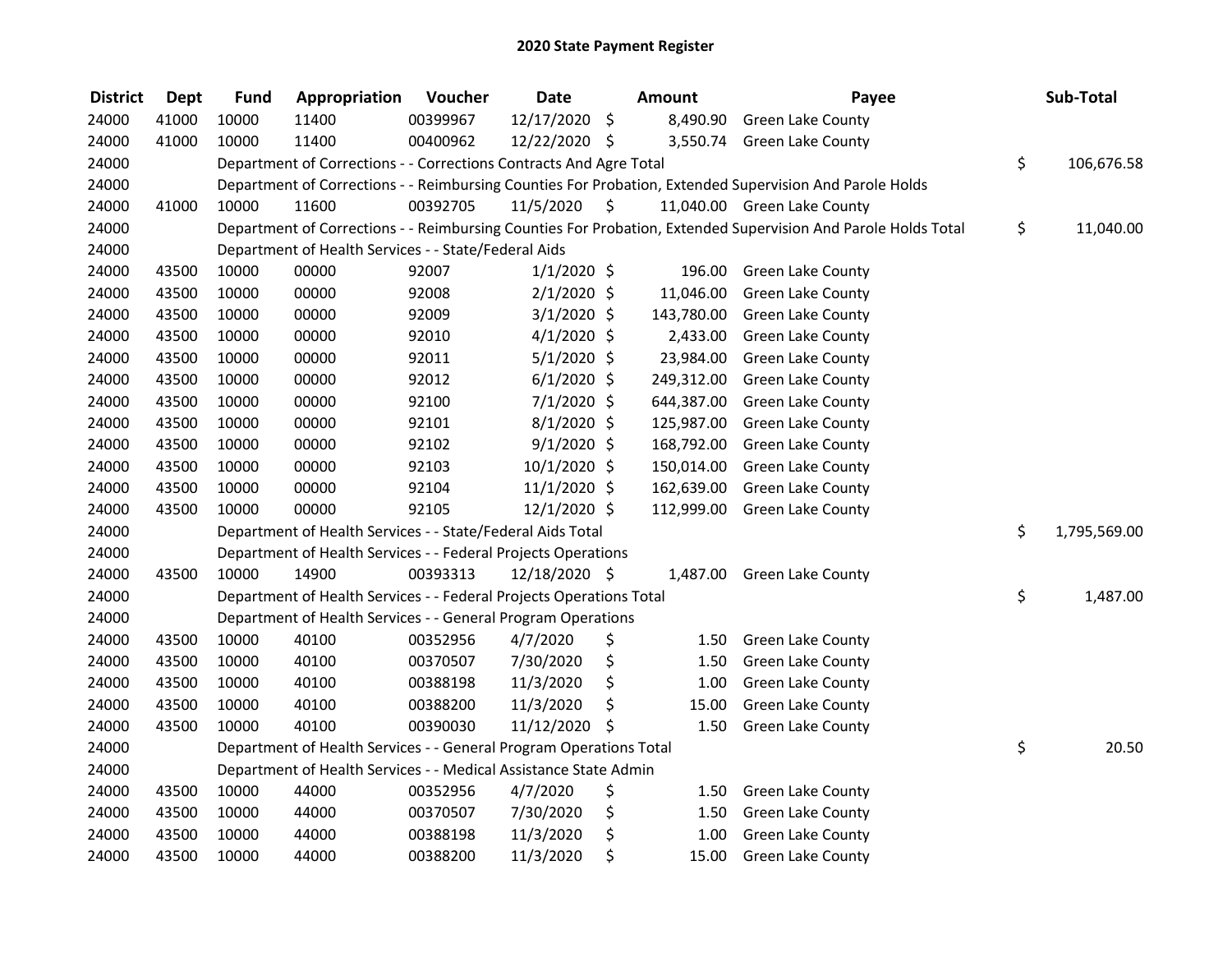# 2020 State Payment Register

| District | Dept | Fund | Appropriation | Voucher | Date | Amount | Payee | Sub-Total |
|---|---|---|---|---|---|---|---|---|
| 24000 | 41000 | 10000 | 11400 | 00399967 | 12/17/2020 | $ 8,490.90 | Green Lake County | |
| 24000 | 41000 | 10000 | 11400 | 00400962 | 12/22/2020 | $ 3,550.74 | Green Lake County | |
| 24000 | | Department of Corrections - - Corrections Contracts And Agre Total | | | | | | $ 106,676.58 |
| 24000 | | Department of Corrections - - Reimbursing Counties For Probation, Extended Supervision And Parole Holds | | | | | | |
| 24000 | 41000 | 10000 | 11600 | 00392705 | 11/5/2020 | $ 11,040.00 | Green Lake County | |
| 24000 | | Department of Corrections - - Reimbursing Counties For Probation, Extended Supervision And Parole Holds Total | | | | | | $ 11,040.00 |
| 24000 | | Department of Health Services - - State/Federal Aids | | | | | | |
| 24000 | 43500 | 10000 | 00000 | 92007 | 1/1/2020 | $ 196.00 | Green Lake County | |
| 24000 | 43500 | 10000 | 00000 | 92008 | 2/1/2020 | $ 11,046.00 | Green Lake County | |
| 24000 | 43500 | 10000 | 00000 | 92009 | 3/1/2020 | $ 143,780.00 | Green Lake County | |
| 24000 | 43500 | 10000 | 00000 | 92010 | 4/1/2020 | $ 2,433.00 | Green Lake County | |
| 24000 | 43500 | 10000 | 00000 | 92011 | 5/1/2020 | $ 23,984.00 | Green Lake County | |
| 24000 | 43500 | 10000 | 00000 | 92012 | 6/1/2020 | $ 249,312.00 | Green Lake County | |
| 24000 | 43500 | 10000 | 00000 | 92100 | 7/1/2020 | $ 644,387.00 | Green Lake County | |
| 24000 | 43500 | 10000 | 00000 | 92101 | 8/1/2020 | $ 125,987.00 | Green Lake County | |
| 24000 | 43500 | 10000 | 00000 | 92102 | 9/1/2020 | $ 168,792.00 | Green Lake County | |
| 24000 | 43500 | 10000 | 00000 | 92103 | 10/1/2020 | $ 150,014.00 | Green Lake County | |
| 24000 | 43500 | 10000 | 00000 | 92104 | 11/1/2020 | $ 162,639.00 | Green Lake County | |
| 24000 | 43500 | 10000 | 00000 | 92105 | 12/1/2020 | $ 112,999.00 | Green Lake County | |
| 24000 | | Department of Health Services - - State/Federal Aids Total | | | | | | $ 1,795,569.00 |
| 24000 | | Department of Health Services - - Federal Projects Operations | | | | | | |
| 24000 | 43500 | 10000 | 14900 | 00393313 | 12/18/2020 | $ 1,487.00 | Green Lake County | |
| 24000 | | Department of Health Services - - Federal Projects Operations Total | | | | | | $ 1,487.00 |
| 24000 | | Department of Health Services - - General Program Operations | | | | | | |
| 24000 | 43500 | 10000 | 40100 | 00352956 | 4/7/2020 | $ 1.50 | Green Lake County | |
| 24000 | 43500 | 10000 | 40100 | 00370507 | 7/30/2020 | $ 1.50 | Green Lake County | |
| 24000 | 43500 | 10000 | 40100 | 00388198 | 11/3/2020 | $ 1.00 | Green Lake County | |
| 24000 | 43500 | 10000 | 40100 | 00388200 | 11/3/2020 | $ 15.00 | Green Lake County | |
| 24000 | 43500 | 10000 | 40100 | 00390030 | 11/12/2020 | $ 1.50 | Green Lake County | |
| 24000 | | Department of Health Services - - General Program Operations Total | | | | | | $ 20.50 |
| 24000 | | Department of Health Services - - Medical Assistance State Admin | | | | | | |
| 24000 | 43500 | 10000 | 44000 | 00352956 | 4/7/2020 | $ 1.50 | Green Lake County | |
| 24000 | 43500 | 10000 | 44000 | 00370507 | 7/30/2020 | $ 1.50 | Green Lake County | |
| 24000 | 43500 | 10000 | 44000 | 00388198 | 11/3/2020 | $ 1.00 | Green Lake County | |
| 24000 | 43500 | 10000 | 44000 | 00388200 | 11/3/2020 | $ 15.00 | Green Lake County | |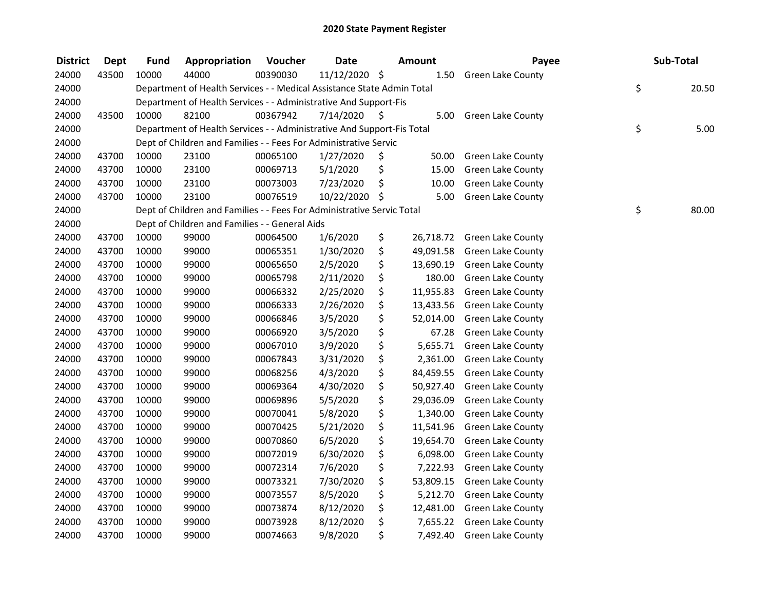## 2020 State Payment Register

| District | Dept | Fund | Appropriation | Voucher | Date | Amount | Payee | Sub-Total |
|---|---|---|---|---|---|---|---|---|
| 24000 | 43500 | 10000 | 44000 | 00390030 | 11/12/2020 | $ 1.50 | Green Lake County | |
| 24000 | | Department of Health Services - - Medical Assistance State Admin Total | | | | | | $ 20.50 |
| 24000 | | Department of Health Services - - Administrative And Support-Fis | | | | | | |
| 24000 | 43500 | 10000 | 82100 | 00367942 | 7/14/2020 | $ 5.00 | Green Lake County | |
| 24000 | | Department of Health Services - - Administrative And Support-Fis Total | | | | | | $ 5.00 |
| 24000 | | Dept of Children and Families - - Fees For Administrative Servic | | | | | | |
| 24000 | 43700 | 10000 | 23100 | 00065100 | 1/27/2020 | $ 50.00 | Green Lake County | |
| 24000 | 43700 | 10000 | 23100 | 00069713 | 5/1/2020 | $ 15.00 | Green Lake County | |
| 24000 | 43700 | 10000 | 23100 | 00073003 | 7/23/2020 | $ 10.00 | Green Lake County | |
| 24000 | 43700 | 10000 | 23100 | 00076519 | 10/22/2020 | $ 5.00 | Green Lake County | |
| 24000 | | Dept of Children and Families - - Fees For Administrative Servic Total | | | | | | $ 80.00 |
| 24000 | | Dept of Children and Families - - General Aids | | | | | | |
| 24000 | 43700 | 10000 | 99000 | 00064500 | 1/6/2020 | $ 26,718.72 | Green Lake County | |
| 24000 | 43700 | 10000 | 99000 | 00065351 | 1/30/2020 | $ 49,091.58 | Green Lake County | |
| 24000 | 43700 | 10000 | 99000 | 00065650 | 2/5/2020 | $ 13,690.19 | Green Lake County | |
| 24000 | 43700 | 10000 | 99000 | 00065798 | 2/11/2020 | $ 180.00 | Green Lake County | |
| 24000 | 43700 | 10000 | 99000 | 00066332 | 2/25/2020 | $ 11,955.83 | Green Lake County | |
| 24000 | 43700 | 10000 | 99000 | 00066333 | 2/26/2020 | $ 13,433.56 | Green Lake County | |
| 24000 | 43700 | 10000 | 99000 | 00066846 | 3/5/2020 | $ 52,014.00 | Green Lake County | |
| 24000 | 43700 | 10000 | 99000 | 00066920 | 3/5/2020 | $ 67.28 | Green Lake County | |
| 24000 | 43700 | 10000 | 99000 | 00067010 | 3/9/2020 | $ 5,655.71 | Green Lake County | |
| 24000 | 43700 | 10000 | 99000 | 00067843 | 3/31/2020 | $ 2,361.00 | Green Lake County | |
| 24000 | 43700 | 10000 | 99000 | 00068256 | 4/3/2020 | $ 84,459.55 | Green Lake County | |
| 24000 | 43700 | 10000 | 99000 | 00069364 | 4/30/2020 | $ 50,927.40 | Green Lake County | |
| 24000 | 43700 | 10000 | 99000 | 00069896 | 5/5/2020 | $ 29,036.09 | Green Lake County | |
| 24000 | 43700 | 10000 | 99000 | 00070041 | 5/8/2020 | $ 1,340.00 | Green Lake County | |
| 24000 | 43700 | 10000 | 99000 | 00070425 | 5/21/2020 | $ 11,541.96 | Green Lake County | |
| 24000 | 43700 | 10000 | 99000 | 00070860 | 6/5/2020 | $ 19,654.70 | Green Lake County | |
| 24000 | 43700 | 10000 | 99000 | 00072019 | 6/30/2020 | $ 6,098.00 | Green Lake County | |
| 24000 | 43700 | 10000 | 99000 | 00072314 | 7/6/2020 | $ 7,222.93 | Green Lake County | |
| 24000 | 43700 | 10000 | 99000 | 00073321 | 7/30/2020 | $ 53,809.15 | Green Lake County | |
| 24000 | 43700 | 10000 | 99000 | 00073557 | 8/5/2020 | $ 5,212.70 | Green Lake County | |
| 24000 | 43700 | 10000 | 99000 | 00073874 | 8/12/2020 | $ 12,481.00 | Green Lake County | |
| 24000 | 43700 | 10000 | 99000 | 00073928 | 8/12/2020 | $ 7,655.22 | Green Lake County | |
| 24000 | 43700 | 10000 | 99000 | 00074663 | 9/8/2020 | $ 7,492.40 | Green Lake County | |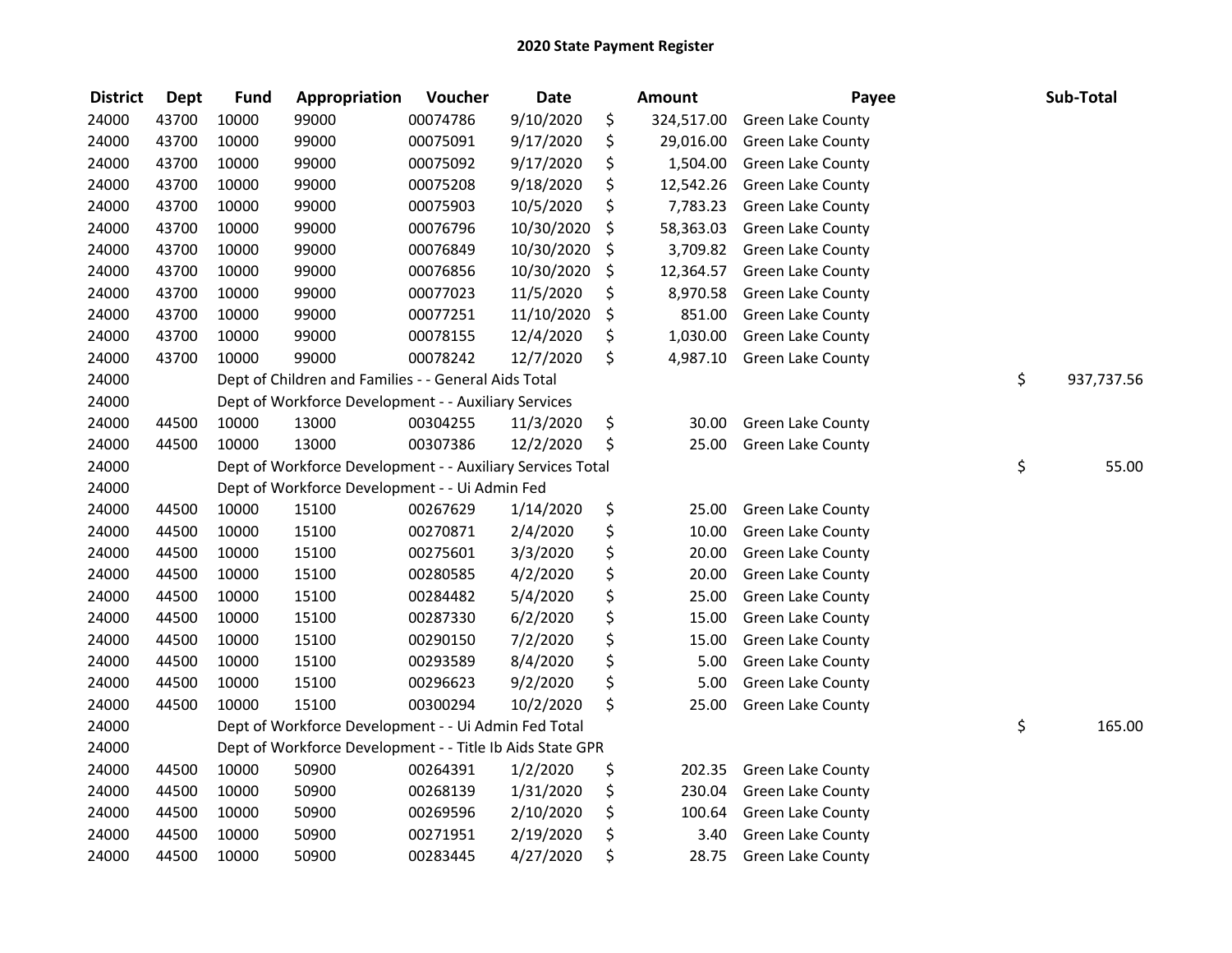## 2020 State Payment Register

| District | Dept | Fund | Appropriation | Voucher | Date | | Amount | Payee | | Sub-Total |
|---|---|---|---|---|---|---|---|---|---|---|
| 24000 | 43700 | 10000 | 99000 | 00074786 | 9/10/2020 | $ | 324,517.00 | Green Lake County | | |
| 24000 | 43700 | 10000 | 99000 | 00075091 | 9/17/2020 | $ | 29,016.00 | Green Lake County | | |
| 24000 | 43700 | 10000 | 99000 | 00075092 | 9/17/2020 | $ | 1,504.00 | Green Lake County | | |
| 24000 | 43700 | 10000 | 99000 | 00075208 | 9/18/2020 | $ | 12,542.26 | Green Lake County | | |
| 24000 | 43700 | 10000 | 99000 | 00075903 | 10/5/2020 | $ | 7,783.23 | Green Lake County | | |
| 24000 | 43700 | 10000 | 99000 | 00076796 | 10/30/2020 | $ | 58,363.03 | Green Lake County | | |
| 24000 | 43700 | 10000 | 99000 | 00076849 | 10/30/2020 | $ | 3,709.82 | Green Lake County | | |
| 24000 | 43700 | 10000 | 99000 | 00076856 | 10/30/2020 | $ | 12,364.57 | Green Lake County | | |
| 24000 | 43700 | 10000 | 99000 | 00077023 | 11/5/2020 | $ | 8,970.58 | Green Lake County | | |
| 24000 | 43700 | 10000 | 99000 | 00077251 | 11/10/2020 | $ | 851.00 | Green Lake County | | |
| 24000 | 43700 | 10000 | 99000 | 00078155 | 12/4/2020 | $ | 1,030.00 | Green Lake County | | |
| 24000 | 43700 | 10000 | 99000 | 00078242 | 12/7/2020 | $ | 4,987.10 | Green Lake County | | |
| 24000 | | Dept of Children and Families - - General Aids Total | | | | | | | $ | 937,737.56 |
| 24000 | | Dept of Workforce Development - - Auxiliary Services | | | | | | | | |
| 24000 | 44500 | 10000 | 13000 | 00304255 | 11/3/2020 | $ | 30.00 | Green Lake County | | |
| 24000 | 44500 | 10000 | 13000 | 00307386 | 12/2/2020 | $ | 25.00 | Green Lake County | | |
| 24000 | | Dept of Workforce Development - - Auxiliary Services Total | | | | | | | $ | 55.00 |
| 24000 | | Dept of Workforce Development - - Ui Admin Fed | | | | | | | | |
| 24000 | 44500 | 10000 | 15100 | 00267629 | 1/14/2020 | $ | 25.00 | Green Lake County | | |
| 24000 | 44500 | 10000 | 15100 | 00270871 | 2/4/2020 | $ | 10.00 | Green Lake County | | |
| 24000 | 44500 | 10000 | 15100 | 00275601 | 3/3/2020 | $ | 20.00 | Green Lake County | | |
| 24000 | 44500 | 10000 | 15100 | 00280585 | 4/2/2020 | $ | 20.00 | Green Lake County | | |
| 24000 | 44500 | 10000 | 15100 | 00284482 | 5/4/2020 | $ | 25.00 | Green Lake County | | |
| 24000 | 44500 | 10000 | 15100 | 00287330 | 6/2/2020 | $ | 15.00 | Green Lake County | | |
| 24000 | 44500 | 10000 | 15100 | 00290150 | 7/2/2020 | $ | 15.00 | Green Lake County | | |
| 24000 | 44500 | 10000 | 15100 | 00293589 | 8/4/2020 | $ | 5.00 | Green Lake County | | |
| 24000 | 44500 | 10000 | 15100 | 00296623 | 9/2/2020 | $ | 5.00 | Green Lake County | | |
| 24000 | 44500 | 10000 | 15100 | 00300294 | 10/2/2020 | $ | 25.00 | Green Lake County | | |
| 24000 | | Dept of Workforce Development - - Ui Admin Fed Total | | | | | | | $ | 165.00 |
| 24000 | | Dept of Workforce Development - - Title Ib Aids State GPR | | | | | | | | |
| 24000 | 44500 | 10000 | 50900 | 00264391 | 1/2/2020 | $ | 202.35 | Green Lake County | | |
| 24000 | 44500 | 10000 | 50900 | 00268139 | 1/31/2020 | $ | 230.04 | Green Lake County | | |
| 24000 | 44500 | 10000 | 50900 | 00269596 | 2/10/2020 | $ | 100.64 | Green Lake County | | |
| 24000 | 44500 | 10000 | 50900 | 00271951 | 2/19/2020 | $ | 3.40 | Green Lake County | | |
| 24000 | 44500 | 10000 | 50900 | 00283445 | 4/27/2020 | $ | 28.75 | Green Lake County | | |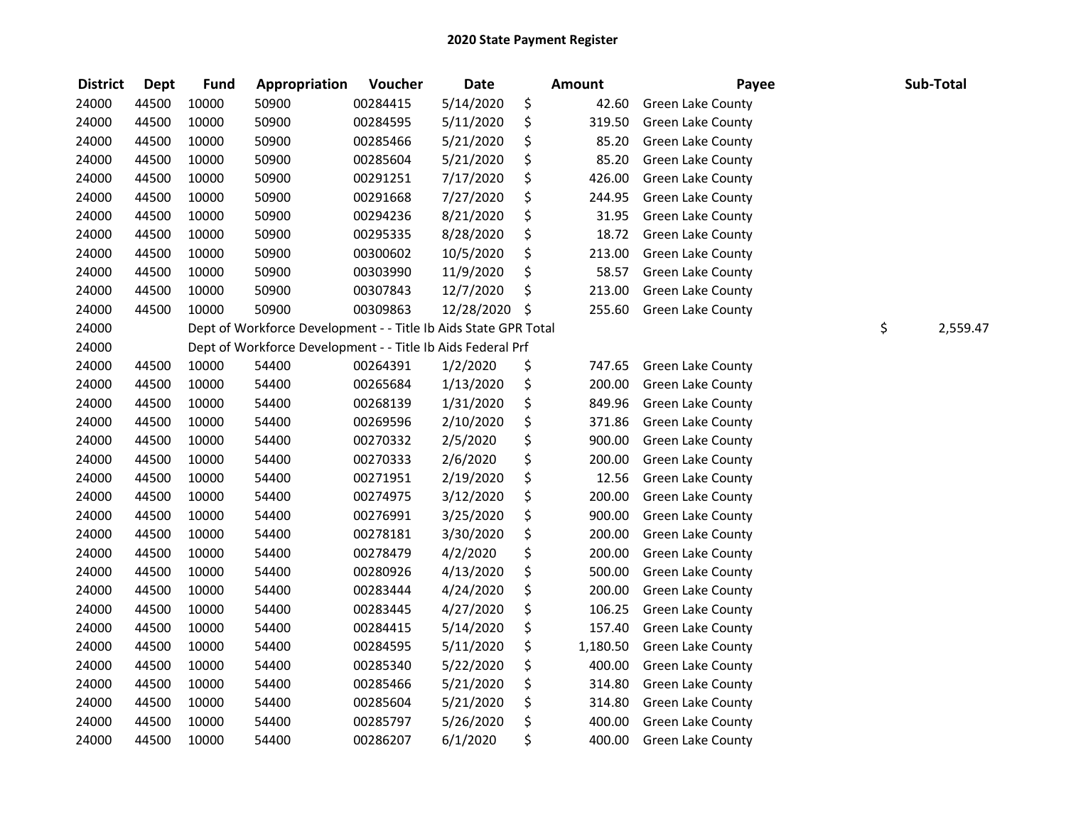# 2020 State Payment Register

| District | Dept | Fund | Appropriation | Voucher | Date | Amount | Payee | Sub-Total |
|---|---|---|---|---|---|---|---|---|
| 24000 | 44500 | 10000 | 50900 | 00284415 | 5/14/2020 | $ 42.60 | Green Lake County | |
| 24000 | 44500 | 10000 | 50900 | 00284595 | 5/11/2020 | $ 319.50 | Green Lake County | |
| 24000 | 44500 | 10000 | 50900 | 00285466 | 5/21/2020 | $ 85.20 | Green Lake County | |
| 24000 | 44500 | 10000 | 50900 | 00285604 | 5/21/2020 | $ 85.20 | Green Lake County | |
| 24000 | 44500 | 10000 | 50900 | 00291251 | 7/17/2020 | $ 426.00 | Green Lake County | |
| 24000 | 44500 | 10000 | 50900 | 00291668 | 7/27/2020 | $ 244.95 | Green Lake County | |
| 24000 | 44500 | 10000 | 50900 | 00294236 | 8/21/2020 | $ 31.95 | Green Lake County | |
| 24000 | 44500 | 10000 | 50900 | 00295335 | 8/28/2020 | $ 18.72 | Green Lake County | |
| 24000 | 44500 | 10000 | 50900 | 00300602 | 10/5/2020 | $ 213.00 | Green Lake County | |
| 24000 | 44500 | 10000 | 50900 | 00303990 | 11/9/2020 | $ 58.57 | Green Lake County | |
| 24000 | 44500 | 10000 | 50900 | 00307843 | 12/7/2020 | $ 213.00 | Green Lake County | |
| 24000 | 44500 | 10000 | 50900 | 00309863 | 12/28/2020 | $ 255.60 | Green Lake County | |
| 24000 | | Dept of Workforce Development - - Title Ib Aids State GPR Total | | | | | | $ 2,559.47 |
| 24000 | | Dept of Workforce Development - - Title Ib Aids Federal Prf | | | | | | |
| 24000 | 44500 | 10000 | 54400 | 00264391 | 1/2/2020 | $ 747.65 | Green Lake County | |
| 24000 | 44500 | 10000 | 54400 | 00265684 | 1/13/2020 | $ 200.00 | Green Lake County | |
| 24000 | 44500 | 10000 | 54400 | 00268139 | 1/31/2020 | $ 849.96 | Green Lake County | |
| 24000 | 44500 | 10000 | 54400 | 00269596 | 2/10/2020 | $ 371.86 | Green Lake County | |
| 24000 | 44500 | 10000 | 54400 | 00270332 | 2/5/2020 | $ 900.00 | Green Lake County | |
| 24000 | 44500 | 10000 | 54400 | 00270333 | 2/6/2020 | $ 200.00 | Green Lake County | |
| 24000 | 44500 | 10000 | 54400 | 00271951 | 2/19/2020 | $ 12.56 | Green Lake County | |
| 24000 | 44500 | 10000 | 54400 | 00274975 | 3/12/2020 | $ 200.00 | Green Lake County | |
| 24000 | 44500 | 10000 | 54400 | 00276991 | 3/25/2020 | $ 900.00 | Green Lake County | |
| 24000 | 44500 | 10000 | 54400 | 00278181 | 3/30/2020 | $ 200.00 | Green Lake County | |
| 24000 | 44500 | 10000 | 54400 | 00278479 | 4/2/2020 | $ 200.00 | Green Lake County | |
| 24000 | 44500 | 10000 | 54400 | 00280926 | 4/13/2020 | $ 500.00 | Green Lake County | |
| 24000 | 44500 | 10000 | 54400 | 00283444 | 4/24/2020 | $ 200.00 | Green Lake County | |
| 24000 | 44500 | 10000 | 54400 | 00283445 | 4/27/2020 | $ 106.25 | Green Lake County | |
| 24000 | 44500 | 10000 | 54400 | 00284415 | 5/14/2020 | $ 157.40 | Green Lake County | |
| 24000 | 44500 | 10000 | 54400 | 00284595 | 5/11/2020 | $ 1,180.50 | Green Lake County | |
| 24000 | 44500 | 10000 | 54400 | 00285340 | 5/22/2020 | $ 400.00 | Green Lake County | |
| 24000 | 44500 | 10000 | 54400 | 00285466 | 5/21/2020 | $ 314.80 | Green Lake County | |
| 24000 | 44500 | 10000 | 54400 | 00285604 | 5/21/2020 | $ 314.80 | Green Lake County | |
| 24000 | 44500 | 10000 | 54400 | 00285797 | 5/26/2020 | $ 400.00 | Green Lake County | |
| 24000 | 44500 | 10000 | 54400 | 00286207 | 6/1/2020 | $ 400.00 | Green Lake County | |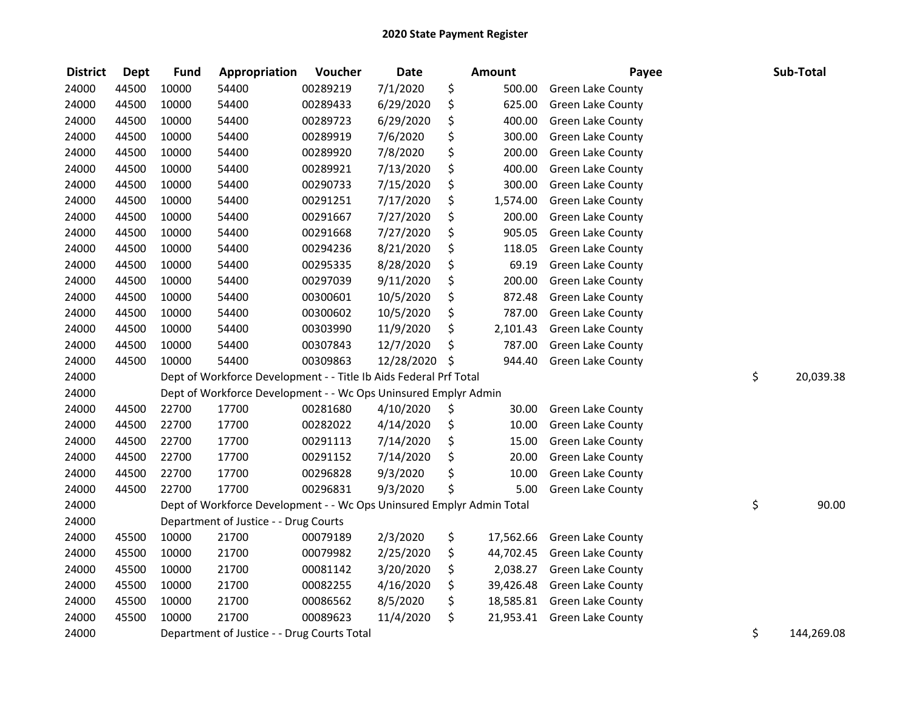# 2020 State Payment Register

| District | Dept | Fund | Appropriation | Voucher | Date | Amount | Payee | Sub-Total |
|---|---|---|---|---|---|---|---|---|
| 24000 | 44500 | 10000 | 54400 | 00289219 | 7/1/2020 | $ 500.00 | Green Lake County | |
| 24000 | 44500 | 10000 | 54400 | 00289433 | 6/29/2020 | $ 625.00 | Green Lake County | |
| 24000 | 44500 | 10000 | 54400 | 00289723 | 6/29/2020 | $ 400.00 | Green Lake County | |
| 24000 | 44500 | 10000 | 54400 | 00289919 | 7/6/2020 | $ 300.00 | Green Lake County | |
| 24000 | 44500 | 10000 | 54400 | 00289920 | 7/8/2020 | $ 200.00 | Green Lake County | |
| 24000 | 44500 | 10000 | 54400 | 00289921 | 7/13/2020 | $ 400.00 | Green Lake County | |
| 24000 | 44500 | 10000 | 54400 | 00290733 | 7/15/2020 | $ 300.00 | Green Lake County | |
| 24000 | 44500 | 10000 | 54400 | 00291251 | 7/17/2020 | $ 1,574.00 | Green Lake County | |
| 24000 | 44500 | 10000 | 54400 | 00291667 | 7/27/2020 | $ 200.00 | Green Lake County | |
| 24000 | 44500 | 10000 | 54400 | 00291668 | 7/27/2020 | $ 905.05 | Green Lake County | |
| 24000 | 44500 | 10000 | 54400 | 00294236 | 8/21/2020 | $ 118.05 | Green Lake County | |
| 24000 | 44500 | 10000 | 54400 | 00295335 | 8/28/2020 | $ 69.19 | Green Lake County | |
| 24000 | 44500 | 10000 | 54400 | 00297039 | 9/11/2020 | $ 200.00 | Green Lake County | |
| 24000 | 44500 | 10000 | 54400 | 00300601 | 10/5/2020 | $ 872.48 | Green Lake County | |
| 24000 | 44500 | 10000 | 54400 | 00300602 | 10/5/2020 | $ 787.00 | Green Lake County | |
| 24000 | 44500 | 10000 | 54400 | 00303990 | 11/9/2020 | $ 2,101.43 | Green Lake County | |
| 24000 | 44500 | 10000 | 54400 | 00307843 | 12/7/2020 | $ 787.00 | Green Lake County | |
| 24000 | 44500 | 10000 | 54400 | 00309863 | 12/28/2020 | $ 944.40 | Green Lake County | |
| 24000 | | Dept of Workforce Development - - Title Ib Aids Federal Prf Total | | | | | | $ 20,039.38 |
| 24000 | | Dept of Workforce Development - - Wc Ops Uninsured Emplyr Admin | | | | | | |
| 24000 | 44500 | 22700 | 17700 | 00281680 | 4/10/2020 | $ 30.00 | Green Lake County | |
| 24000 | 44500 | 22700 | 17700 | 00282022 | 4/14/2020 | $ 10.00 | Green Lake County | |
| 24000 | 44500 | 22700 | 17700 | 00291113 | 7/14/2020 | $ 15.00 | Green Lake County | |
| 24000 | 44500 | 22700 | 17700 | 00291152 | 7/14/2020 | $ 20.00 | Green Lake County | |
| 24000 | 44500 | 22700 | 17700 | 00296828 | 9/3/2020 | $ 10.00 | Green Lake County | |
| 24000 | 44500 | 22700 | 17700 | 00296831 | 9/3/2020 | $ 5.00 | Green Lake County | |
| 24000 | | Dept of Workforce Development - - Wc Ops Uninsured Emplyr Admin Total | | | | | | $ 90.00 |
| 24000 | | Department of Justice - - Drug Courts | | | | | | |
| 24000 | 45500 | 10000 | 21700 | 00079189 | 2/3/2020 | $ 17,562.66 | Green Lake County | |
| 24000 | 45500 | 10000 | 21700 | 00079982 | 2/25/2020 | $ 44,702.45 | Green Lake County | |
| 24000 | 45500 | 10000 | 21700 | 00081142 | 3/20/2020 | $ 2,038.27 | Green Lake County | |
| 24000 | 45500 | 10000 | 21700 | 00082255 | 4/16/2020 | $ 39,426.48 | Green Lake County | |
| 24000 | 45500 | 10000 | 21700 | 00086562 | 8/5/2020 | $ 18,585.81 | Green Lake County | |
| 24000 | 45500 | 10000 | 21700 | 00089623 | 11/4/2020 | $ 21,953.41 | Green Lake County | |
| 24000 | | Department of Justice - - Drug Courts Total | | | | | | $ 144,269.08 |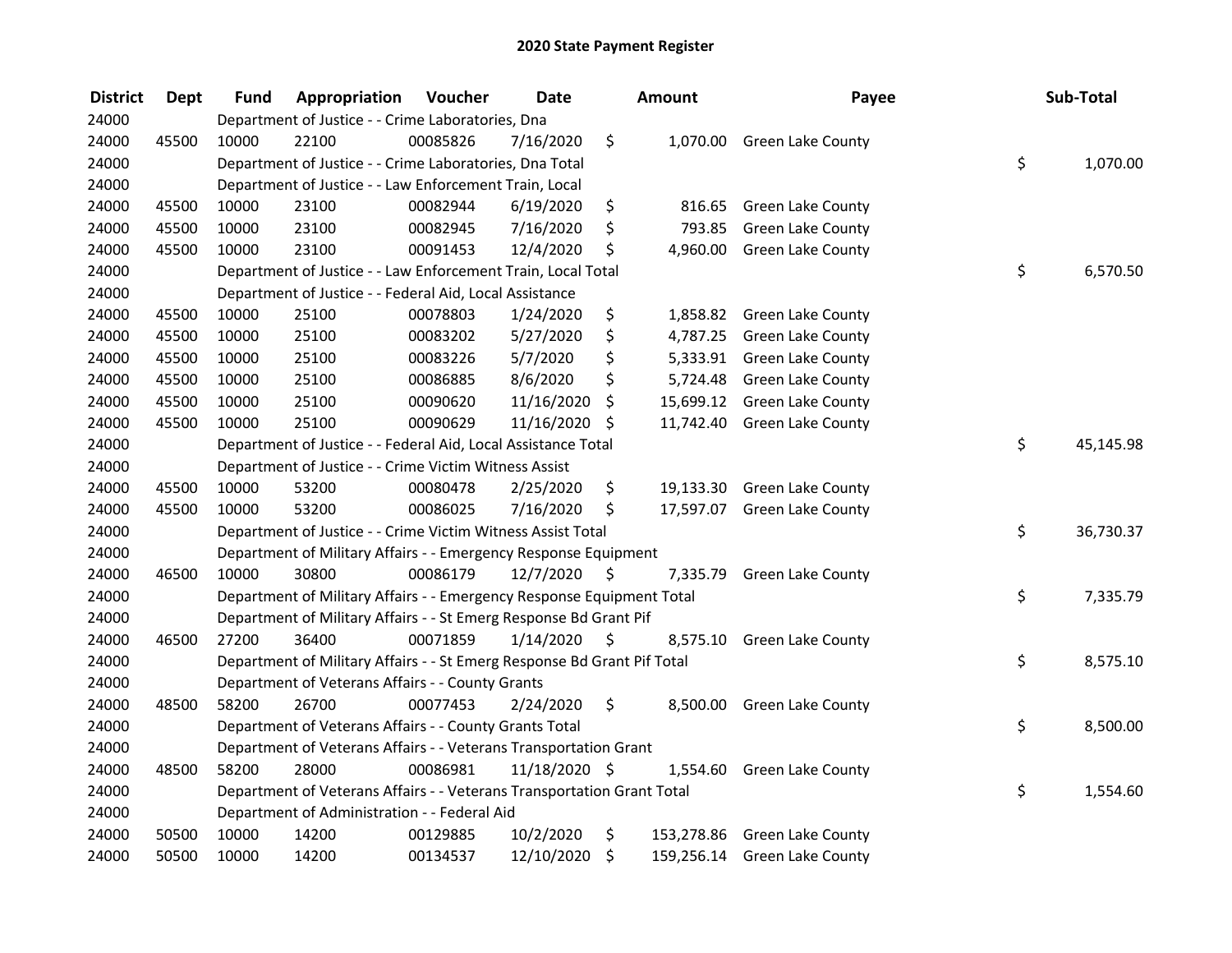# 2020 State Payment Register

| District | Dept | Fund | Appropriation | Voucher | Date | Amount | Payee | Sub-Total |
|---|---|---|---|---|---|---|---|---|
| 24000 | | Department of Justice - - Crime Laboratories, Dna | | | | | | |
| 24000 | 45500 | 10000 | 22100 | 00085826 | 7/16/2020 | $ 1,070.00 | Green Lake County | |
| 24000 | | Department of Justice - - Crime Laboratories, Dna Total | | | | | | $ 1,070.00 |
| 24000 | | Department of Justice - - Law Enforcement Train, Local | | | | | | |
| 24000 | 45500 | 10000 | 23100 | 00082944 | 6/19/2020 | $ 816.65 | Green Lake County | |
| 24000 | 45500 | 10000 | 23100 | 00082945 | 7/16/2020 | $ 793.85 | Green Lake County | |
| 24000 | 45500 | 10000 | 23100 | 00091453 | 12/4/2020 | $ 4,960.00 | Green Lake County | |
| 24000 | | Department of Justice - - Law Enforcement Train, Local Total | | | | | | $ 6,570.50 |
| 24000 | | Department of Justice - - Federal Aid, Local Assistance | | | | | | |
| 24000 | 45500 | 10000 | 25100 | 00078803 | 1/24/2020 | $ 1,858.82 | Green Lake County | |
| 24000 | 45500 | 10000 | 25100 | 00083202 | 5/27/2020 | $ 4,787.25 | Green Lake County | |
| 24000 | 45500 | 10000 | 25100 | 00083226 | 5/7/2020 | $ 5,333.91 | Green Lake County | |
| 24000 | 45500 | 10000 | 25100 | 00086885 | 8/6/2020 | $ 5,724.48 | Green Lake County | |
| 24000 | 45500 | 10000 | 25100 | 00090620 | 11/16/2020 | $ 15,699.12 | Green Lake County | |
| 24000 | 45500 | 10000 | 25100 | 00090629 | 11/16/2020 | $ 11,742.40 | Green Lake County | |
| 24000 | | Department of Justice - - Federal Aid, Local Assistance Total | | | | | | $ 45,145.98 |
| 24000 | | Department of Justice - - Crime Victim Witness Assist | | | | | | |
| 24000 | 45500 | 10000 | 53200 | 00080478 | 2/25/2020 | $ 19,133.30 | Green Lake County | |
| 24000 | 45500 | 10000 | 53200 | 00086025 | 7/16/2020 | $ 17,597.07 | Green Lake County | |
| 24000 | | Department of Justice - - Crime Victim Witness Assist Total | | | | | | $ 36,730.37 |
| 24000 | | Department of Military Affairs - - Emergency Response Equipment | | | | | | |
| 24000 | 46500 | 10000 | 30800 | 00086179 | 12/7/2020 | $ 7,335.79 | Green Lake County | |
| 24000 | | Department of Military Affairs - - Emergency Response Equipment Total | | | | | | $ 7,335.79 |
| 24000 | | Department of Military Affairs - - St Emerg Response Bd Grant Pif | | | | | | |
| 24000 | 46500 | 27200 | 36400 | 00071859 | 1/14/2020 | $ 8,575.10 | Green Lake County | |
| 24000 | | Department of Military Affairs - - St Emerg Response Bd Grant Pif Total | | | | | | $ 8,575.10 |
| 24000 | | Department of Veterans Affairs - - County Grants | | | | | | |
| 24000 | 48500 | 58200 | 26700 | 00077453 | 2/24/2020 | $ 8,500.00 | Green Lake County | |
| 24000 | | Department of Veterans Affairs - - County Grants Total | | | | | | $ 8,500.00 |
| 24000 | | Department of Veterans Affairs - - Veterans Transportation Grant | | | | | | |
| 24000 | 48500 | 58200 | 28000 | 00086981 | 11/18/2020 | $ 1,554.60 | Green Lake County | |
| 24000 | | Department of Veterans Affairs - - Veterans Transportation Grant Total | | | | | | $ 1,554.60 |
| 24000 | | Department of Administration - - Federal Aid | | | | | | |
| 24000 | 50500 | 10000 | 14200 | 00129885 | 10/2/2020 | $ 153,278.86 | Green Lake County | |
| 24000 | 50500 | 10000 | 14200 | 00134537 | 12/10/2020 | $ 159,256.14 | Green Lake County | |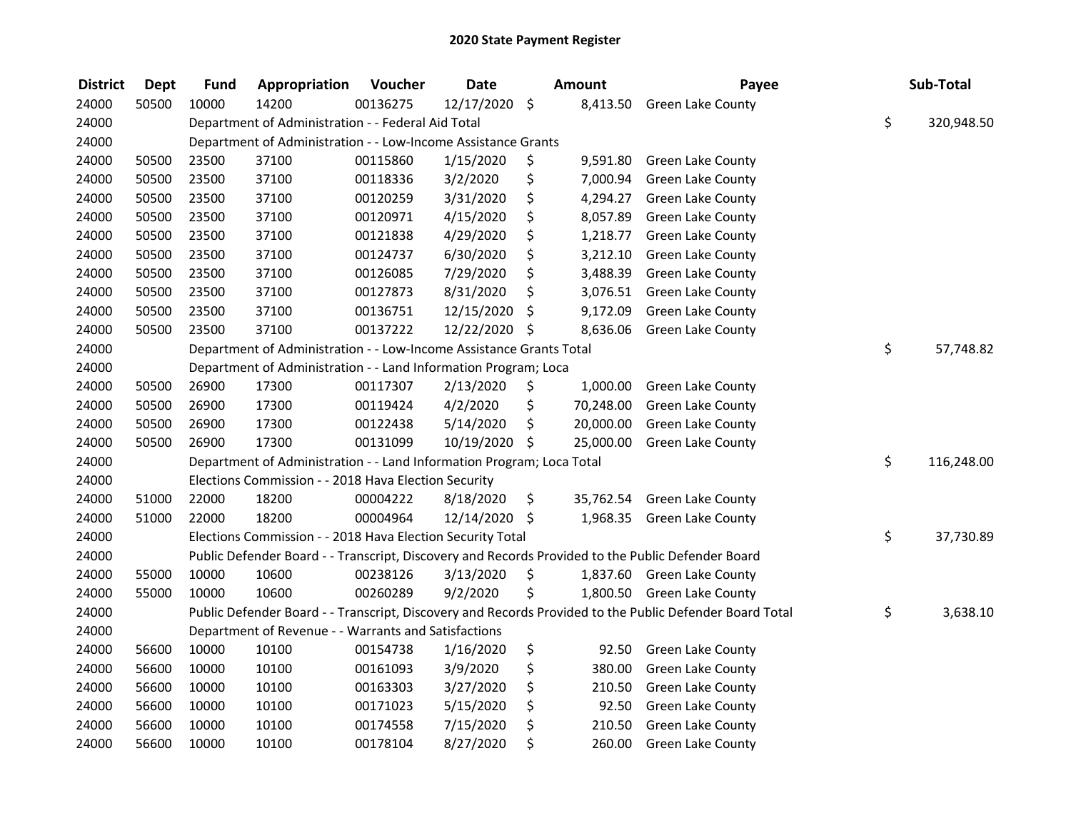# 2020 State Payment Register

| District | Dept | Fund | Appropriation | Voucher | Date | Amount | Payee | Sub-Total |
|---|---|---|---|---|---|---|---|---|
| 24000 | 50500 | 10000 | 14200 | 00136275 | 12/17/2020 | $ 8,413.50 | Green Lake County | |
| 24000 | | Department of Administration - - Federal Aid Total | | | | | | $ 320,948.50 |
| 24000 | | Department of Administration - - Low-Income Assistance Grants | | | | | | |
| 24000 | 50500 | 23500 | 37100 | 00115860 | 1/15/2020 | $ 9,591.80 | Green Lake County | |
| 24000 | 50500 | 23500 | 37100 | 00118336 | 3/2/2020 | $ 7,000.94 | Green Lake County | |
| 24000 | 50500 | 23500 | 37100 | 00120259 | 3/31/2020 | $ 4,294.27 | Green Lake County | |
| 24000 | 50500 | 23500 | 37100 | 00120971 | 4/15/2020 | $ 8,057.89 | Green Lake County | |
| 24000 | 50500 | 23500 | 37100 | 00121838 | 4/29/2020 | $ 1,218.77 | Green Lake County | |
| 24000 | 50500 | 23500 | 37100 | 00124737 | 6/30/2020 | $ 3,212.10 | Green Lake County | |
| 24000 | 50500 | 23500 | 37100 | 00126085 | 7/29/2020 | $ 3,488.39 | Green Lake County | |
| 24000 | 50500 | 23500 | 37100 | 00127873 | 8/31/2020 | $ 3,076.51 | Green Lake County | |
| 24000 | 50500 | 23500 | 37100 | 00136751 | 12/15/2020 | $ 9,172.09 | Green Lake County | |
| 24000 | 50500 | 23500 | 37100 | 00137222 | 12/22/2020 | $ 8,636.06 | Green Lake County | |
| 24000 | | Department of Administration - - Low-Income Assistance Grants Total | | | | | | $ 57,748.82 |
| 24000 | | Department of Administration - - Land Information Program; Loca | | | | | | |
| 24000 | 50500 | 26900 | 17300 | 00117307 | 2/13/2020 | $ 1,000.00 | Green Lake County | |
| 24000 | 50500 | 26900 | 17300 | 00119424 | 4/2/2020 | $ 70,248.00 | Green Lake County | |
| 24000 | 50500 | 26900 | 17300 | 00122438 | 5/14/2020 | $ 20,000.00 | Green Lake County | |
| 24000 | 50500 | 26900 | 17300 | 00131099 | 10/19/2020 | $ 25,000.00 | Green Lake County | |
| 24000 | | Department of Administration - - Land Information Program; Loca Total | | | | | | $ 116,248.00 |
| 24000 | | Elections Commission - - 2018 Hava Election Security | | | | | | |
| 24000 | 51000 | 22000 | 18200 | 00004222 | 8/18/2020 | $ 35,762.54 | Green Lake County | |
| 24000 | 51000 | 22000 | 18200 | 00004964 | 12/14/2020 | $ 1,968.35 | Green Lake County | |
| 24000 | | Elections Commission - - 2018 Hava Election Security Total | | | | | | $ 37,730.89 |
| 24000 | | Public Defender Board - - Transcript, Discovery and Records Provided to the Public Defender Board | | | | | | |
| 24000 | 55000 | 10000 | 10600 | 00238126 | 3/13/2020 | $ 1,837.60 | Green Lake County | |
| 24000 | 55000 | 10000 | 10600 | 00260289 | 9/2/2020 | $ 1,800.50 | Green Lake County | |
| 24000 | | Public Defender Board - - Transcript, Discovery and Records Provided to the Public Defender Board Total | | | | | | $ 3,638.10 |
| 24000 | | Department of Revenue - - Warrants and Satisfactions | | | | | | |
| 24000 | 56600 | 10000 | 10100 | 00154738 | 1/16/2020 | $ 92.50 | Green Lake County | |
| 24000 | 56600 | 10000 | 10100 | 00161093 | 3/9/2020 | $ 380.00 | Green Lake County | |
| 24000 | 56600 | 10000 | 10100 | 00163303 | 3/27/2020 | $ 210.50 | Green Lake County | |
| 24000 | 56600 | 10000 | 10100 | 00171023 | 5/15/2020 | $ 92.50 | Green Lake County | |
| 24000 | 56600 | 10000 | 10100 | 00174558 | 7/15/2020 | $ 210.50 | Green Lake County | |
| 24000 | 56600 | 10000 | 10100 | 00178104 | 8/27/2020 | $ 260.00 | Green Lake County | |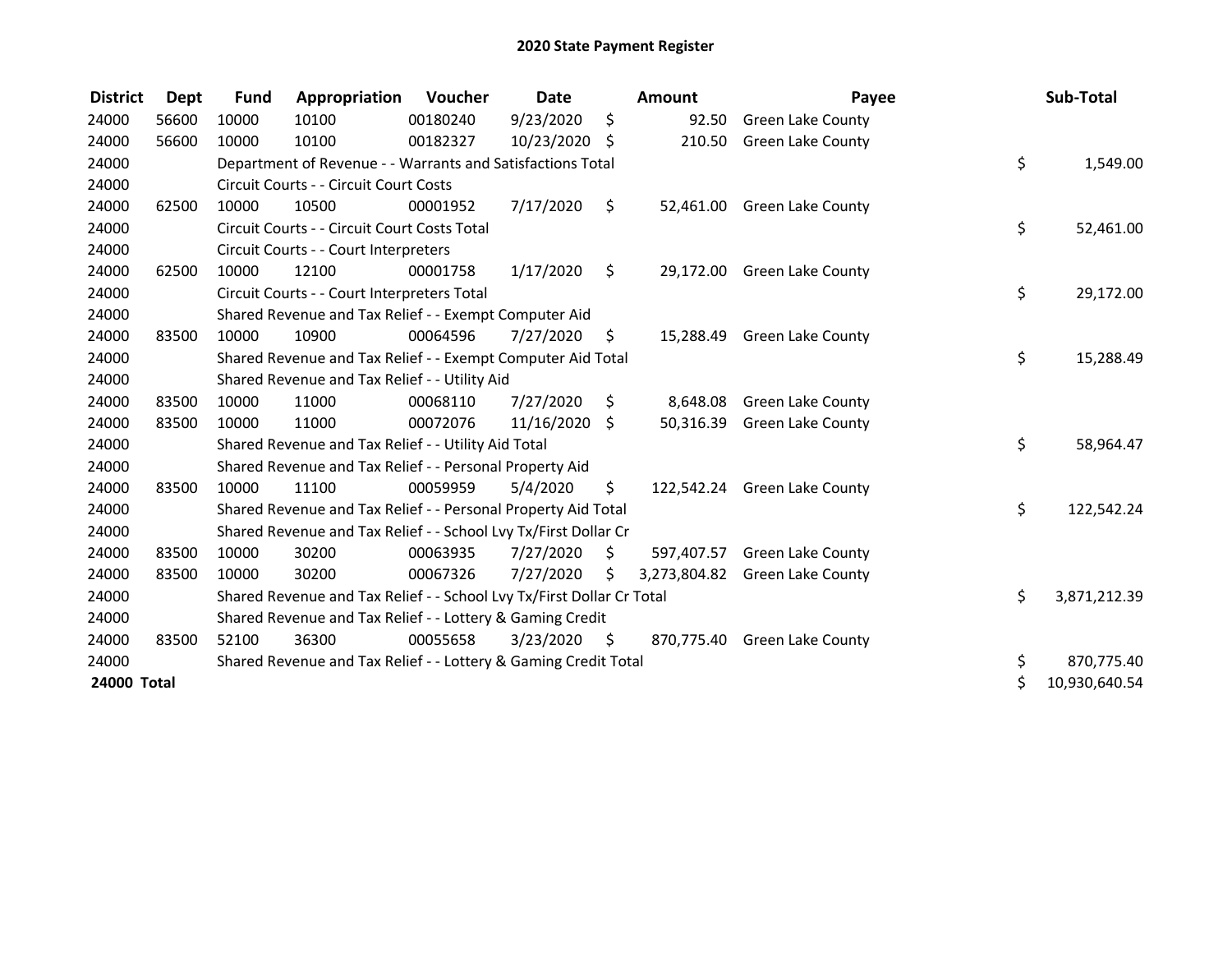# 2020 State Payment Register

| District | Dept | Fund | Appropriation | Voucher | Date | Amount | Payee | Sub-Total |
|---|---|---|---|---|---|---|---|---|
| 24000 | 56600 | 10000 | 10100 | 00180240 | 9/23/2020 | $ 92.50 | Green Lake County | |
| 24000 | 56600 | 10000 | 10100 | 00182327 | 10/23/2020 | $ 210.50 | Green Lake County | |
| 24000 | | Department of Revenue - - Warrants and Satisfactions Total | | | | | | $ 1,549.00 |
| 24000 | | Circuit Courts - - Circuit Court Costs | | | | | | |
| 24000 | 62500 | 10000 | 10500 | 00001952 | 7/17/2020 | $ 52,461.00 | Green Lake County | |
| 24000 | | Circuit Courts - - Circuit Court Costs Total | | | | | | $ 52,461.00 |
| 24000 | | Circuit Courts - - Court Interpreters | | | | | | |
| 24000 | 62500 | 10000 | 12100 | 00001758 | 1/17/2020 | $ 29,172.00 | Green Lake County | |
| 24000 | | Circuit Courts - - Court Interpreters Total | | | | | | $ 29,172.00 |
| 24000 | | Shared Revenue and Tax Relief - - Exempt Computer Aid | | | | | | |
| 24000 | 83500 | 10000 | 10900 | 00064596 | 7/27/2020 | $ 15,288.49 | Green Lake County | |
| 24000 | | Shared Revenue and Tax Relief - - Exempt Computer Aid Total | | | | | | $ 15,288.49 |
| 24000 | | Shared Revenue and Tax Relief - - Utility Aid | | | | | | |
| 24000 | 83500 | 10000 | 11000 | 00068110 | 7/27/2020 | $ 8,648.08 | Green Lake County | |
| 24000 | 83500 | 10000 | 11000 | 00072076 | 11/16/2020 | $ 50,316.39 | Green Lake County | |
| 24000 | | Shared Revenue and Tax Relief - - Utility Aid Total | | | | | | $ 58,964.47 |
| 24000 | | Shared Revenue and Tax Relief - - Personal Property Aid | | | | | | |
| 24000 | 83500 | 10000 | 11100 | 00059959 | 5/4/2020 | $ 122,542.24 | Green Lake County | |
| 24000 | | Shared Revenue and Tax Relief - - Personal Property Aid Total | | | | | | $ 122,542.24 |
| 24000 | | Shared Revenue and Tax Relief - - School Lvy Tx/First Dollar Cr | | | | | | |
| 24000 | 83500 | 10000 | 30200 | 00063935 | 7/27/2020 | $ 597,407.57 | Green Lake County | |
| 24000 | 83500 | 10000 | 30200 | 00067326 | 7/27/2020 | $ 3,273,804.82 | Green Lake County | |
| 24000 | | Shared Revenue and Tax Relief - - School Lvy Tx/First Dollar Cr Total | | | | | | $ 3,871,212.39 |
| 24000 | | Shared Revenue and Tax Relief - - Lottery & Gaming Credit | | | | | | |
| 24000 | 83500 | 52100 | 36300 | 00055658 | 3/23/2020 | $ 870,775.40 | Green Lake County | |
| 24000 | | Shared Revenue and Tax Relief - - Lottery & Gaming Credit Total | | | | | | $ 870,775.40 |
| **24000 Total** | | | | | | | | $ 10,930,640.54 |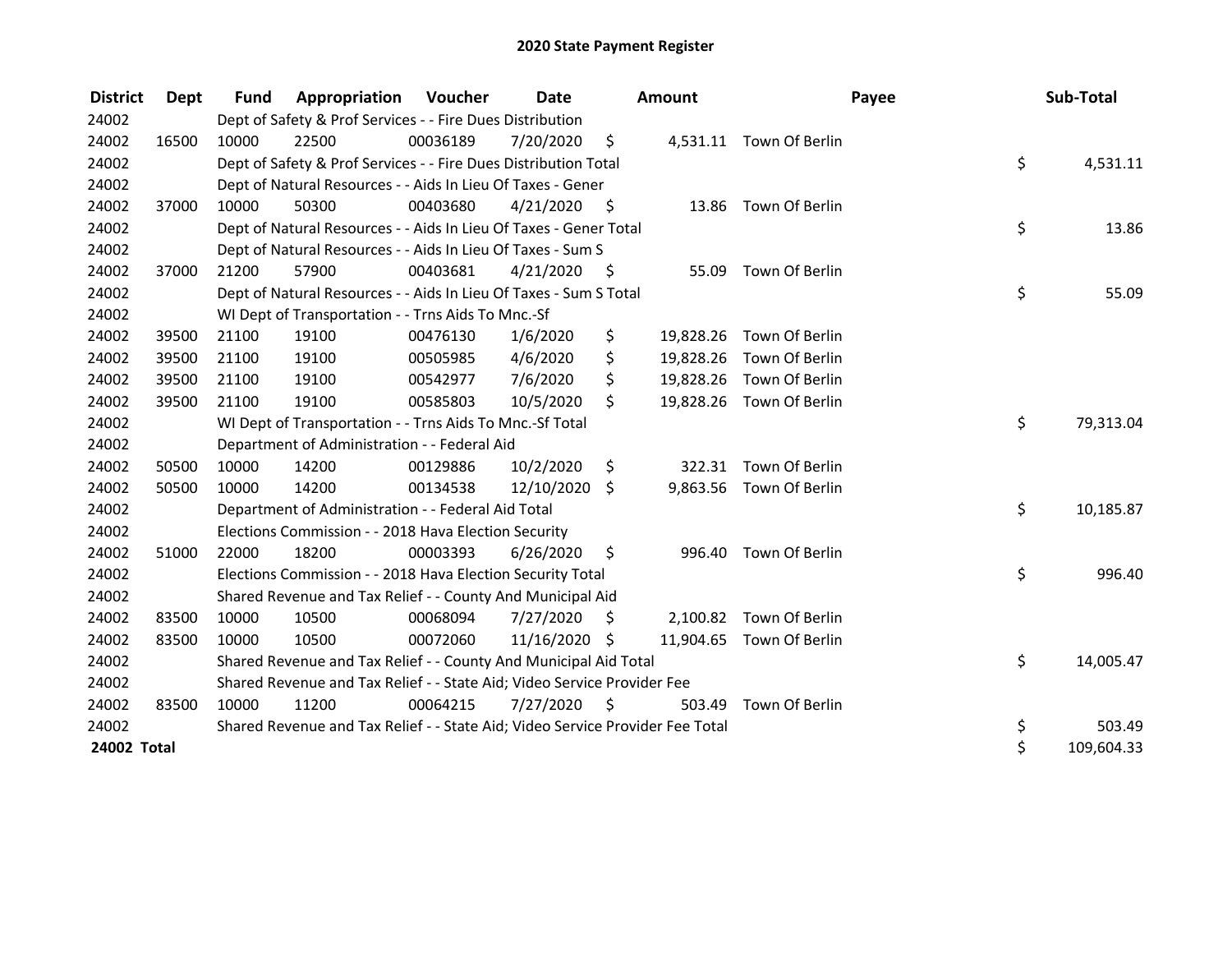# 2020 State Payment Register

| District | Dept | Fund | Appropriation | Voucher | Date | Amount | Payee | Sub-Total |
|---|---|---|---|---|---|---|---|---|
| 24002 | | Dept of Safety & Prof Services - - Fire Dues Distribution | | | | | | |
| 24002 | 16500 | 10000 | 22500 | 00036189 | 7/20/2020 | $ 4,531.11 | Town Of Berlin | |
| 24002 | | Dept of Safety & Prof Services - - Fire Dues Distribution Total | | | | | | $ 4,531.11 |
| 24002 | | Dept of Natural Resources - - Aids In Lieu Of Taxes - Gener | | | | | | |
| 24002 | 37000 | 10000 | 50300 | 00403680 | 4/21/2020 | $ 13.86 | Town Of Berlin | |
| 24002 | | Dept of Natural Resources - - Aids In Lieu Of Taxes - Gener Total | | | | | | $ 13.86 |
| 24002 | | Dept of Natural Resources - - Aids In Lieu Of Taxes - Sum S | | | | | | |
| 24002 | 37000 | 21200 | 57900 | 00403681 | 4/21/2020 | $ 55.09 | Town Of Berlin | |
| 24002 | | Dept of Natural Resources - - Aids In Lieu Of Taxes - Sum S Total | | | | | | $ 55.09 |
| 24002 | | WI Dept of Transportation - - Trns Aids To Mnc.-Sf | | | | | | |
| 24002 | 39500 | 21100 | 19100 | 00476130 | 1/6/2020 | $ 19,828.26 | Town Of Berlin | |
| 24002 | 39500 | 21100 | 19100 | 00505985 | 4/6/2020 | $ 19,828.26 | Town Of Berlin | |
| 24002 | 39500 | 21100 | 19100 | 00542977 | 7/6/2020 | $ 19,828.26 | Town Of Berlin | |
| 24002 | 39500 | 21100 | 19100 | 00585803 | 10/5/2020 | $ 19,828.26 | Town Of Berlin | |
| 24002 | | WI Dept of Transportation - - Trns Aids To Mnc.-Sf Total | | | | | | $ 79,313.04 |
| 24002 | | Department of Administration - - Federal Aid | | | | | | |
| 24002 | 50500 | 10000 | 14200 | 00129886 | 10/2/2020 | $ 322.31 | Town Of Berlin | |
| 24002 | 50500 | 10000 | 14200 | 00134538 | 12/10/2020 | $ 9,863.56 | Town Of Berlin | |
| 24002 | | Department of Administration - - Federal Aid Total | | | | | | $ 10,185.87 |
| 24002 | | Elections Commission - - 2018 Hava Election Security | | | | | | |
| 24002 | 51000 | 22000 | 18200 | 00003393 | 6/26/2020 | $ 996.40 | Town Of Berlin | |
| 24002 | | Elections Commission - - 2018 Hava Election Security Total | | | | | | $ 996.40 |
| 24002 | | Shared Revenue and Tax Relief - - County And Municipal Aid | | | | | | |
| 24002 | 83500 | 10000 | 10500 | 00068094 | 7/27/2020 | $ 2,100.82 | Town Of Berlin | |
| 24002 | 83500 | 10000 | 10500 | 00072060 | 11/16/2020 | $ 11,904.65 | Town Of Berlin | |
| 24002 | | Shared Revenue and Tax Relief - - County And Municipal Aid Total | | | | | | $ 14,005.47 |
| 24002 | | Shared Revenue and Tax Relief - - State Aid; Video Service Provider Fee | | | | | | |
| 24002 | 83500 | 10000 | 11200 | 00064215 | 7/27/2020 | $ 503.49 | Town Of Berlin | |
| 24002 | | Shared Revenue and Tax Relief - - State Aid; Video Service Provider Fee Total | | | | | | $ 503.49 |
| **24002 Total** | | | | | | | | $ 109,604.33 |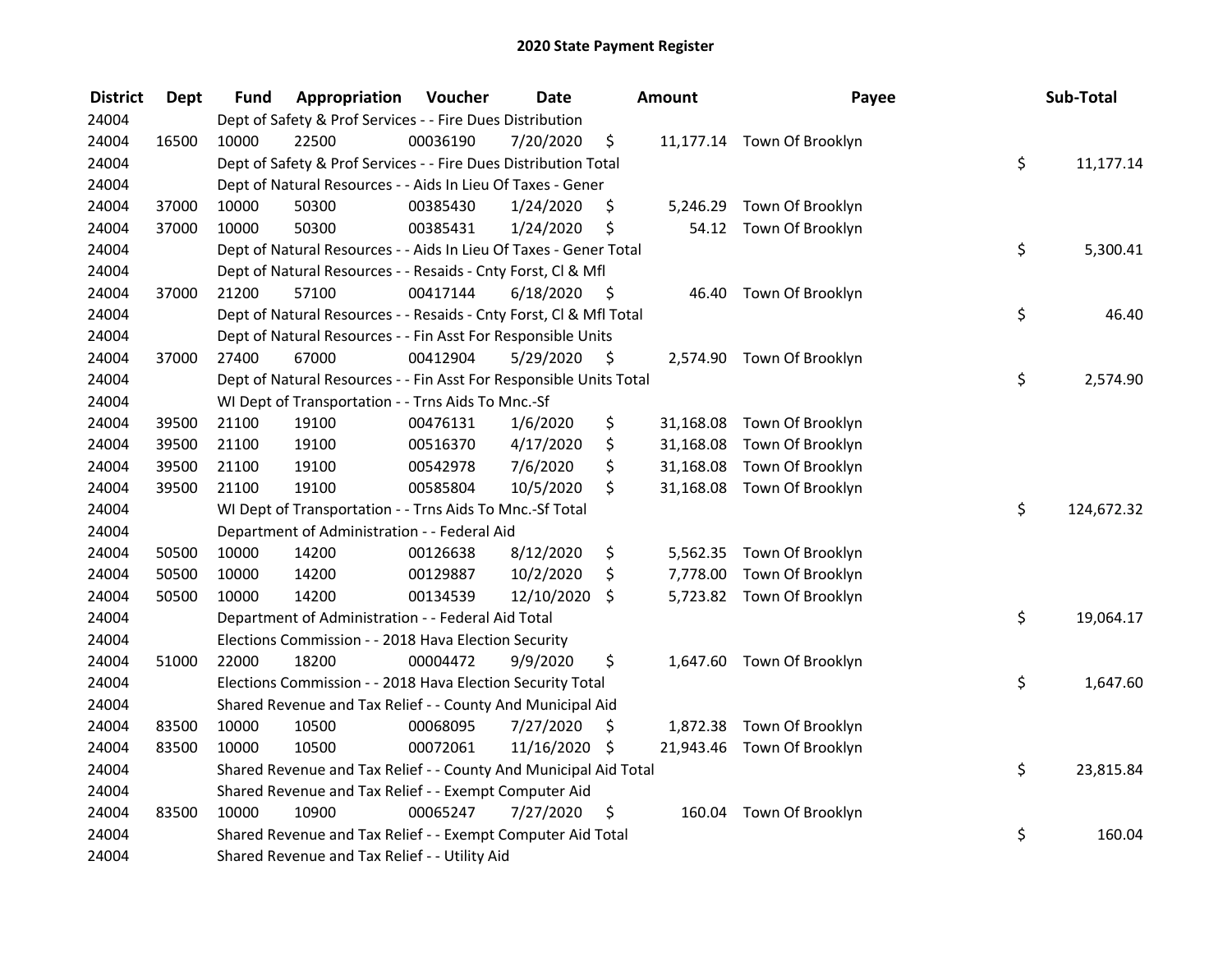# 2020 State Payment Register

| District | Dept | Fund | Appropriation | Voucher | Date | Amount | Payee | Sub-Total |
|---|---|---|---|---|---|---|---|---|
| 24004 | | Dept of Safety & Prof Services - - Fire Dues Distribution | | | | | | |
| 24004 | 16500 | 10000 | 22500 | 00036190 | 7/20/2020 | $ 11,177.14 | Town Of Brooklyn | |
| 24004 | | Dept of Safety & Prof Services - - Fire Dues Distribution Total | | | | | | $ 11,177.14 |
| 24004 | | Dept of Natural Resources - - Aids In Lieu Of Taxes - Gener | | | | | | |
| 24004 | 37000 | 10000 | 50300 | 00385430 | 1/24/2020 | $ 5,246.29 | Town Of Brooklyn | |
| 24004 | 37000 | 10000 | 50300 | 00385431 | 1/24/2020 | $ 54.12 | Town Of Brooklyn | |
| 24004 | | Dept of Natural Resources - - Aids In Lieu Of Taxes - Gener Total | | | | | | $ 5,300.41 |
| 24004 | | Dept of Natural Resources - - Resaids - Cnty Forst, Cl & Mfl | | | | | | |
| 24004 | 37000 | 21200 | 57100 | 00417144 | 6/18/2020 | $ 46.40 | Town Of Brooklyn | |
| 24004 | | Dept of Natural Resources - - Resaids - Cnty Forst, Cl & Mfl Total | | | | | | $ 46.40 |
| 24004 | | Dept of Natural Resources - - Fin Asst For Responsible Units | | | | | | |
| 24004 | 37000 | 27400 | 67000 | 00412904 | 5/29/2020 | $ 2,574.90 | Town Of Brooklyn | |
| 24004 | | Dept of Natural Resources - - Fin Asst For Responsible Units Total | | | | | | $ 2,574.90 |
| 24004 | | WI Dept of Transportation - - Trns Aids To Mnc.-Sf | | | | | | |
| 24004 | 39500 | 21100 | 19100 | 00476131 | 1/6/2020 | $ 31,168.08 | Town Of Brooklyn | |
| 24004 | 39500 | 21100 | 19100 | 00516370 | 4/17/2020 | $ 31,168.08 | Town Of Brooklyn | |
| 24004 | 39500 | 21100 | 19100 | 00542978 | 7/6/2020 | $ 31,168.08 | Town Of Brooklyn | |
| 24004 | 39500 | 21100 | 19100 | 00585804 | 10/5/2020 | $ 31,168.08 | Town Of Brooklyn | |
| 24004 | | WI Dept of Transportation - - Trns Aids To Mnc.-Sf Total | | | | | | $ 124,672.32 |
| 24004 | | Department of Administration - - Federal Aid | | | | | | |
| 24004 | 50500 | 10000 | 14200 | 00126638 | 8/12/2020 | $ 5,562.35 | Town Of Brooklyn | |
| 24004 | 50500 | 10000 | 14200 | 00129887 | 10/2/2020 | $ 7,778.00 | Town Of Brooklyn | |
| 24004 | 50500 | 10000 | 14200 | 00134539 | 12/10/2020 | $ 5,723.82 | Town Of Brooklyn | |
| 24004 | | Department of Administration - - Federal Aid Total | | | | | | $ 19,064.17 |
| 24004 | | Elections Commission - - 2018 Hava Election Security | | | | | | |
| 24004 | 51000 | 22000 | 18200 | 00004472 | 9/9/2020 | $ 1,647.60 | Town Of Brooklyn | |
| 24004 | | Elections Commission - - 2018 Hava Election Security Total | | | | | | $ 1,647.60 |
| 24004 | | Shared Revenue and Tax Relief - - County And Municipal Aid | | | | | | |
| 24004 | 83500 | 10000 | 10500 | 00068095 | 7/27/2020 | $ 1,872.38 | Town Of Brooklyn | |
| 24004 | 83500 | 10000 | 10500 | 00072061 | 11/16/2020 | $ 21,943.46 | Town Of Brooklyn | |
| 24004 | | Shared Revenue and Tax Relief - - County And Municipal Aid Total | | | | | | $ 23,815.84 |
| 24004 | | Shared Revenue and Tax Relief - - Exempt Computer Aid | | | | | | |
| 24004 | 83500 | 10000 | 10900 | 00065247 | 7/27/2020 | $ 160.04 | Town Of Brooklyn | |
| 24004 | | Shared Revenue and Tax Relief - - Exempt Computer Aid Total | | | | | | $ 160.04 |
| 24004 | | Shared Revenue and Tax Relief - - Utility Aid | | | | | | |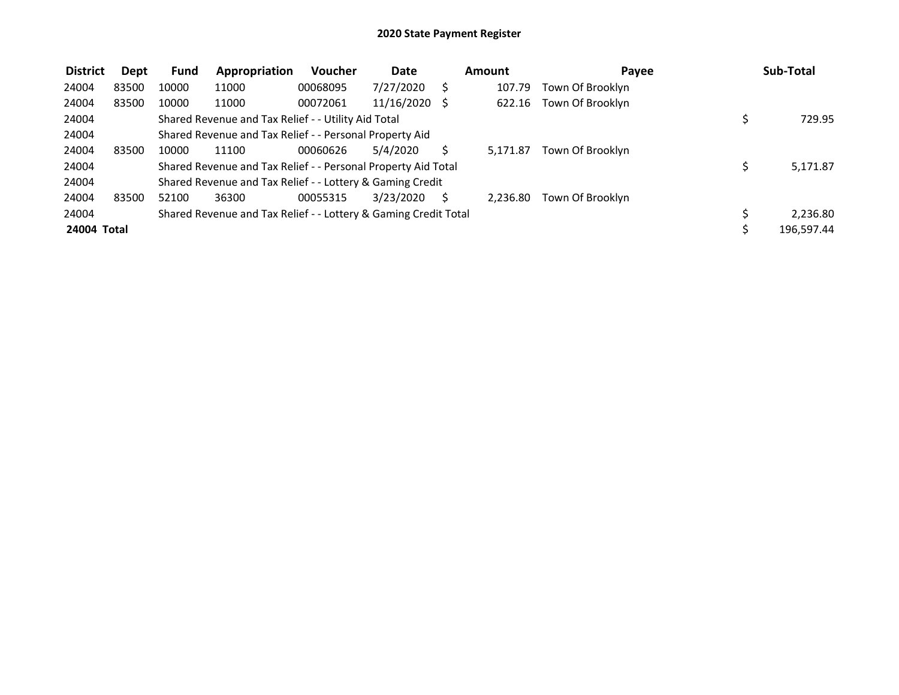# 2020 State Payment Register

| District | Dept | Fund | Appropriation | Voucher | Date | Amount | Payee | Sub-Total |
|---|---|---|---|---|---|---|---|---|
| 24004 | 83500 | 10000 | 11000 | 00068095 | 7/27/2020 | $ 107.79 | Town Of Brooklyn | |
| 24004 | 83500 | 10000 | 11000 | 00072061 | 11/16/2020 | $ 622.16 | Town Of Brooklyn | |
| 24004 | | Shared Revenue and Tax Relief - - Utility Aid Total | | | | | | $ 729.95 |
| 24004 | | Shared Revenue and Tax Relief - - Personal Property Aid | | | | | | |
| 24004 | 83500 | 10000 | 11100 | 00060626 | 5/4/2020 | $ 5,171.87 | Town Of Brooklyn | |
| 24004 | | Shared Revenue and Tax Relief - - Personal Property Aid Total | | | | | | $ 5,171.87 |
| 24004 | | Shared Revenue and Tax Relief - - Lottery & Gaming Credit | | | | | | |
| 24004 | 83500 | 52100 | 36300 | 00055315 | 3/23/2020 | $ 2,236.80 | Town Of Brooklyn | |
| 24004 | | Shared Revenue and Tax Relief - - Lottery & Gaming Credit Total | | | | | | $ 2,236.80 |
| **24004 Total** | | | | | | | | $ 196,597.44 |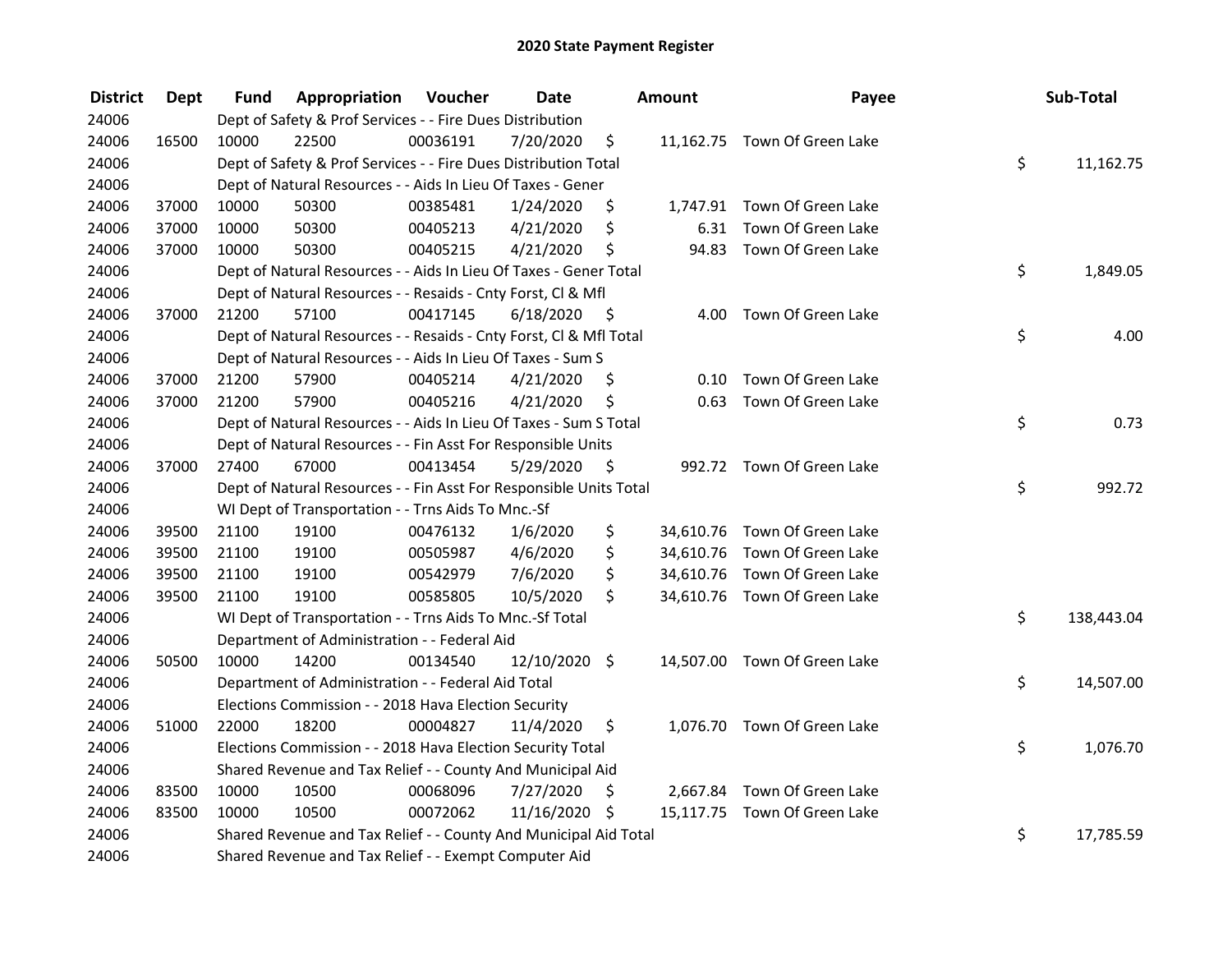# 2020 State Payment Register

| District | Dept | Fund | Appropriation | Voucher | Date | Amount | Payee | Sub-Total |
|---|---|---|---|---|---|---|---|---|
| 24006 | | Dept of Safety & Prof Services - - Fire Dues Distribution | | | | | | |
| 24006 | 16500 | 10000 | 22500 | 00036191 | 7/20/2020 | $ 11,162.75 | Town Of Green Lake | |
| 24006 | | Dept of Safety & Prof Services - - Fire Dues Distribution Total | | | | | | $ 11,162.75 |
| 24006 | | Dept of Natural Resources - - Aids In Lieu Of Taxes - Gener | | | | | | |
| 24006 | 37000 | 10000 | 50300 | 00385481 | 1/24/2020 | $ 1,747.91 | Town Of Green Lake | |
| 24006 | 37000 | 10000 | 50300 | 00405213 | 4/21/2020 | $ 6.31 | Town Of Green Lake | |
| 24006 | 37000 | 10000 | 50300 | 00405215 | 4/21/2020 | $ 94.83 | Town Of Green Lake | |
| 24006 | | Dept of Natural Resources - - Aids In Lieu Of Taxes - Gener Total | | | | | | $ 1,849.05 |
| 24006 | | Dept of Natural Resources - - Resaids - Cnty Forst, Cl & Mfl | | | | | | |
| 24006 | 37000 | 21200 | 57100 | 00417145 | 6/18/2020 | $ 4.00 | Town Of Green Lake | |
| 24006 | | Dept of Natural Resources - - Resaids - Cnty Forst, Cl & Mfl Total | | | | | | $ 4.00 |
| 24006 | | Dept of Natural Resources - - Aids In Lieu Of Taxes - Sum S | | | | | | |
| 24006 | 37000 | 21200 | 57900 | 00405214 | 4/21/2020 | $ 0.10 | Town Of Green Lake | |
| 24006 | 37000 | 21200 | 57900 | 00405216 | 4/21/2020 | $ 0.63 | Town Of Green Lake | |
| 24006 | | Dept of Natural Resources - - Aids In Lieu Of Taxes - Sum S Total | | | | | | $ 0.73 |
| 24006 | | Dept of Natural Resources - - Fin Asst For Responsible Units | | | | | | |
| 24006 | 37000 | 27400 | 67000 | 00413454 | 5/29/2020 | $ 992.72 | Town Of Green Lake | |
| 24006 | | Dept of Natural Resources - - Fin Asst For Responsible Units Total | | | | | | $ 992.72 |
| 24006 | | WI Dept of Transportation - - Trns Aids To Mnc.-Sf | | | | | | |
| 24006 | 39500 | 21100 | 19100 | 00476132 | 1/6/2020 | $ 34,610.76 | Town Of Green Lake | |
| 24006 | 39500 | 21100 | 19100 | 00505987 | 4/6/2020 | $ 34,610.76 | Town Of Green Lake | |
| 24006 | 39500 | 21100 | 19100 | 00542979 | 7/6/2020 | $ 34,610.76 | Town Of Green Lake | |
| 24006 | 39500 | 21100 | 19100 | 00585805 | 10/5/2020 | $ 34,610.76 | Town Of Green Lake | |
| 24006 | | WI Dept of Transportation - - Trns Aids To Mnc.-Sf Total | | | | | | $ 138,443.04 |
| 24006 | | Department of Administration - - Federal Aid | | | | | | |
| 24006 | 50500 | 10000 | 14200 | 00134540 | 12/10/2020 | $ 14,507.00 | Town Of Green Lake | |
| 24006 | | Department of Administration - - Federal Aid Total | | | | | | $ 14,507.00 |
| 24006 | | Elections Commission - - 2018 Hava Election Security | | | | | | |
| 24006 | 51000 | 22000 | 18200 | 00004827 | 11/4/2020 | $ 1,076.70 | Town Of Green Lake | |
| 24006 | | Elections Commission - - 2018 Hava Election Security Total | | | | | | $ 1,076.70 |
| 24006 | | Shared Revenue and Tax Relief - - County And Municipal Aid | | | | | | |
| 24006 | 83500 | 10000 | 10500 | 00068096 | 7/27/2020 | $ 2,667.84 | Town Of Green Lake | |
| 24006 | 83500 | 10000 | 10500 | 00072062 | 11/16/2020 | $ 15,117.75 | Town Of Green Lake | |
| 24006 | | Shared Revenue and Tax Relief - - County And Municipal Aid Total | | | | | | $ 17,785.59 |
| 24006 | | Shared Revenue and Tax Relief - - Exempt Computer Aid | | | | | | |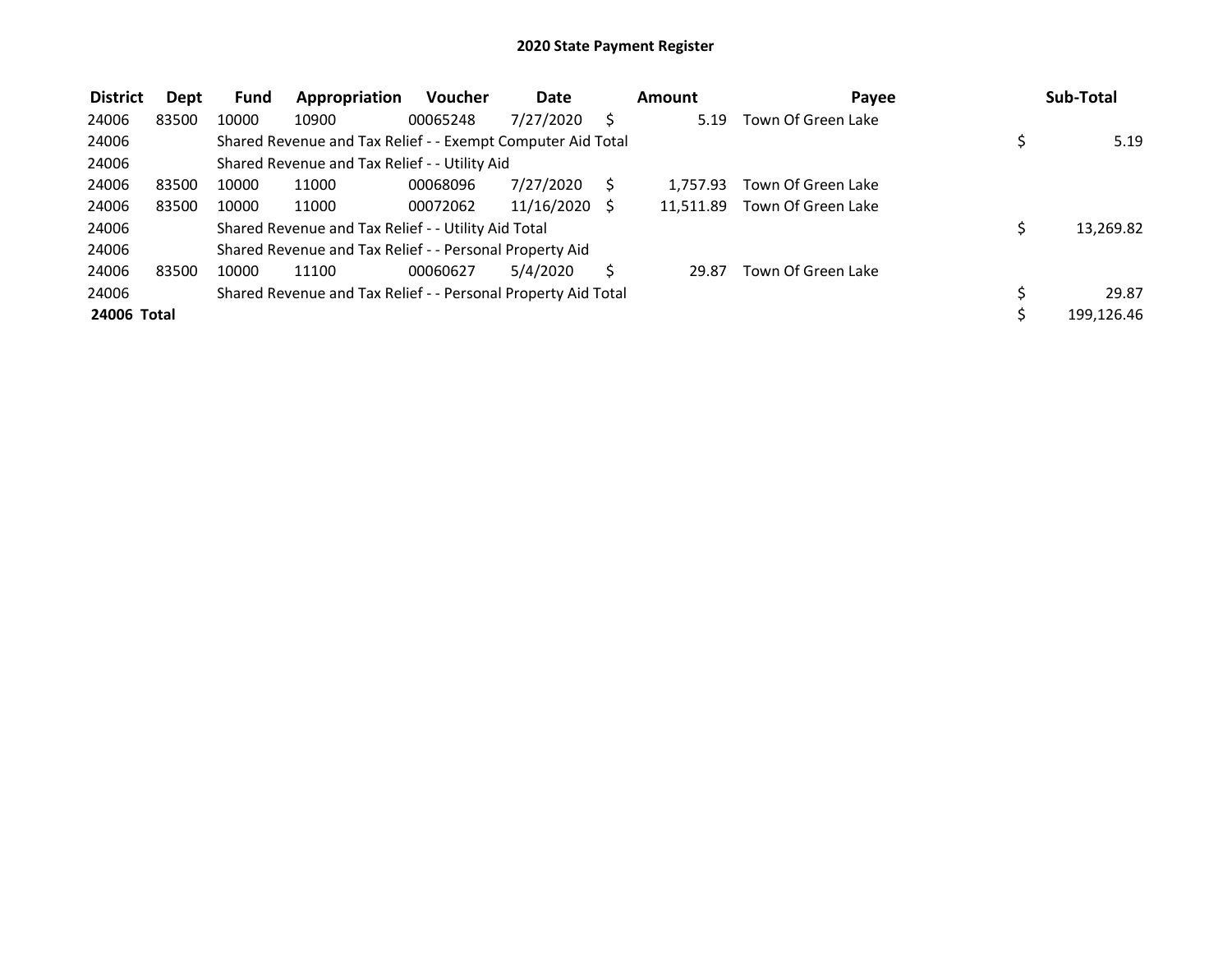# 2020 State Payment Register

| District | Dept | Fund | Appropriation | Voucher | Date | Amount | Payee | Sub-Total |
|---|---|---|---|---|---|---|---|---|
| 24006 | 83500 | 10000 | 10900 | 00065248 | 7/27/2020 | $ 5.19 | Town Of Green Lake | |
| 24006 | | Shared Revenue and Tax Relief - - Exempt Computer Aid Total | | | | | | $ 5.19 |
| 24006 | | Shared Revenue and Tax Relief - - Utility Aid | | | | | | |
| 24006 | 83500 | 10000 | 11000 | 00068096 | 7/27/2020 | $ 1,757.93 | Town Of Green Lake | |
| 24006 | 83500 | 10000 | 11000 | 00072062 | 11/16/2020 | $ 11,511.89 | Town Of Green Lake | |
| 24006 | | Shared Revenue and Tax Relief - - Utility Aid Total | | | | | | $ 13,269.82 |
| 24006 | | Shared Revenue and Tax Relief - - Personal Property Aid | | | | | | |
| 24006 | 83500 | 10000 | 11100 | 00060627 | 5/4/2020 | $ 29.87 | Town Of Green Lake | |
| 24006 | | Shared Revenue and Tax Relief - - Personal Property Aid Total | | | | | | $ 29.87 |
| **24006 Total** | | | | | | | | $ 199,126.46 |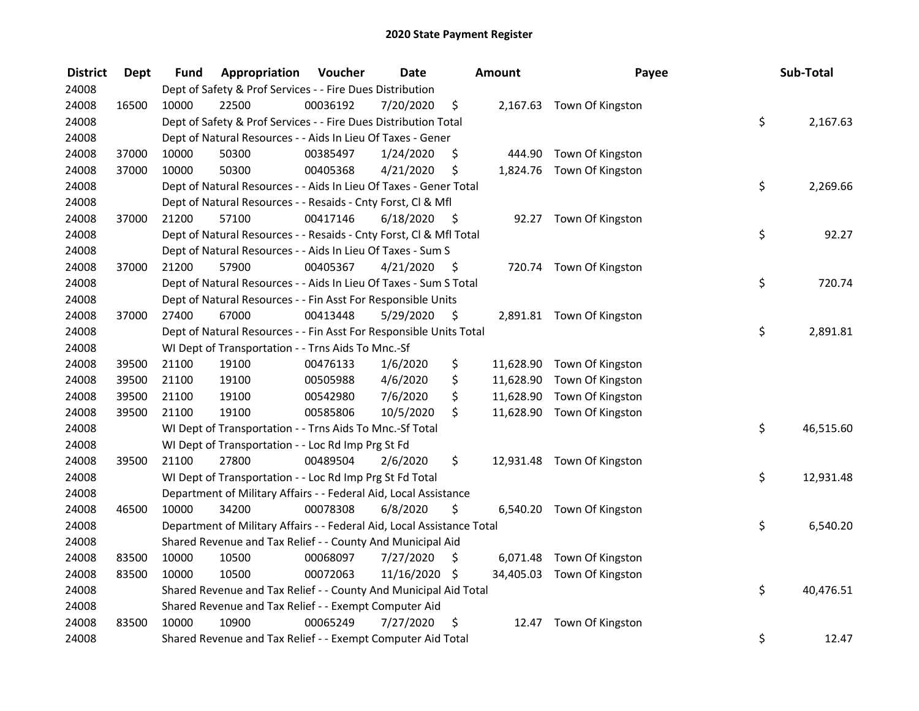# 2020 State Payment Register

| District | Dept | Fund | Appropriation | Voucher | Date | Amount | Payee | Sub-Total |
|---|---|---|---|---|---|---|---|---|
| 24008 | | Dept of Safety & Prof Services - - Fire Dues Distribution | | | | | | |
| 24008 | 16500 | 10000 | 22500 | 00036192 | 7/20/2020 | $ 2,167.63 | Town Of Kingston | |
| 24008 | | Dept of Safety & Prof Services - - Fire Dues Distribution Total | | | | | | $ 2,167.63 |
| 24008 | | Dept of Natural Resources - - Aids In Lieu Of Taxes - Gener | | | | | | |
| 24008 | 37000 | 10000 | 50300 | 00385497 | 1/24/2020 | $ 444.90 | Town Of Kingston | |
| 24008 | 37000 | 10000 | 50300 | 00405368 | 4/21/2020 | $ 1,824.76 | Town Of Kingston | |
| 24008 | | Dept of Natural Resources - - Aids In Lieu Of Taxes - Gener Total | | | | | | $ 2,269.66 |
| 24008 | | Dept of Natural Resources - - Resaids - Cnty Forst, Cl & Mfl | | | | | | |
| 24008 | 37000 | 21200 | 57100 | 00417146 | 6/18/2020 | $ 92.27 | Town Of Kingston | |
| 24008 | | Dept of Natural Resources - - Resaids - Cnty Forst, Cl & Mfl Total | | | | | | $ 92.27 |
| 24008 | | Dept of Natural Resources - - Aids In Lieu Of Taxes - Sum S | | | | | | |
| 24008 | 37000 | 21200 | 57900 | 00405367 | 4/21/2020 | $ 720.74 | Town Of Kingston | |
| 24008 | | Dept of Natural Resources - - Aids In Lieu Of Taxes - Sum S Total | | | | | | $ 720.74 |
| 24008 | | Dept of Natural Resources - - Fin Asst For Responsible Units | | | | | | |
| 24008 | 37000 | 27400 | 67000 | 00413448 | 5/29/2020 | $ 2,891.81 | Town Of Kingston | |
| 24008 | | Dept of Natural Resources - - Fin Asst For Responsible Units Total | | | | | | $ 2,891.81 |
| 24008 | | WI Dept of Transportation - - Trns Aids To Mnc.-Sf | | | | | | |
| 24008 | 39500 | 21100 | 19100 | 00476133 | 1/6/2020 | $ 11,628.90 | Town Of Kingston | |
| 24008 | 39500 | 21100 | 19100 | 00505988 | 4/6/2020 | $ 11,628.90 | Town Of Kingston | |
| 24008 | 39500 | 21100 | 19100 | 00542980 | 7/6/2020 | $ 11,628.90 | Town Of Kingston | |
| 24008 | 39500 | 21100 | 19100 | 00585806 | 10/5/2020 | $ 11,628.90 | Town Of Kingston | |
| 24008 | | WI Dept of Transportation - - Trns Aids To Mnc.-Sf Total | | | | | | $ 46,515.60 |
| 24008 | | WI Dept of Transportation - - Loc Rd Imp Prg St Fd | | | | | | |
| 24008 | 39500 | 21100 | 27800 | 00489504 | 2/6/2020 | $ 12,931.48 | Town Of Kingston | |
| 24008 | | WI Dept of Transportation - - Loc Rd Imp Prg St Fd Total | | | | | | $ 12,931.48 |
| 24008 | | Department of Military Affairs - - Federal Aid, Local Assistance | | | | | | |
| 24008 | 46500 | 10000 | 34200 | 00078308 | 6/8/2020 | $ 6,540.20 | Town Of Kingston | |
| 24008 | | Department of Military Affairs - - Federal Aid, Local Assistance Total | | | | | | $ 6,540.20 |
| 24008 | | Shared Revenue and Tax Relief - - County And Municipal Aid | | | | | | |
| 24008 | 83500 | 10000 | 10500 | 00068097 | 7/27/2020 | $ 6,071.48 | Town Of Kingston | |
| 24008 | 83500 | 10000 | 10500 | 00072063 | 11/16/2020 | $ 34,405.03 | Town Of Kingston | |
| 24008 | | Shared Revenue and Tax Relief - - County And Municipal Aid Total | | | | | | $ 40,476.51 |
| 24008 | | Shared Revenue and Tax Relief - - Exempt Computer Aid | | | | | | |
| 24008 | 83500 | 10000 | 10900 | 00065249 | 7/27/2020 | $ 12.47 | Town Of Kingston | |
| 24008 | | Shared Revenue and Tax Relief - - Exempt Computer Aid Total | | | | | | $ 12.47 |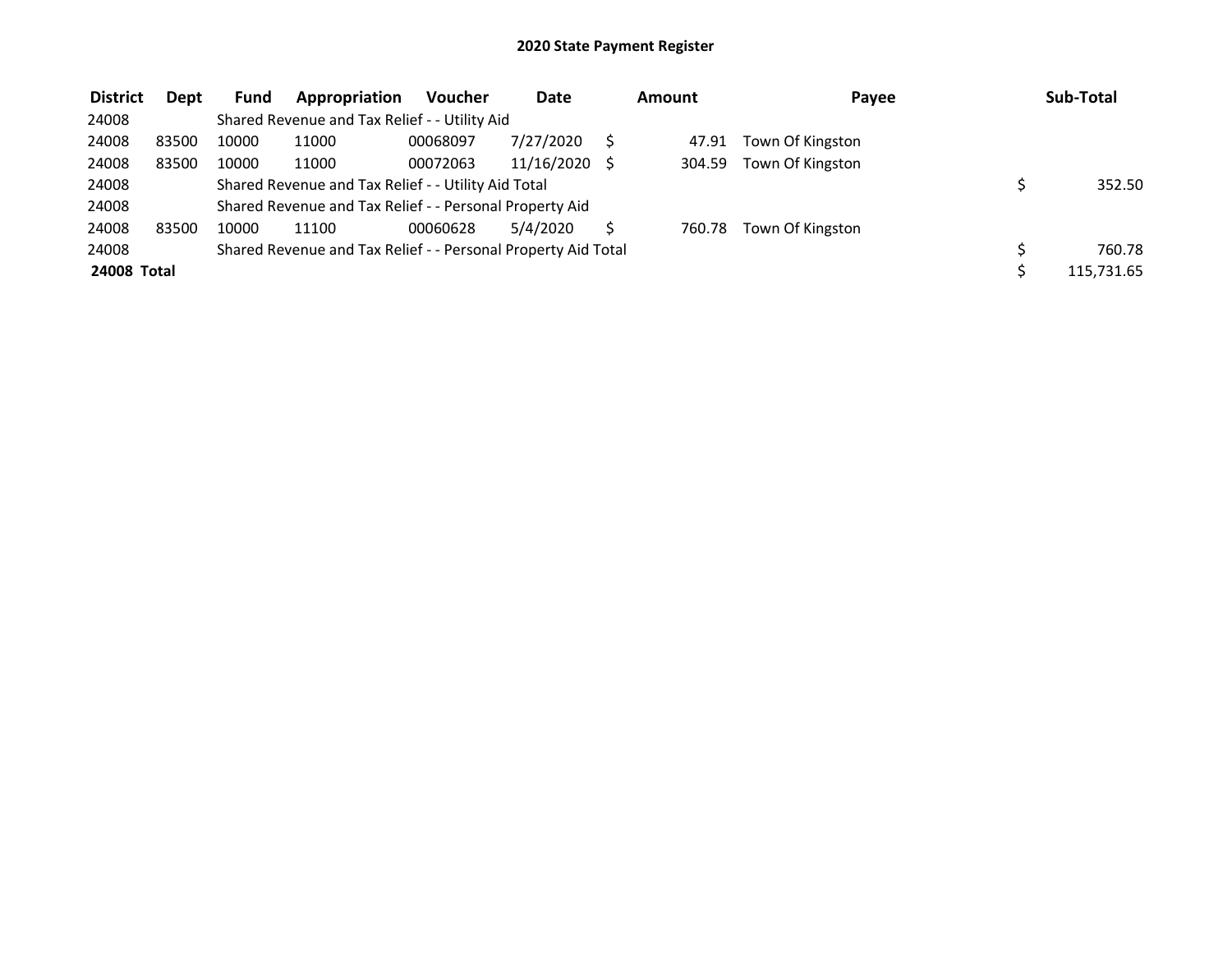# 2020 State Payment Register

| District | Dept | Fund | Appropriation | Voucher | Date | Amount | Payee | Sub-Total |
|---|---|---|---|---|---|---|---|---|
| 24008 | | Shared Revenue and Tax Relief - - Utility Aid | | | | | | |
| 24008 | 83500 | 10000 | 11000 | 00068097 | 7/27/2020 | $ 47.91 | Town Of Kingston | |
| 24008 | 83500 | 10000 | 11000 | 00072063 | 11/16/2020 | $ 304.59 | Town Of Kingston | |
| 24008 | | Shared Revenue and Tax Relief - - Utility Aid Total | | | | | | $ 352.50 |
| 24008 | | Shared Revenue and Tax Relief - - Personal Property Aid | | | | | | |
| 24008 | 83500 | 10000 | 11100 | 00060628 | 5/4/2020 | $ 760.78 | Town Of Kingston | |
| 24008 | | Shared Revenue and Tax Relief - - Personal Property Aid Total | | | | | | $ 760.78 |
| **24008 Total** | | | | | | | | $ 115,731.65 |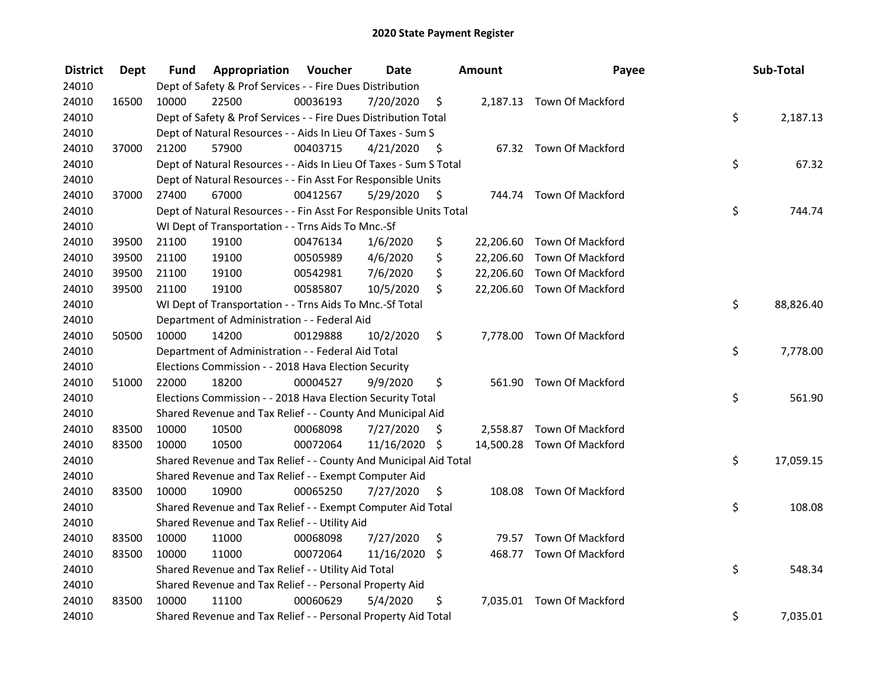# 2020 State Payment Register

| District | Dept | Fund | Appropriation | Voucher | Date | Amount | Payee | Sub-Total |
|---|---|---|---|---|---|---|---|---|
| 24010 | | Dept of Safety & Prof Services - - Fire Dues Distribution | | | | | | |
| 24010 | 16500 | 10000 | 22500 | 00036193 | 7/20/2020 | $ 2,187.13 | Town Of Mackford | |
| 24010 | | Dept of Safety & Prof Services - - Fire Dues Distribution Total | | | | | | $ 2,187.13 |
| 24010 | | Dept of Natural Resources - - Aids In Lieu Of Taxes - Sum S | | | | | | |
| 24010 | 37000 | 21200 | 57900 | 00403715 | 4/21/2020 | $ 67.32 | Town Of Mackford | |
| 24010 | | Dept of Natural Resources - - Aids In Lieu Of Taxes - Sum S Total | | | | | | $ 67.32 |
| 24010 | | Dept of Natural Resources - - Fin Asst For Responsible Units | | | | | | |
| 24010 | 37000 | 27400 | 67000 | 00412567 | 5/29/2020 | $ 744.74 | Town Of Mackford | |
| 24010 | | Dept of Natural Resources - - Fin Asst For Responsible Units Total | | | | | | $ 744.74 |
| 24010 | | WI Dept of Transportation - - Trns Aids To Mnc.-Sf | | | | | | |
| 24010 | 39500 | 21100 | 19100 | 00476134 | 1/6/2020 | $ 22,206.60 | Town Of Mackford | |
| 24010 | 39500 | 21100 | 19100 | 00505989 | 4/6/2020 | $ 22,206.60 | Town Of Mackford | |
| 24010 | 39500 | 21100 | 19100 | 00542981 | 7/6/2020 | $ 22,206.60 | Town Of Mackford | |
| 24010 | 39500 | 21100 | 19100 | 00585807 | 10/5/2020 | $ 22,206.60 | Town Of Mackford | |
| 24010 | | WI Dept of Transportation - - Trns Aids To Mnc.-Sf Total | | | | | | $ 88,826.40 |
| 24010 | | Department of Administration - - Federal Aid | | | | | | |
| 24010 | 50500 | 10000 | 14200 | 00129888 | 10/2/2020 | $ 7,778.00 | Town Of Mackford | |
| 24010 | | Department of Administration - - Federal Aid Total | | | | | | $ 7,778.00 |
| 24010 | | Elections Commission - - 2018 Hava Election Security | | | | | | |
| 24010 | 51000 | 22000 | 18200 | 00004527 | 9/9/2020 | $ 561.90 | Town Of Mackford | |
| 24010 | | Elections Commission - - 2018 Hava Election Security Total | | | | | | $ 561.90 |
| 24010 | | Shared Revenue and Tax Relief - - County And Municipal Aid | | | | | | |
| 24010 | 83500 | 10000 | 10500 | 00068098 | 7/27/2020 | $ 2,558.87 | Town Of Mackford | |
| 24010 | 83500 | 10000 | 10500 | 00072064 | 11/16/2020 | $ 14,500.28 | Town Of Mackford | |
| 24010 | | Shared Revenue and Tax Relief - - County And Municipal Aid Total | | | | | | $ 17,059.15 |
| 24010 | | Shared Revenue and Tax Relief - - Exempt Computer Aid | | | | | | |
| 24010 | 83500 | 10000 | 10900 | 00065250 | 7/27/2020 | $ 108.08 | Town Of Mackford | |
| 24010 | | Shared Revenue and Tax Relief - - Exempt Computer Aid Total | | | | | | $ 108.08 |
| 24010 | | Shared Revenue and Tax Relief - - Utility Aid | | | | | | |
| 24010 | 83500 | 10000 | 11000 | 00068098 | 7/27/2020 | $ 79.57 | Town Of Mackford | |
| 24010 | 83500 | 10000 | 11000 | 00072064 | 11/16/2020 | $ 468.77 | Town Of Mackford | |
| 24010 | | Shared Revenue and Tax Relief - - Utility Aid Total | | | | | | $ 548.34 |
| 24010 | | Shared Revenue and Tax Relief - - Personal Property Aid | | | | | | |
| 24010 | 83500 | 10000 | 11100 | 00060629 | 5/4/2020 | $ 7,035.01 | Town Of Mackford | |
| 24010 | | Shared Revenue and Tax Relief - - Personal Property Aid Total | | | | | | $ 7,035.01 |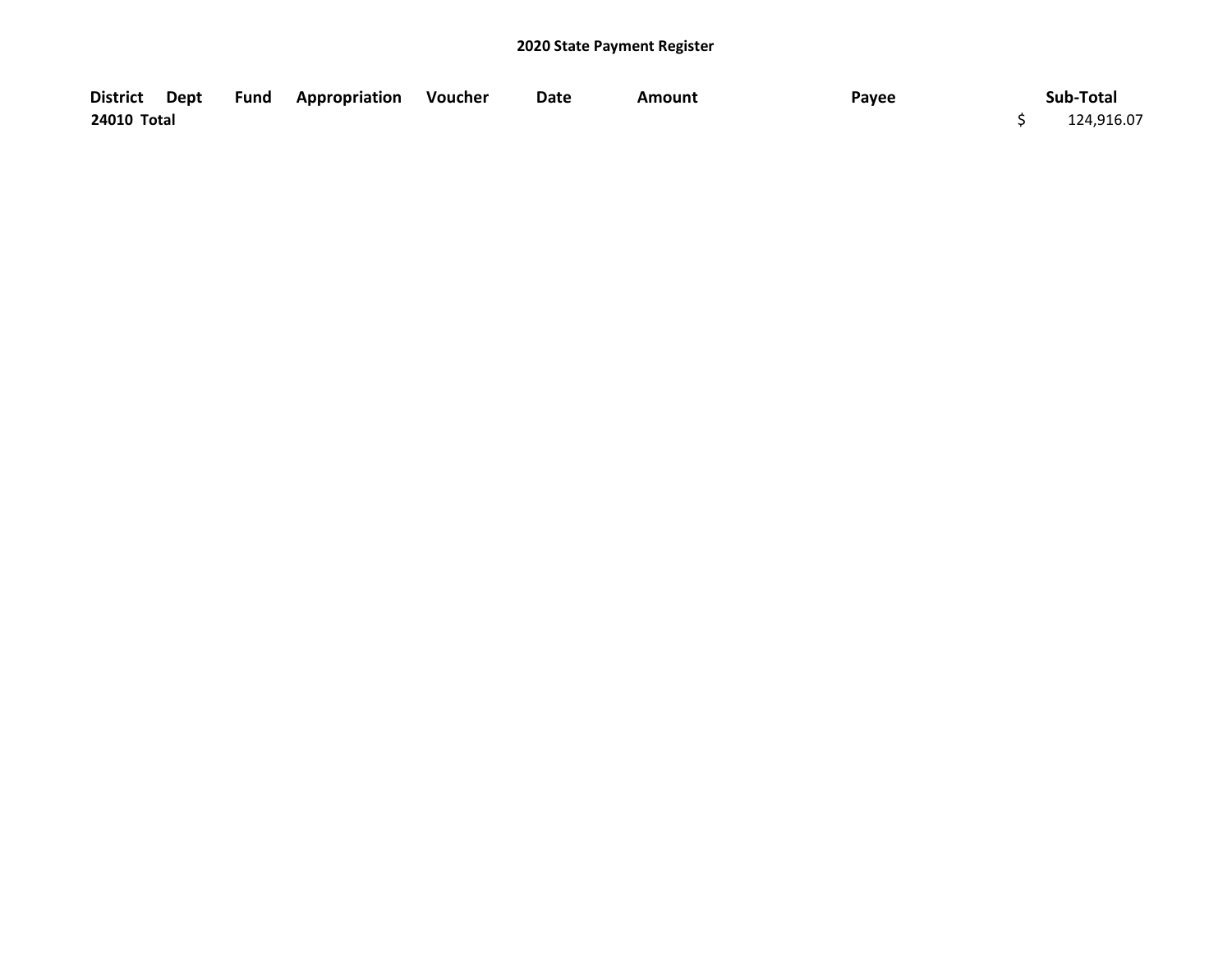# 2020 State Payment Register

| District | Dept | Fund | Appropriation | Voucher | Date | Amount | Payee | Sub-Total |
|---|---|---|---|---|---|---|---|---|
| 24010 Total | | | | | | | | $ 124,916.07 |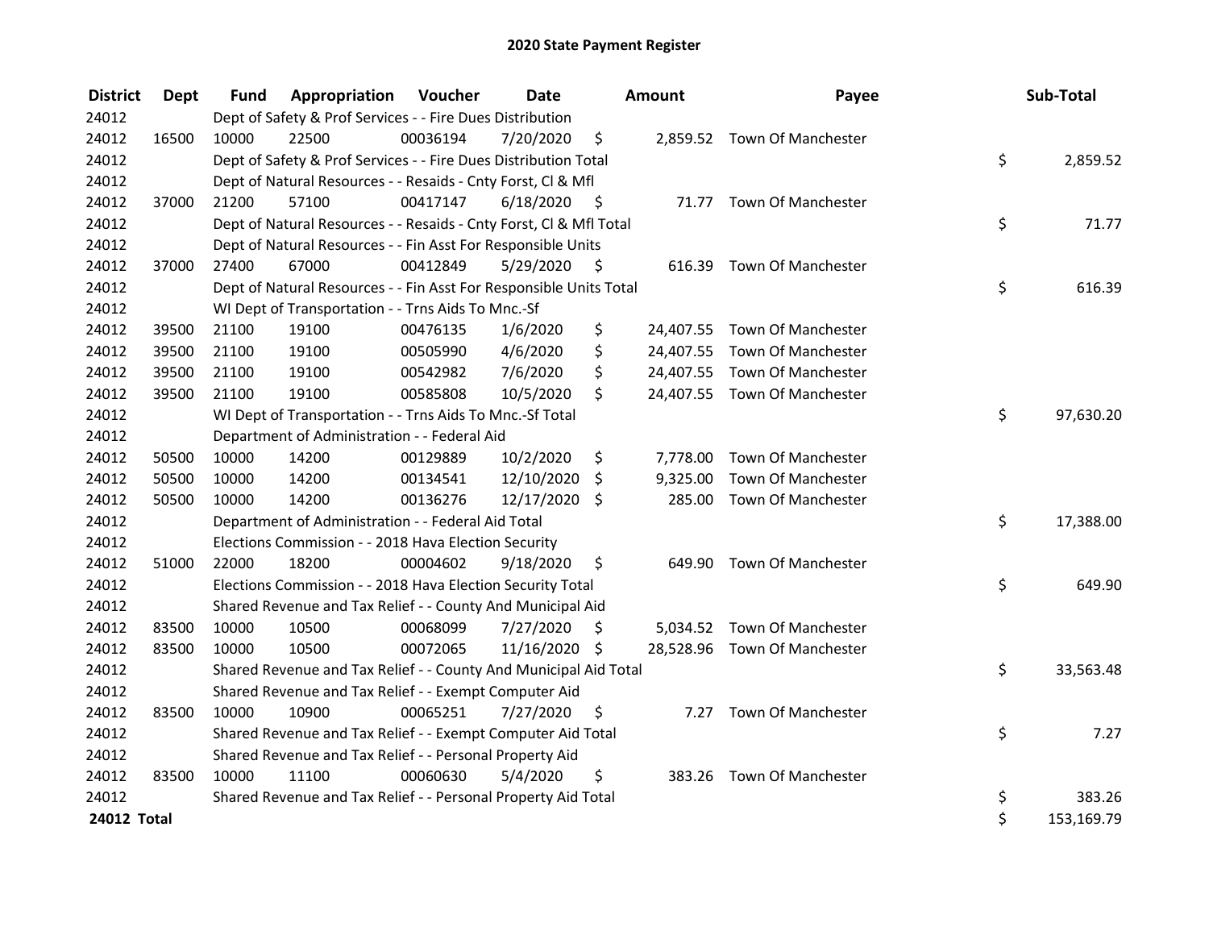# 2020 State Payment Register

| District | Dept | Fund | Appropriation | Voucher | Date | Amount | Payee | Sub-Total |
|---|---|---|---|---|---|---|---|---|
| 24012 | | Dept of Safety & Prof Services - - Fire Dues Distribution | | | | | | |
| 24012 | 16500 | 10000 | 22500 | 00036194 | 7/20/2020 | $ 2,859.52 | Town Of Manchester | |
| 24012 | | Dept of Safety & Prof Services - - Fire Dues Distribution Total | | | | | | $ 2,859.52 |
| 24012 | | Dept of Natural Resources - - Resaids - Cnty Forst, Cl & Mfl | | | | | | |
| 24012 | 37000 | 21200 | 57100 | 00417147 | 6/18/2020 | $ 71.77 | Town Of Manchester | |
| 24012 | | Dept of Natural Resources - - Resaids - Cnty Forst, Cl & Mfl Total | | | | | | $ 71.77 |
| 24012 | | Dept of Natural Resources - - Fin Asst For Responsible Units | | | | | | |
| 24012 | 37000 | 27400 | 67000 | 00412849 | 5/29/2020 | $ 616.39 | Town Of Manchester | |
| 24012 | | Dept of Natural Resources - - Fin Asst For Responsible Units Total | | | | | | $ 616.39 |
| 24012 | | WI Dept of Transportation - - Trns Aids To Mnc.-Sf | | | | | | |
| 24012 | 39500 | 21100 | 19100 | 00476135 | 1/6/2020 | $ 24,407.55 | Town Of Manchester | |
| 24012 | 39500 | 21100 | 19100 | 00505990 | 4/6/2020 | $ 24,407.55 | Town Of Manchester | |
| 24012 | 39500 | 21100 | 19100 | 00542982 | 7/6/2020 | $ 24,407.55 | Town Of Manchester | |
| 24012 | 39500 | 21100 | 19100 | 00585808 | 10/5/2020 | $ 24,407.55 | Town Of Manchester | |
| 24012 | | WI Dept of Transportation - - Trns Aids To Mnc.-Sf Total | | | | | | $ 97,630.20 |
| 24012 | | Department of Administration - - Federal Aid | | | | | | |
| 24012 | 50500 | 10000 | 14200 | 00129889 | 10/2/2020 | $ 7,778.00 | Town Of Manchester | |
| 24012 | 50500 | 10000 | 14200 | 00134541 | 12/10/2020 | $ 9,325.00 | Town Of Manchester | |
| 24012 | 50500 | 10000 | 14200 | 00136276 | 12/17/2020 | $ 285.00 | Town Of Manchester | |
| 24012 | | Department of Administration - - Federal Aid Total | | | | | | $ 17,388.00 |
| 24012 | | Elections Commission - - 2018 Hava Election Security | | | | | | |
| 24012 | 51000 | 22000 | 18200 | 00004602 | 9/18/2020 | $ 649.90 | Town Of Manchester | |
| 24012 | | Elections Commission - - 2018 Hava Election Security Total | | | | | | $ 649.90 |
| 24012 | | Shared Revenue and Tax Relief - - County And Municipal Aid | | | | | | |
| 24012 | 83500 | 10000 | 10500 | 00068099 | 7/27/2020 | $ 5,034.52 | Town Of Manchester | |
| 24012 | 83500 | 10000 | 10500 | 00072065 | 11/16/2020 | $ 28,528.96 | Town Of Manchester | |
| 24012 | | Shared Revenue and Tax Relief - - County And Municipal Aid Total | | | | | | $ 33,563.48 |
| 24012 | | Shared Revenue and Tax Relief - - Exempt Computer Aid | | | | | | |
| 24012 | 83500 | 10000 | 10900 | 00065251 | 7/27/2020 | $ 7.27 | Town Of Manchester | |
| 24012 | | Shared Revenue and Tax Relief - - Exempt Computer Aid Total | | | | | | $ 7.27 |
| 24012 | | Shared Revenue and Tax Relief - - Personal Property Aid | | | | | | |
| 24012 | 83500 | 10000 | 11100 | 00060630 | 5/4/2020 | $ 383.26 | Town Of Manchester | |
| 24012 | | Shared Revenue and Tax Relief - - Personal Property Aid Total | | | | | | $ 383.26 |
| **24012 Total** | | | | | | | | $ 153,169.79 |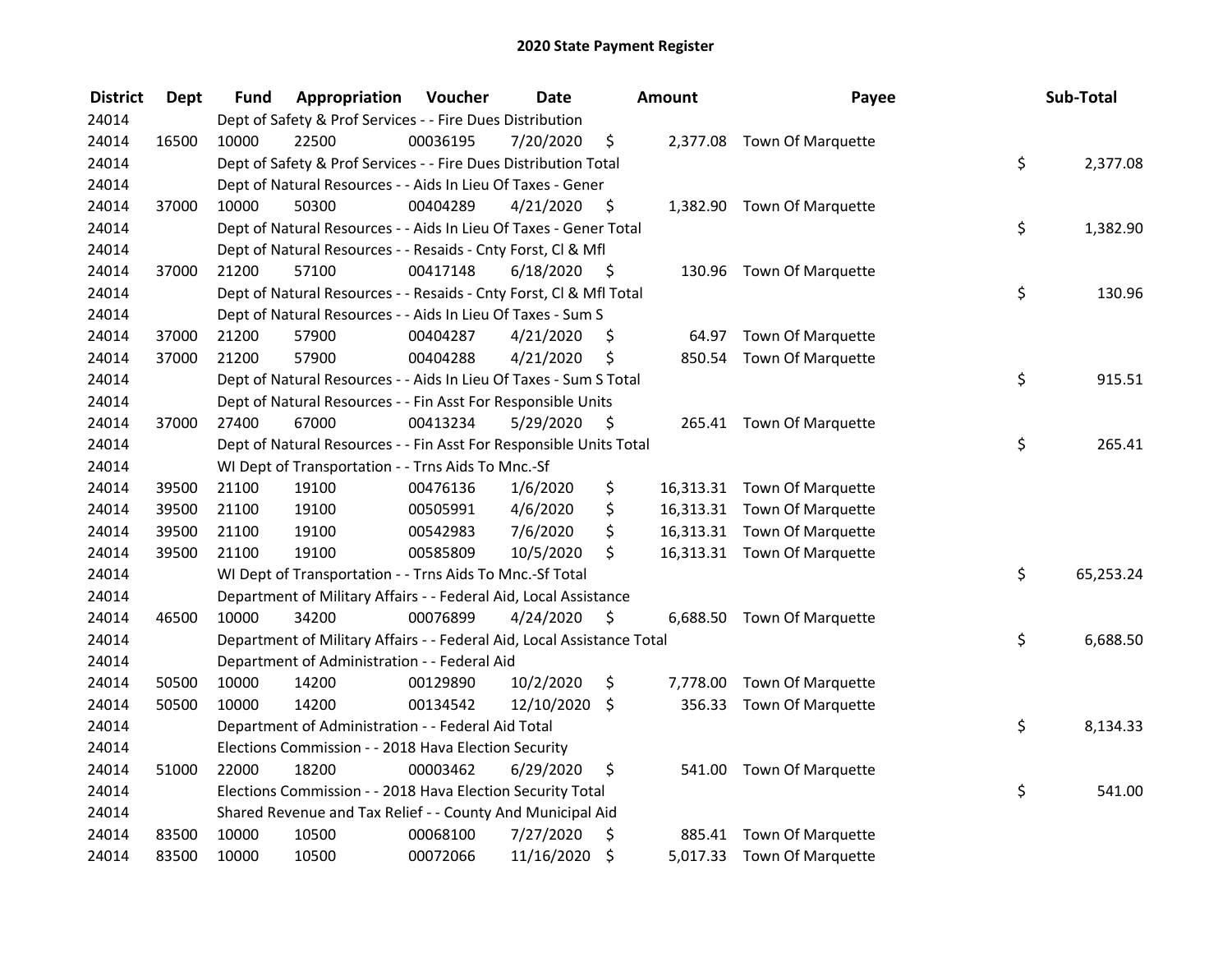# 2020 State Payment Register

| District | Dept | Fund | Appropriation | Voucher | Date | Amount | Payee | Sub-Total |
|---|---|---|---|---|---|---|---|---|
| 24014 | | Dept of Safety & Prof Services - - Fire Dues Distribution | | | | | | |
| 24014 | 16500 | 10000 | 22500 | 00036195 | 7/20/2020 | $ 2,377.08 | Town Of Marquette | |
| 24014 | | Dept of Safety & Prof Services - - Fire Dues Distribution Total | | | | | | $ 2,377.08 |
| 24014 | | Dept of Natural Resources - - Aids In Lieu Of Taxes - Gener | | | | | | |
| 24014 | 37000 | 10000 | 50300 | 00404289 | 4/21/2020 | $ 1,382.90 | Town Of Marquette | |
| 24014 | | Dept of Natural Resources - - Aids In Lieu Of Taxes - Gener Total | | | | | | $ 1,382.90 |
| 24014 | | Dept of Natural Resources - - Resaids - Cnty Forst, Cl & Mfl | | | | | | |
| 24014 | 37000 | 21200 | 57100 | 00417148 | 6/18/2020 | $ 130.96 | Town Of Marquette | |
| 24014 | | Dept of Natural Resources - - Resaids - Cnty Forst, Cl & Mfl Total | | | | | | $ 130.96 |
| 24014 | | Dept of Natural Resources - - Aids In Lieu Of Taxes - Sum S | | | | | | |
| 24014 | 37000 | 21200 | 57900 | 00404287 | 4/21/2020 | $ 64.97 | Town Of Marquette | |
| 24014 | 37000 | 21200 | 57900 | 00404288 | 4/21/2020 | $ 850.54 | Town Of Marquette | |
| 24014 | | Dept of Natural Resources - - Aids In Lieu Of Taxes - Sum S Total | | | | | | $ 915.51 |
| 24014 | | Dept of Natural Resources - - Fin Asst For Responsible Units | | | | | | |
| 24014 | 37000 | 27400 | 67000 | 00413234 | 5/29/2020 | $ 265.41 | Town Of Marquette | |
| 24014 | | Dept of Natural Resources - - Fin Asst For Responsible Units Total | | | | | | $ 265.41 |
| 24014 | | WI Dept of Transportation - - Trns Aids To Mnc.-Sf | | | | | | |
| 24014 | 39500 | 21100 | 19100 | 00476136 | 1/6/2020 | $ 16,313.31 | Town Of Marquette | |
| 24014 | 39500 | 21100 | 19100 | 00505991 | 4/6/2020 | $ 16,313.31 | Town Of Marquette | |
| 24014 | 39500 | 21100 | 19100 | 00542983 | 7/6/2020 | $ 16,313.31 | Town Of Marquette | |
| 24014 | 39500 | 21100 | 19100 | 00585809 | 10/5/2020 | $ 16,313.31 | Town Of Marquette | |
| 24014 | | WI Dept of Transportation - - Trns Aids To Mnc.-Sf Total | | | | | | $ 65,253.24 |
| 24014 | | Department of Military Affairs - - Federal Aid, Local Assistance | | | | | | |
| 24014 | 46500 | 10000 | 34200 | 00076899 | 4/24/2020 | $ 6,688.50 | Town Of Marquette | |
| 24014 | | Department of Military Affairs - - Federal Aid, Local Assistance Total | | | | | | $ 6,688.50 |
| 24014 | | Department of Administration - - Federal Aid | | | | | | |
| 24014 | 50500 | 10000 | 14200 | 00129890 | 10/2/2020 | $ 7,778.00 | Town Of Marquette | |
| 24014 | 50500 | 10000 | 14200 | 00134542 | 12/10/2020 | $ 356.33 | Town Of Marquette | |
| 24014 | | Department of Administration - - Federal Aid Total | | | | | | $ 8,134.33 |
| 24014 | | Elections Commission - - 2018 Hava Election Security | | | | | | |
| 24014 | 51000 | 22000 | 18200 | 00003462 | 6/29/2020 | $ 541.00 | Town Of Marquette | |
| 24014 | | Elections Commission - - 2018 Hava Election Security Total | | | | | | $ 541.00 |
| 24014 | | Shared Revenue and Tax Relief - - County And Municipal Aid | | | | | | |
| 24014 | 83500 | 10000 | 10500 | 00068100 | 7/27/2020 | $ 885.41 | Town Of Marquette | |
| 24014 | 83500 | 10000 | 10500 | 00072066 | 11/16/2020 | $ 5,017.33 | Town Of Marquette | |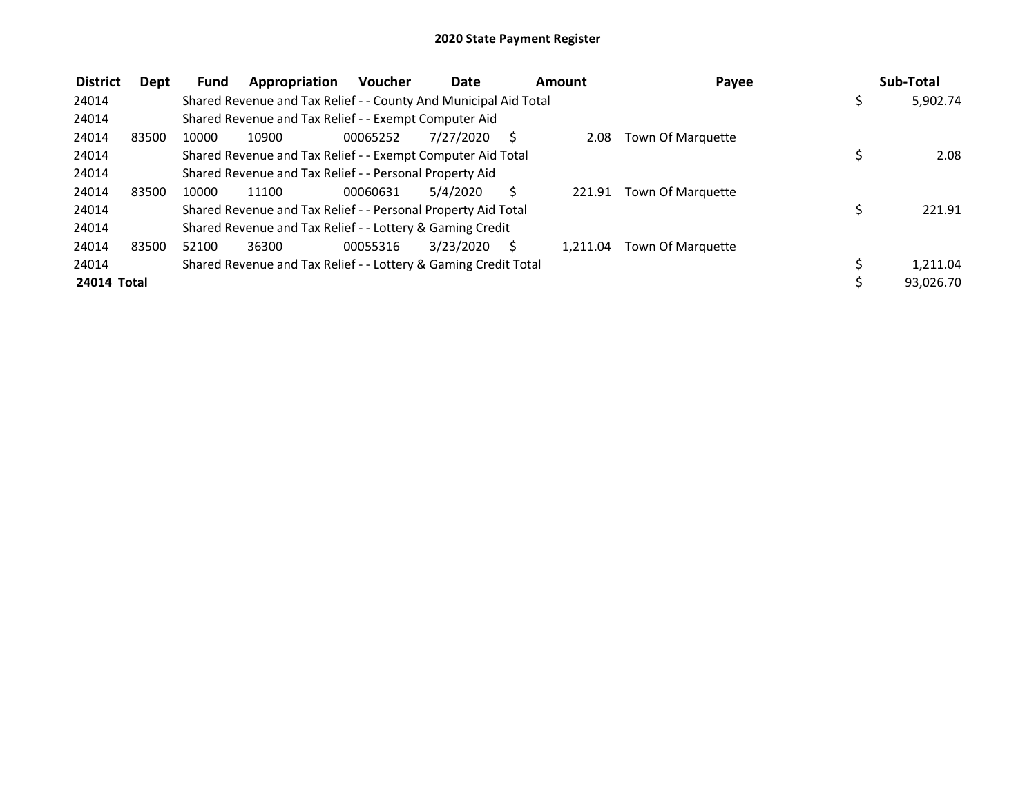# 2020 State Payment Register

| District | Dept | Fund | Appropriation | Voucher | Date | Amount | Payee | Sub-Total |
|---|---|---|---|---|---|---|---|---|
| 24014 | | Shared Revenue and Tax Relief - - County And Municipal Aid Total | | | | | | $ 5,902.74 |
| 24014 | | Shared Revenue and Tax Relief - - Exempt Computer Aid | | | | | | |
| 24014 | 83500 | 10000 | 10900 | 00065252 | 7/27/2020 | $ 2.08 | Town Of Marquette | |
| 24014 | | Shared Revenue and Tax Relief - - Exempt Computer Aid Total | | | | | | $ 2.08 |
| 24014 | | Shared Revenue and Tax Relief - - Personal Property Aid | | | | | | |
| 24014 | 83500 | 10000 | 11100 | 00060631 | 5/4/2020 | $ 221.91 | Town Of Marquette | |
| 24014 | | Shared Revenue and Tax Relief - - Personal Property Aid Total | | | | | | $ 221.91 |
| 24014 | | Shared Revenue and Tax Relief - - Lottery & Gaming Credit | | | | | | |
| 24014 | 83500 | 52100 | 36300 | 00055316 | 3/23/2020 | $ 1,211.04 | Town Of Marquette | |
| 24014 | | Shared Revenue and Tax Relief - - Lottery & Gaming Credit Total | | | | | | $ 1,211.04 |
| **24014 Total** | | | | | | | | $ 93,026.70 |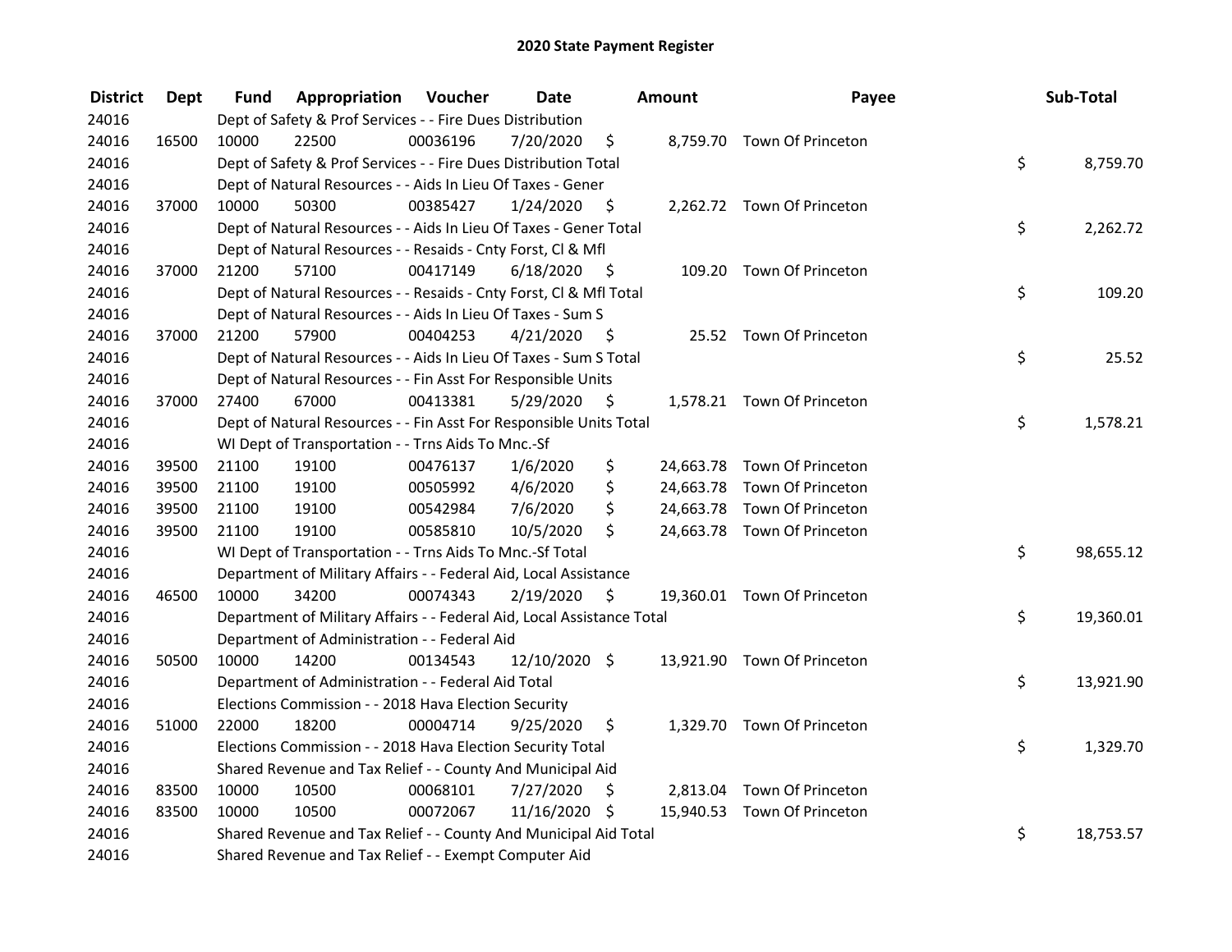# 2020 State Payment Register

| District | Dept | Fund | Appropriation | Voucher | Date | Amount | Payee | Sub-Total |
|---|---|---|---|---|---|---|---|---|
| 24016 | | Dept of Safety & Prof Services - - Fire Dues Distribution | | | | | | |
| 24016 | 16500 | 10000 | 22500 | 00036196 | 7/20/2020 | $ 8,759.70 | Town Of Princeton | |
| 24016 | | Dept of Safety & Prof Services - - Fire Dues Distribution Total | | | | | | $ 8,759.70 |
| 24016 | | Dept of Natural Resources - - Aids In Lieu Of Taxes - Gener | | | | | | |
| 24016 | 37000 | 10000 | 50300 | 00385427 | 1/24/2020 | $ 2,262.72 | Town Of Princeton | |
| 24016 | | Dept of Natural Resources - - Aids In Lieu Of Taxes - Gener Total | | | | | | $ 2,262.72 |
| 24016 | | Dept of Natural Resources - - Resaids - Cnty Forst, Cl & Mfl | | | | | | |
| 24016 | 37000 | 21200 | 57100 | 00417149 | 6/18/2020 | $ 109.20 | Town Of Princeton | |
| 24016 | | Dept of Natural Resources - - Resaids - Cnty Forst, Cl & Mfl Total | | | | | | $ 109.20 |
| 24016 | | Dept of Natural Resources - - Aids In Lieu Of Taxes - Sum S | | | | | | |
| 24016 | 37000 | 21200 | 57900 | 00404253 | 4/21/2020 | $ 25.52 | Town Of Princeton | |
| 24016 | | Dept of Natural Resources - - Aids In Lieu Of Taxes - Sum S Total | | | | | | $ 25.52 |
| 24016 | | Dept of Natural Resources - - Fin Asst For Responsible Units | | | | | | |
| 24016 | 37000 | 27400 | 67000 | 00413381 | 5/29/2020 | $ 1,578.21 | Town Of Princeton | |
| 24016 | | Dept of Natural Resources - - Fin Asst For Responsible Units Total | | | | | | $ 1,578.21 |
| 24016 | | WI Dept of Transportation - - Trns Aids To Mnc.-Sf | | | | | | |
| 24016 | 39500 | 21100 | 19100 | 00476137 | 1/6/2020 | $ 24,663.78 | Town Of Princeton | |
| 24016 | 39500 | 21100 | 19100 | 00505992 | 4/6/2020 | $ 24,663.78 | Town Of Princeton | |
| 24016 | 39500 | 21100 | 19100 | 00542984 | 7/6/2020 | $ 24,663.78 | Town Of Princeton | |
| 24016 | 39500 | 21100 | 19100 | 00585810 | 10/5/2020 | $ 24,663.78 | Town Of Princeton | |
| 24016 | | WI Dept of Transportation - - Trns Aids To Mnc.-Sf Total | | | | | | $ 98,655.12 |
| 24016 | | Department of Military Affairs - - Federal Aid, Local Assistance | | | | | | |
| 24016 | 46500 | 10000 | 34200 | 00074343 | 2/19/2020 | $ 19,360.01 | Town Of Princeton | |
| 24016 | | Department of Military Affairs - - Federal Aid, Local Assistance Total | | | | | | $ 19,360.01 |
| 24016 | | Department of Administration - - Federal Aid | | | | | | |
| 24016 | 50500 | 10000 | 14200 | 00134543 | 12/10/2020 | $ 13,921.90 | Town Of Princeton | |
| 24016 | | Department of Administration - - Federal Aid Total | | | | | | $ 13,921.90 |
| 24016 | | Elections Commission - - 2018 Hava Election Security | | | | | | |
| 24016 | 51000 | 22000 | 18200 | 00004714 | 9/25/2020 | $ 1,329.70 | Town Of Princeton | |
| 24016 | | Elections Commission - - 2018 Hava Election Security Total | | | | | | $ 1,329.70 |
| 24016 | | Shared Revenue and Tax Relief - - County And Municipal Aid | | | | | | |
| 24016 | 83500 | 10000 | 10500 | 00068101 | 7/27/2020 | $ 2,813.04 | Town Of Princeton | |
| 24016 | 83500 | 10000 | 10500 | 00072067 | 11/16/2020 | $ 15,940.53 | Town Of Princeton | |
| 24016 | | Shared Revenue and Tax Relief - - County And Municipal Aid Total | | | | | | $ 18,753.57 |
| 24016 | | Shared Revenue and Tax Relief - - Exempt Computer Aid | | | | | | |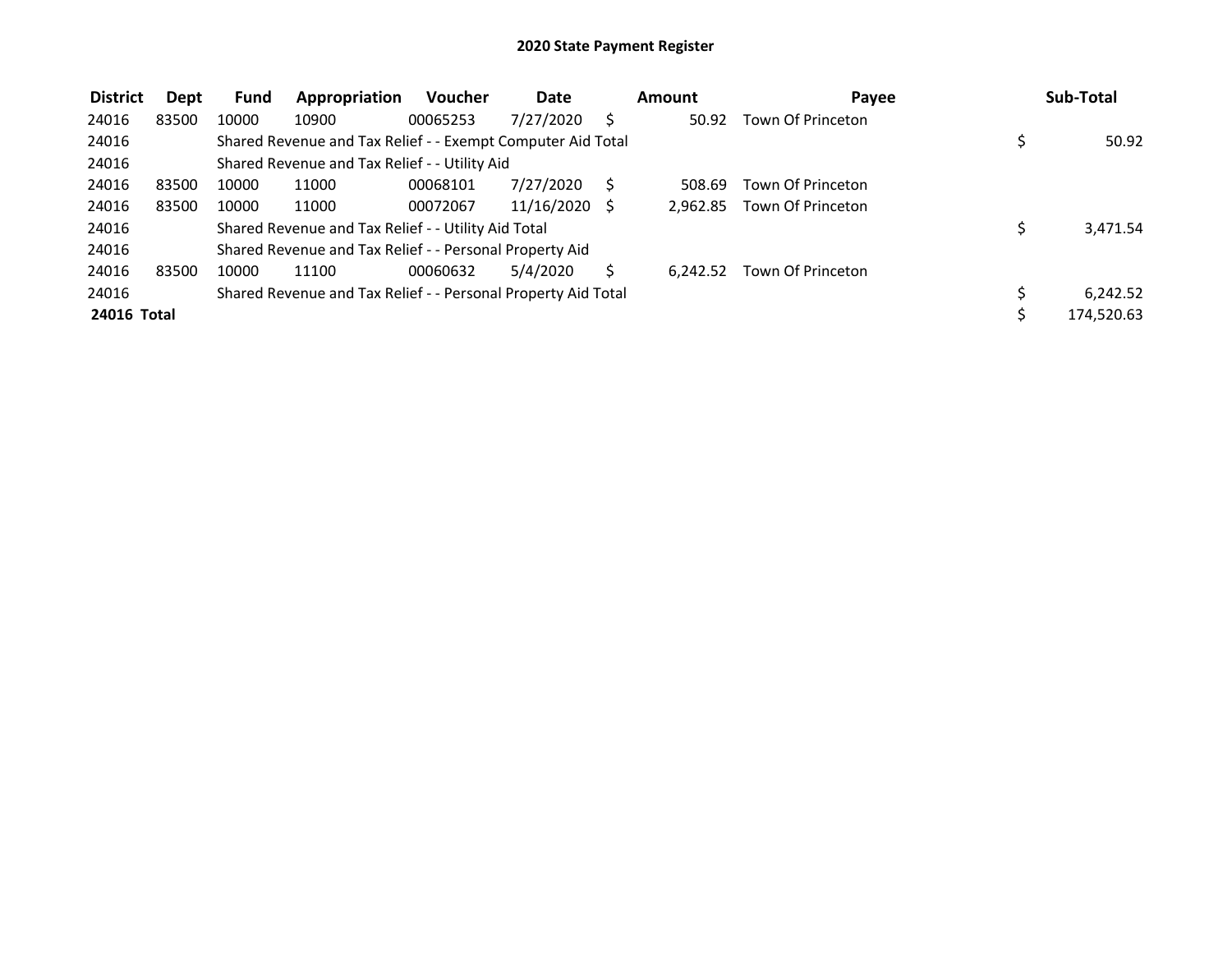# 2020 State Payment Register

| District | Dept | Fund | Appropriation | Voucher | Date | Amount | Payee | Sub-Total |
|---|---|---|---|---|---|---|---|---|
| 24016 | 83500 | 10000 | 10900 | 00065253 | 7/27/2020 | $ 50.92 | Town Of Princeton | |
| 24016 | | Shared Revenue and Tax Relief - - Exempt Computer Aid Total | | | | | | $ 50.92 |
| 24016 | | Shared Revenue and Tax Relief - - Utility Aid | | | | | | |
| 24016 | 83500 | 10000 | 11000 | 00068101 | 7/27/2020 | $ 508.69 | Town Of Princeton | |
| 24016 | 83500 | 10000 | 11000 | 00072067 | 11/16/2020 | $ 2,962.85 | Town Of Princeton | |
| 24016 | | Shared Revenue and Tax Relief - - Utility Aid Total | | | | | | $ 3,471.54 |
| 24016 | | Shared Revenue and Tax Relief - - Personal Property Aid | | | | | | |
| 24016 | 83500 | 10000 | 11100 | 00060632 | 5/4/2020 | $ 6,242.52 | Town Of Princeton | |
| 24016 | | Shared Revenue and Tax Relief - - Personal Property Aid Total | | | | | | $ 6,242.52 |
| **24016 Total** | | | | | | | | $ 174,520.63 |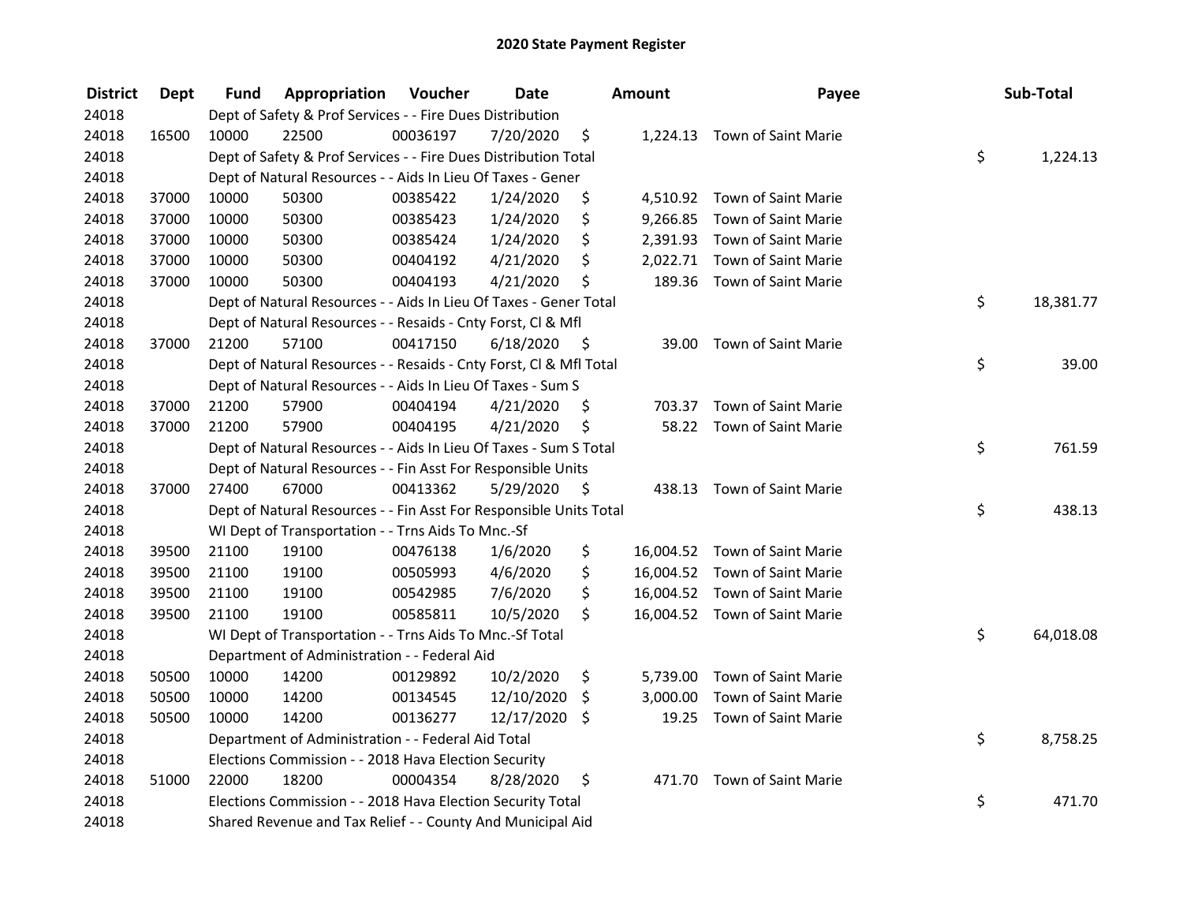# 2020 State Payment Register

| District | Dept | Fund | Appropriation | Voucher | Date | Amount | Payee | Sub-Total |
|---|---|---|---|---|---|---|---|---|
| 24018 | | Dept of Safety & Prof Services - - Fire Dues Distribution | | | | | | |
| 24018 | 16500 | 10000 | 22500 | 00036197 | 7/20/2020 | $ 1,224.13 | Town of Saint Marie | |
| 24018 | | Dept of Safety & Prof Services - - Fire Dues Distribution Total | | | | | | $ 1,224.13 |
| 24018 | | Dept of Natural Resources - - Aids In Lieu Of Taxes - Gener | | | | | | |
| 24018 | 37000 | 10000 | 50300 | 00385422 | 1/24/2020 | $ 4,510.92 | Town of Saint Marie | |
| 24018 | 37000 | 10000 | 50300 | 00385423 | 1/24/2020 | $ 9,266.85 | Town of Saint Marie | |
| 24018 | 37000 | 10000 | 50300 | 00385424 | 1/24/2020 | $ 2,391.93 | Town of Saint Marie | |
| 24018 | 37000 | 10000 | 50300 | 00404192 | 4/21/2020 | $ 2,022.71 | Town of Saint Marie | |
| 24018 | 37000 | 10000 | 50300 | 00404193 | 4/21/2020 | $ 189.36 | Town of Saint Marie | |
| 24018 | | Dept of Natural Resources - - Aids In Lieu Of Taxes - Gener Total | | | | | | $ 18,381.77 |
| 24018 | | Dept of Natural Resources - - Resaids - Cnty Forst, Cl & Mfl | | | | | | |
| 24018 | 37000 | 21200 | 57100 | 00417150 | 6/18/2020 | $ 39.00 | Town of Saint Marie | |
| 24018 | | Dept of Natural Resources - - Resaids - Cnty Forst, Cl & Mfl Total | | | | | | $ 39.00 |
| 24018 | | Dept of Natural Resources - - Aids In Lieu Of Taxes - Sum S | | | | | | |
| 24018 | 37000 | 21200 | 57900 | 00404194 | 4/21/2020 | $ 703.37 | Town of Saint Marie | |
| 24018 | 37000 | 21200 | 57900 | 00404195 | 4/21/2020 | $ 58.22 | Town of Saint Marie | |
| 24018 | | Dept of Natural Resources - - Aids In Lieu Of Taxes - Sum S Total | | | | | | $ 761.59 |
| 24018 | | Dept of Natural Resources - - Fin Asst For Responsible Units | | | | | | |
| 24018 | 37000 | 27400 | 67000 | 00413362 | 5/29/2020 | $ 438.13 | Town of Saint Marie | |
| 24018 | | Dept of Natural Resources - - Fin Asst For Responsible Units Total | | | | | | $ 438.13 |
| 24018 | | WI Dept of Transportation - - Trns Aids To Mnc.-Sf | | | | | | |
| 24018 | 39500 | 21100 | 19100 | 00476138 | 1/6/2020 | $ 16,004.52 | Town of Saint Marie | |
| 24018 | 39500 | 21100 | 19100 | 00505993 | 4/6/2020 | $ 16,004.52 | Town of Saint Marie | |
| 24018 | 39500 | 21100 | 19100 | 00542985 | 7/6/2020 | $ 16,004.52 | Town of Saint Marie | |
| 24018 | 39500 | 21100 | 19100 | 00585811 | 10/5/2020 | $ 16,004.52 | Town of Saint Marie | |
| 24018 | | WI Dept of Transportation - - Trns Aids To Mnc.-Sf Total | | | | | | $ 64,018.08 |
| 24018 | | Department of Administration - - Federal Aid | | | | | | |
| 24018 | 50500 | 10000 | 14200 | 00129892 | 10/2/2020 | $ 5,739.00 | Town of Saint Marie | |
| 24018 | 50500 | 10000 | 14200 | 00134545 | 12/10/2020 | $ 3,000.00 | Town of Saint Marie | |
| 24018 | 50500 | 10000 | 14200 | 00136277 | 12/17/2020 | $ 19.25 | Town of Saint Marie | |
| 24018 | | Department of Administration - - Federal Aid Total | | | | | | $ 8,758.25 |
| 24018 | | Elections Commission - - 2018 Hava Election Security | | | | | | |
| 24018 | 51000 | 22000 | 18200 | 00004354 | 8/28/2020 | $ 471.70 | Town of Saint Marie | |
| 24018 | | Elections Commission - - 2018 Hava Election Security Total | | | | | | $ 471.70 |
| 24018 | | Shared Revenue and Tax Relief - - County And Municipal Aid | | | | | | |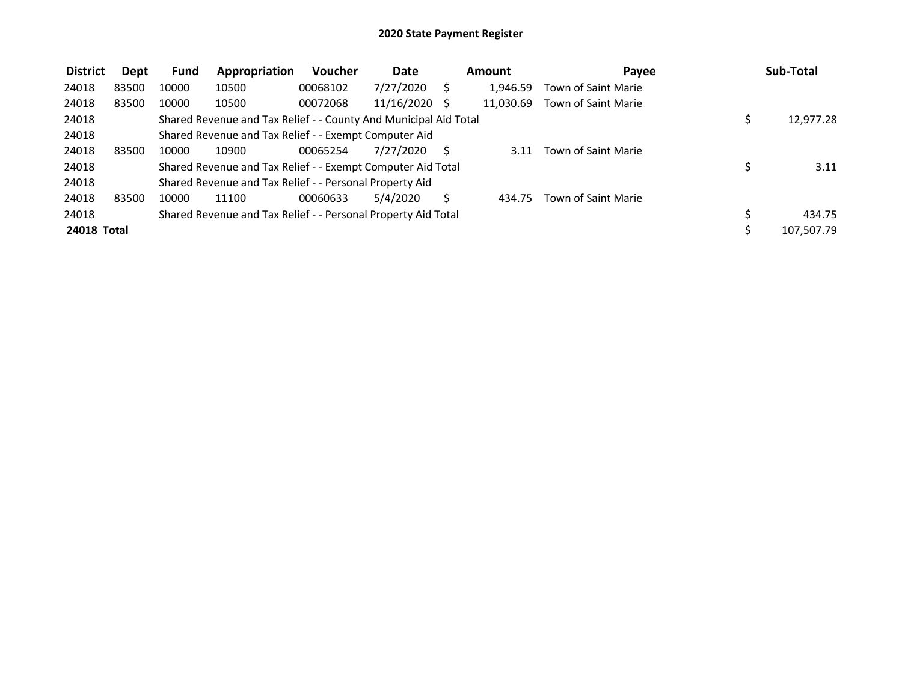# 2020 State Payment Register

| District | Dept | Fund | Appropriation | Voucher | Date | Amount | Payee | Sub-Total |
|---|---|---|---|---|---|---|---|---|
| 24018 | 83500 | 10000 | 10500 | 00068102 | 7/27/2020 | $ 1,946.59 | Town of Saint Marie | |
| 24018 | 83500 | 10000 | 10500 | 00072068 | 11/16/2020 | $ 11,030.69 | Town of Saint Marie | |
| 24018 | | Shared Revenue and Tax Relief - - County And Municipal Aid Total | | | | | | $ 12,977.28 |
| 24018 | | Shared Revenue and Tax Relief - - Exempt Computer Aid | | | | | | |
| 24018 | 83500 | 10000 | 10900 | 00065254 | 7/27/2020 | $ 3.11 | Town of Saint Marie | |
| 24018 | | Shared Revenue and Tax Relief - - Exempt Computer Aid Total | | | | | | $ 3.11 |
| 24018 | | Shared Revenue and Tax Relief - - Personal Property Aid | | | | | | |
| 24018 | 83500 | 10000 | 11100 | 00060633 | 5/4/2020 | $ 434.75 | Town of Saint Marie | |
| 24018 | | Shared Revenue and Tax Relief - - Personal Property Aid Total | | | | | | $ 434.75 |
| **24018 Total** | | | | | | | | $ 107,507.79 |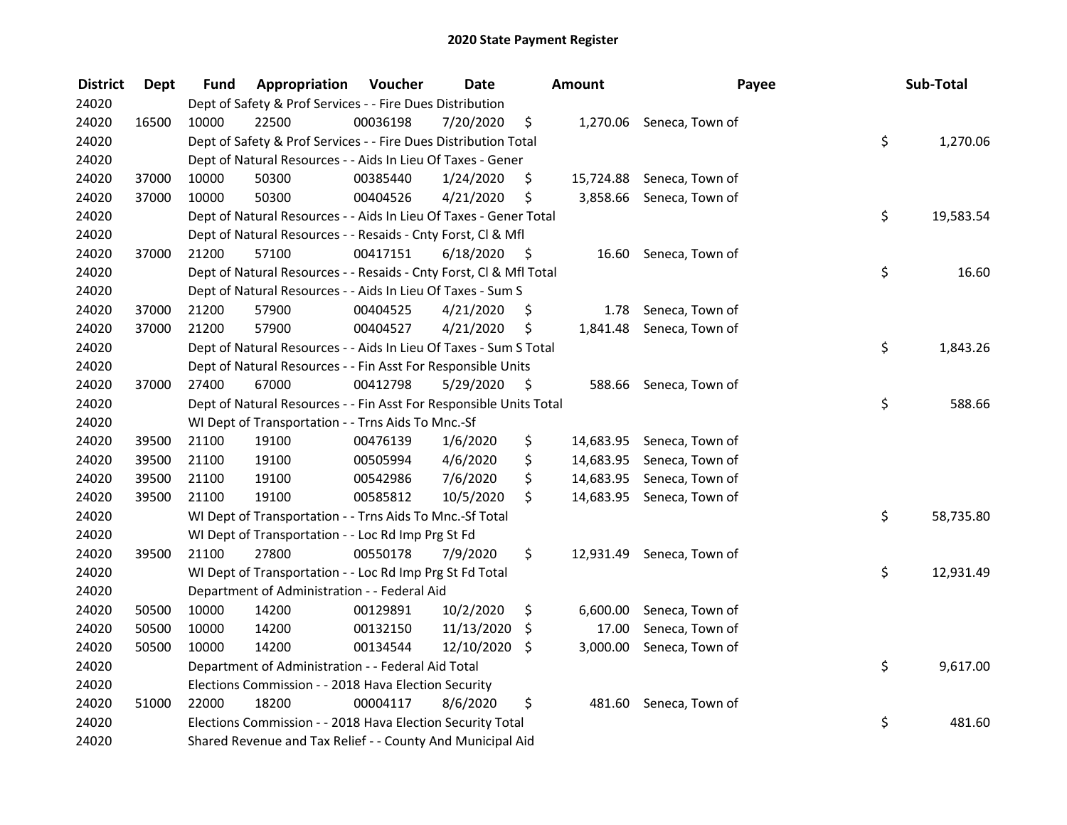# 2020 State Payment Register

| District | Dept | Fund | Appropriation | Voucher | Date | Amount | Payee | Sub-Total |
|---|---|---|---|---|---|---|---|---|
| 24020 | | Dept of Safety & Prof Services - - Fire Dues Distribution | | | | | | |
| 24020 | 16500 | 10000 | 22500 | 00036198 | 7/20/2020 | $ 1,270.06 | Seneca, Town of | |
| 24020 | | Dept of Safety & Prof Services - - Fire Dues Distribution Total | | | | | | $ 1,270.06 |
| 24020 | | Dept of Natural Resources - - Aids In Lieu Of Taxes - Gener | | | | | | |
| 24020 | 37000 | 10000 | 50300 | 00385440 | 1/24/2020 | $ 15,724.88 | Seneca, Town of | |
| 24020 | 37000 | 10000 | 50300 | 00404526 | 4/21/2020 | $ 3,858.66 | Seneca, Town of | |
| 24020 | | Dept of Natural Resources - - Aids In Lieu Of Taxes - Gener Total | | | | | | $ 19,583.54 |
| 24020 | | Dept of Natural Resources - - Resaids - Cnty Forst, Cl & Mfl | | | | | | |
| 24020 | 37000 | 21200 | 57100 | 00417151 | 6/18/2020 | $ 16.60 | Seneca, Town of | |
| 24020 | | Dept of Natural Resources - - Resaids - Cnty Forst, Cl & Mfl Total | | | | | | $ 16.60 |
| 24020 | | Dept of Natural Resources - - Aids In Lieu Of Taxes - Sum S | | | | | | |
| 24020 | 37000 | 21200 | 57900 | 00404525 | 4/21/2020 | $ 1.78 | Seneca, Town of | |
| 24020 | 37000 | 21200 | 57900 | 00404527 | 4/21/2020 | $ 1,841.48 | Seneca, Town of | |
| 24020 | | Dept of Natural Resources - - Aids In Lieu Of Taxes - Sum S Total | | | | | | $ 1,843.26 |
| 24020 | | Dept of Natural Resources - - Fin Asst For Responsible Units | | | | | | |
| 24020 | 37000 | 27400 | 67000 | 00412798 | 5/29/2020 | $ 588.66 | Seneca, Town of | |
| 24020 | | Dept of Natural Resources - - Fin Asst For Responsible Units Total | | | | | | $ 588.66 |
| 24020 | | WI Dept of Transportation - - Trns Aids To Mnc.-Sf | | | | | | |
| 24020 | 39500 | 21100 | 19100 | 00476139 | 1/6/2020 | $ 14,683.95 | Seneca, Town of | |
| 24020 | 39500 | 21100 | 19100 | 00505994 | 4/6/2020 | $ 14,683.95 | Seneca, Town of | |
| 24020 | 39500 | 21100 | 19100 | 00542986 | 7/6/2020 | $ 14,683.95 | Seneca, Town of | |
| 24020 | 39500 | 21100 | 19100 | 00585812 | 10/5/2020 | $ 14,683.95 | Seneca, Town of | |
| 24020 | | WI Dept of Transportation - - Trns Aids To Mnc.-Sf Total | | | | | | $ 58,735.80 |
| 24020 | | WI Dept of Transportation - - Loc Rd Imp Prg St Fd | | | | | | |
| 24020 | 39500 | 21100 | 27800 | 00550178 | 7/9/2020 | $ 12,931.49 | Seneca, Town of | |
| 24020 | | WI Dept of Transportation - - Loc Rd Imp Prg St Fd Total | | | | | | $ 12,931.49 |
| 24020 | | Department of Administration - - Federal Aid | | | | | | |
| 24020 | 50500 | 10000 | 14200 | 00129891 | 10/2/2020 | $ 6,600.00 | Seneca, Town of | |
| 24020 | 50500 | 10000 | 14200 | 00132150 | 11/13/2020 | $ 17.00 | Seneca, Town of | |
| 24020 | 50500 | 10000 | 14200 | 00134544 | 12/10/2020 | $ 3,000.00 | Seneca, Town of | |
| 24020 | | Department of Administration - - Federal Aid Total | | | | | | $ 9,617.00 |
| 24020 | | Elections Commission - - 2018 Hava Election Security | | | | | | |
| 24020 | 51000 | 22000 | 18200 | 00004117 | 8/6/2020 | $ 481.60 | Seneca, Town of | |
| 24020 | | Elections Commission - - 2018 Hava Election Security Total | | | | | | $ 481.60 |
| 24020 | | Shared Revenue and Tax Relief - - County And Municipal Aid | | | | | | |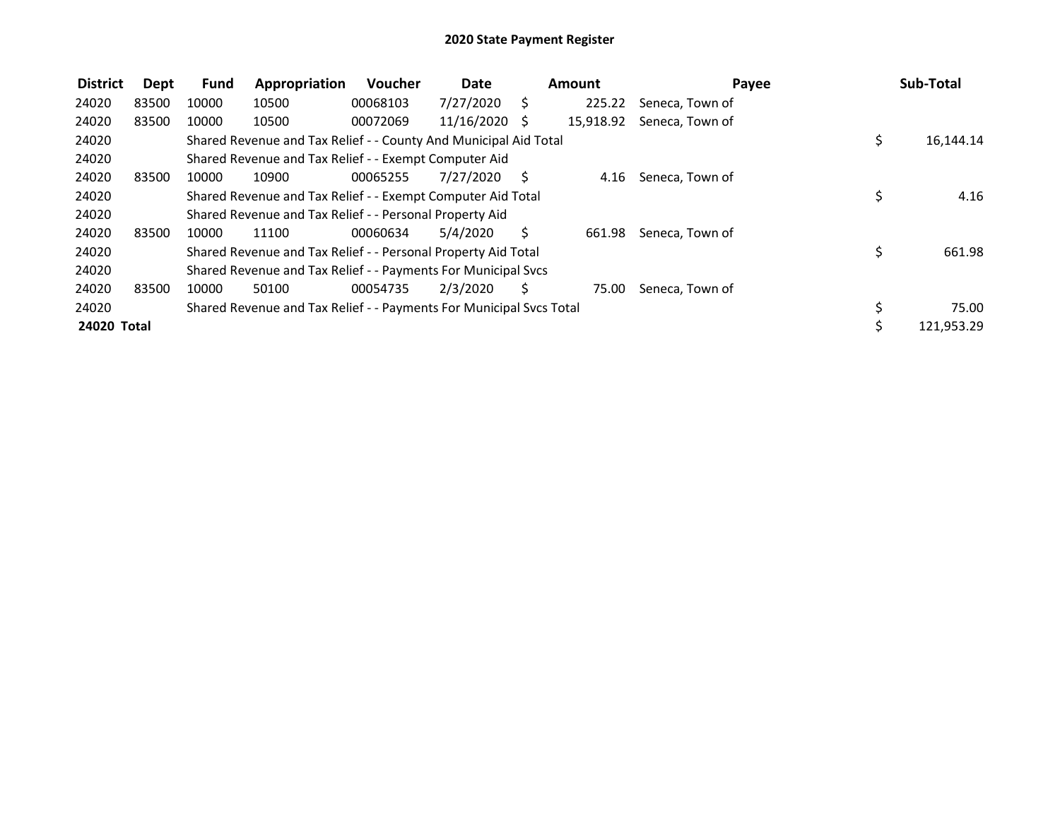# 2020 State Payment Register

| District | Dept | Fund | Appropriation | Voucher | Date | Amount | Payee | Sub-Total |
|---|---|---|---|---|---|---|---|---|
| 24020 | 83500 | 10000 | 10500 | 00068103 | 7/27/2020 | $ 225.22 | Seneca, Town of | |
| 24020 | 83500 | 10000 | 10500 | 00072069 | 11/16/2020 | $ 15,918.92 | Seneca, Town of | |
| 24020 | | Shared Revenue and Tax Relief - - County And Municipal Aid Total | | | | | | $ 16,144.14 |
| 24020 | | Shared Revenue and Tax Relief - - Exempt Computer Aid | | | | | | |
| 24020 | 83500 | 10000 | 10900 | 00065255 | 7/27/2020 | $ 4.16 | Seneca, Town of | |
| 24020 | | Shared Revenue and Tax Relief - - Exempt Computer Aid Total | | | | | | $ 4.16 |
| 24020 | | Shared Revenue and Tax Relief - - Personal Property Aid | | | | | | |
| 24020 | 83500 | 10000 | 11100 | 00060634 | 5/4/2020 | $ 661.98 | Seneca, Town of | |
| 24020 | | Shared Revenue and Tax Relief - - Personal Property Aid Total | | | | | | $ 661.98 |
| 24020 | | Shared Revenue and Tax Relief - - Payments For Municipal Svcs | | | | | | |
| 24020 | 83500 | 10000 | 50100 | 00054735 | 2/3/2020 | $ 75.00 | Seneca, Town of | |
| 24020 | | Shared Revenue and Tax Relief - - Payments For Municipal Svcs Total | | | | | | $ 75.00 |
| **24020 Total** | | | | | | | | $ 121,953.29 |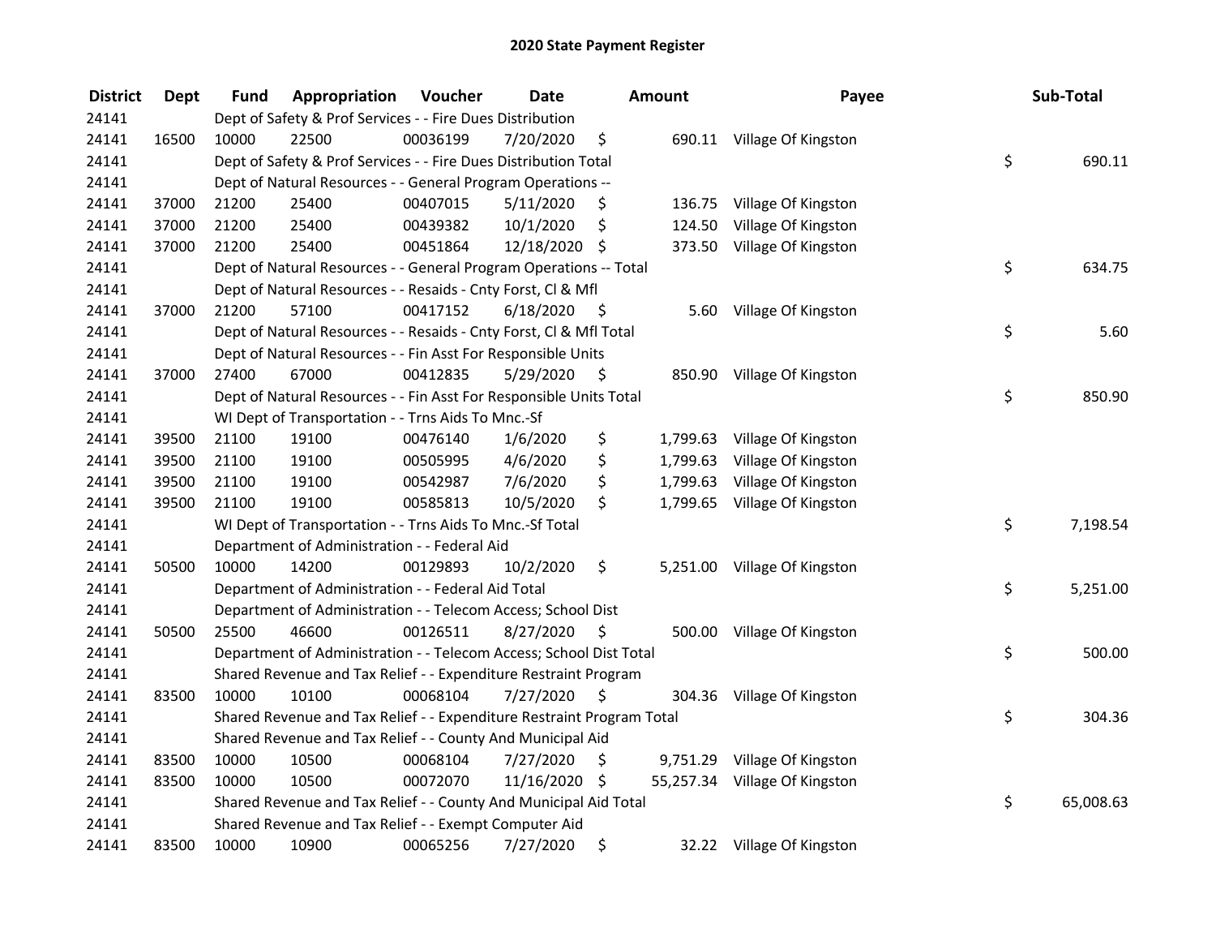# 2020 State Payment Register

| District | Dept | Fund | Appropriation | Voucher | Date | Amount | Payee | Sub-Total |
|---|---|---|---|---|---|---|---|---|
| 24141 | | | Dept of Safety & Prof Services - - Fire Dues Distribution | | | | | |
| 24141 | 16500 | 10000 | 22500 | 00036199 | 7/20/2020 | $ 690.11 | Village Of Kingston | |
| 24141 | | | Dept of Safety & Prof Services - - Fire Dues Distribution Total | | | | | $ 690.11 |
| 24141 | | | Dept of Natural Resources - - General Program Operations -- | | | | | |
| 24141 | 37000 | 21200 | 25400 | 00407015 | 5/11/2020 | $ 136.75 | Village Of Kingston | |
| 24141 | 37000 | 21200 | 25400 | 00439382 | 10/1/2020 | $ 124.50 | Village Of Kingston | |
| 24141 | 37000 | 21200 | 25400 | 00451864 | 12/18/2020 | $ 373.50 | Village Of Kingston | |
| 24141 | | | Dept of Natural Resources - - General Program Operations -- Total | | | | | $ 634.75 |
| 24141 | | | Dept of Natural Resources - - Resaids - Cnty Forst, Cl & Mfl | | | | | |
| 24141 | 37000 | 21200 | 57100 | 00417152 | 6/18/2020 | $ 5.60 | Village Of Kingston | |
| 24141 | | | Dept of Natural Resources - - Resaids - Cnty Forst, Cl & Mfl Total | | | | | $ 5.60 |
| 24141 | | | Dept of Natural Resources - - Fin Asst For Responsible Units | | | | | |
| 24141 | 37000 | 27400 | 67000 | 00412835 | 5/29/2020 | $ 850.90 | Village Of Kingston | |
| 24141 | | | Dept of Natural Resources - - Fin Asst For Responsible Units Total | | | | | $ 850.90 |
| 24141 | | | WI Dept of Transportation - - Trns Aids To Mnc.-Sf | | | | | |
| 24141 | 39500 | 21100 | 19100 | 00476140 | 1/6/2020 | $ 1,799.63 | Village Of Kingston | |
| 24141 | 39500 | 21100 | 19100 | 00505995 | 4/6/2020 | $ 1,799.63 | Village Of Kingston | |
| 24141 | 39500 | 21100 | 19100 | 00542987 | 7/6/2020 | $ 1,799.63 | Village Of Kingston | |
| 24141 | 39500 | 21100 | 19100 | 00585813 | 10/5/2020 | $ 1,799.65 | Village Of Kingston | |
| 24141 | | | WI Dept of Transportation - - Trns Aids To Mnc.-Sf Total | | | | | $ 7,198.54 |
| 24141 | | | Department of Administration - - Federal Aid | | | | | |
| 24141 | 50500 | 10000 | 14200 | 00129893 | 10/2/2020 | $ 5,251.00 | Village Of Kingston | |
| 24141 | | | Department of Administration - - Federal Aid Total | | | | | $ 5,251.00 |
| 24141 | | | Department of Administration - - Telecom Access; School Dist | | | | | |
| 24141 | 50500 | 25500 | 46600 | 00126511 | 8/27/2020 | $ 500.00 | Village Of Kingston | |
| 24141 | | | Department of Administration - - Telecom Access; School Dist Total | | | | | $ 500.00 |
| 24141 | | | Shared Revenue and Tax Relief - - Expenditure Restraint Program | | | | | |
| 24141 | 83500 | 10000 | 10100 | 00068104 | 7/27/2020 | $ 304.36 | Village Of Kingston | |
| 24141 | | | Shared Revenue and Tax Relief - - Expenditure Restraint Program Total | | | | | $ 304.36 |
| 24141 | | | Shared Revenue and Tax Relief - - County And Municipal Aid | | | | | |
| 24141 | 83500 | 10000 | 10500 | 00068104 | 7/27/2020 | $ 9,751.29 | Village Of Kingston | |
| 24141 | 83500 | 10000 | 10500 | 00072070 | 11/16/2020 | $ 55,257.34 | Village Of Kingston | |
| 24141 | | | Shared Revenue and Tax Relief - - County And Municipal Aid Total | | | | | $ 65,008.63 |
| 24141 | | | Shared Revenue and Tax Relief - - Exempt Computer Aid | | | | | |
| 24141 | 83500 | 10000 | 10900 | 00065256 | 7/27/2020 | $ 32.22 | Village Of Kingston | |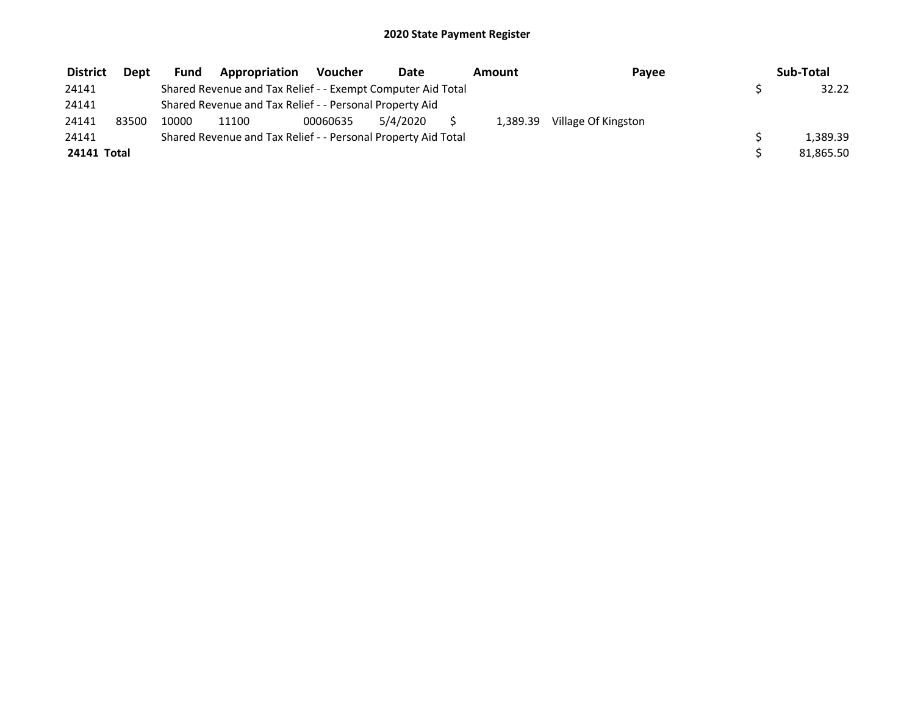# 2020 State Payment Register

| District | Dept | Fund | Appropriation | Voucher | Date | Amount | Payee | Sub-Total |
|---|---|---|---|---|---|---|---|---|
| 24141 | | Shared Revenue and Tax Relief - - Exempt Computer Aid Total | | | | | | $ 32.22 |
| 24141 | | Shared Revenue and Tax Relief - - Personal Property Aid | | | | | | |
| 24141 | 83500 | 10000 | 11100 | 00060635 | 5/4/2020 | $ 1,389.39 | Village Of Kingston | |
| 24141 | | Shared Revenue and Tax Relief - - Personal Property Aid Total | | | | | | $ 1,389.39 |
| **24141 Total** | | | | | | | | $ 81,865.50 |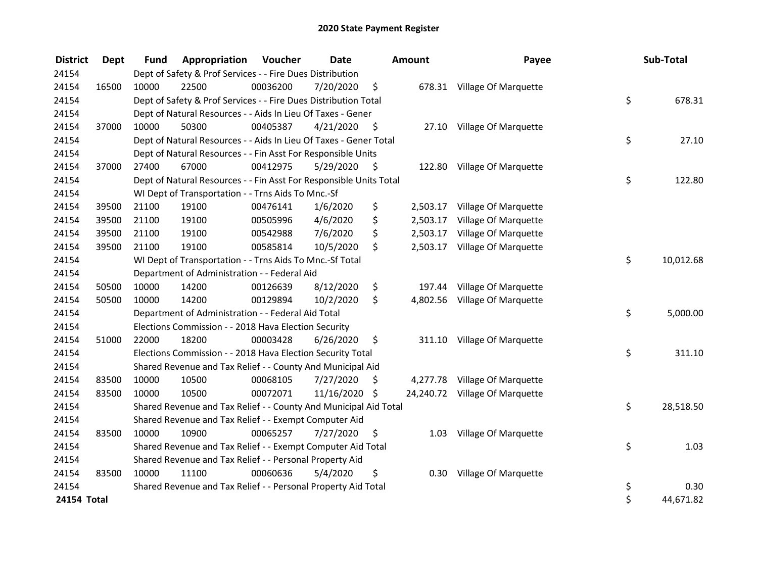# 2020 State Payment Register

| District | Dept | Fund | Appropriation | Voucher | Date | Amount | Payee | Sub-Total |
|---|---|---|---|---|---|---|---|---|
| 24154 | | Dept of Safety & Prof Services - - Fire Dues Distribution | | | | | | |
| 24154 | 16500 | 10000 | 22500 | 00036200 | 7/20/2020 | $ 678.31 | Village Of Marquette | |
| 24154 | | Dept of Safety & Prof Services - - Fire Dues Distribution Total | | | | | | $ 678.31 |
| 24154 | | Dept of Natural Resources - - Aids In Lieu Of Taxes - Gener | | | | | | |
| 24154 | 37000 | 10000 | 50300 | 00405387 | 4/21/2020 | $ 27.10 | Village Of Marquette | |
| 24154 | | Dept of Natural Resources - - Aids In Lieu Of Taxes - Gener Total | | | | | | $ 27.10 |
| 24154 | | Dept of Natural Resources - - Fin Asst For Responsible Units | | | | | | |
| 24154 | 37000 | 27400 | 67000 | 00412975 | 5/29/2020 | $ 122.80 | Village Of Marquette | |
| 24154 | | Dept of Natural Resources - - Fin Asst For Responsible Units Total | | | | | | $ 122.80 |
| 24154 | | WI Dept of Transportation - - Trns Aids To Mnc.-Sf | | | | | | |
| 24154 | 39500 | 21100 | 19100 | 00476141 | 1/6/2020 | $ 2,503.17 | Village Of Marquette | |
| 24154 | 39500 | 21100 | 19100 | 00505996 | 4/6/2020 | $ 2,503.17 | Village Of Marquette | |
| 24154 | 39500 | 21100 | 19100 | 00542988 | 7/6/2020 | $ 2,503.17 | Village Of Marquette | |
| 24154 | 39500 | 21100 | 19100 | 00585814 | 10/5/2020 | $ 2,503.17 | Village Of Marquette | |
| 24154 | | WI Dept of Transportation - - Trns Aids To Mnc.-Sf Total | | | | | | $ 10,012.68 |
| 24154 | | Department of Administration - - Federal Aid | | | | | | |
| 24154 | 50500 | 10000 | 14200 | 00126639 | 8/12/2020 | $ 197.44 | Village Of Marquette | |
| 24154 | 50500 | 10000 | 14200 | 00129894 | 10/2/2020 | $ 4,802.56 | Village Of Marquette | |
| 24154 | | Department of Administration - - Federal Aid Total | | | | | | $ 5,000.00 |
| 24154 | | Elections Commission - - 2018 Hava Election Security | | | | | | |
| 24154 | 51000 | 22000 | 18200 | 00003428 | 6/26/2020 | $ 311.10 | Village Of Marquette | |
| 24154 | | Elections Commission - - 2018 Hava Election Security Total | | | | | | $ 311.10 |
| 24154 | | Shared Revenue and Tax Relief - - County And Municipal Aid | | | | | | |
| 24154 | 83500 | 10000 | 10500 | 00068105 | 7/27/2020 | $ 4,277.78 | Village Of Marquette | |
| 24154 | 83500 | 10000 | 10500 | 00072071 | 11/16/2020 | $ 24,240.72 | Village Of Marquette | |
| 24154 | | Shared Revenue and Tax Relief - - County And Municipal Aid Total | | | | | | $ 28,518.50 |
| 24154 | | Shared Revenue and Tax Relief - - Exempt Computer Aid | | | | | | |
| 24154 | 83500 | 10000 | 10900 | 00065257 | 7/27/2020 | $ 1.03 | Village Of Marquette | |
| 24154 | | Shared Revenue and Tax Relief - - Exempt Computer Aid Total | | | | | | $ 1.03 |
| 24154 | | Shared Revenue and Tax Relief - - Personal Property Aid | | | | | | |
| 24154 | 83500 | 10000 | 11100 | 00060636 | 5/4/2020 | $ 0.30 | Village Of Marquette | |
| 24154 | | Shared Revenue and Tax Relief - - Personal Property Aid Total | | | | | | $ 0.30 |
| **24154 Total** | | | | | | | | $ 44,671.82 |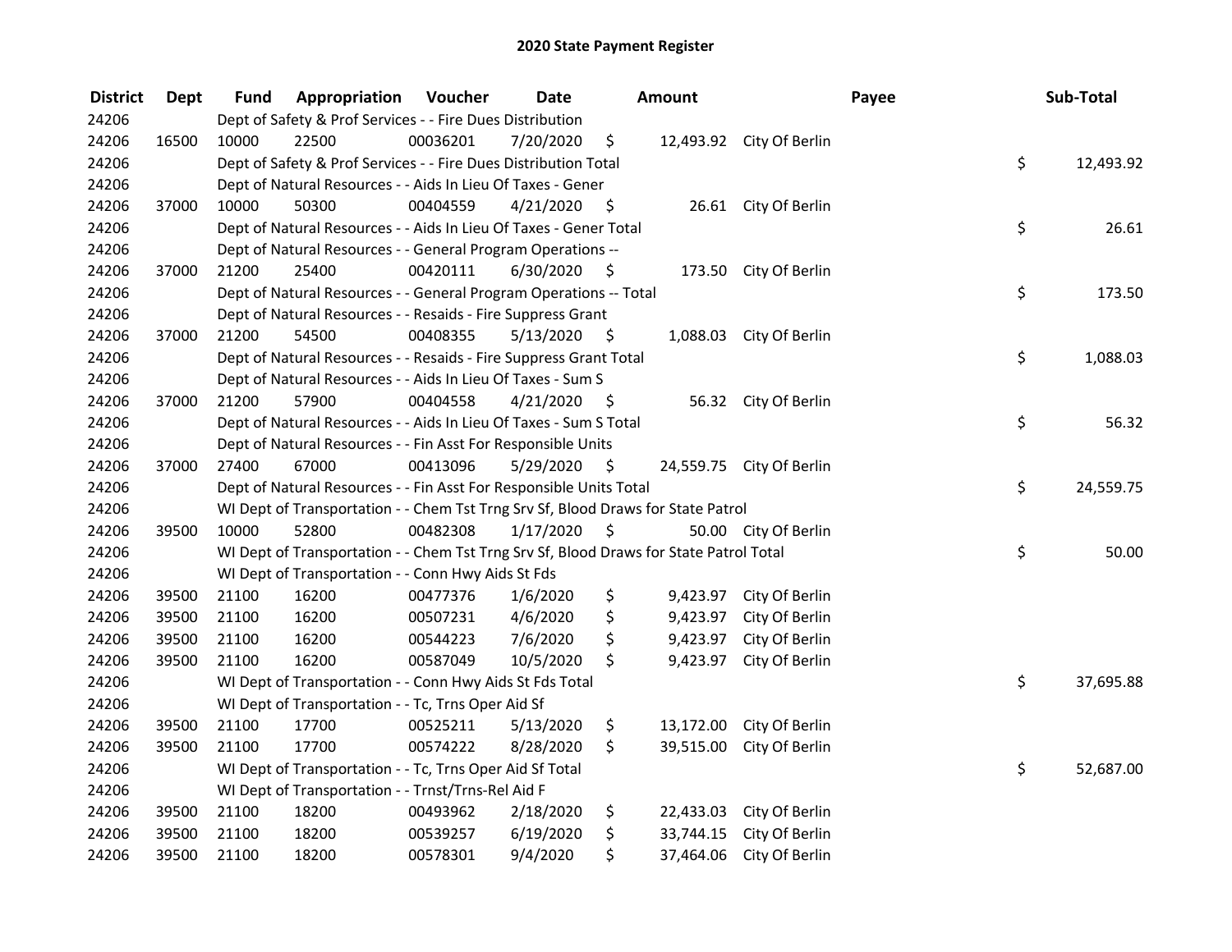## 2020 State Payment Register

| District | Dept | Fund | Appropriation | Voucher | Date | Amount | Payee | Sub-Total |
|---|---|---|---|---|---|---|---|---|
| 24206 | | Dept of Safety & Prof Services - - Fire Dues Distribution | | | | | | |
| 24206 | 16500 | 10000 | 22500 | 00036201 | 7/20/2020 | $ 12,493.92 | City Of Berlin | |
| 24206 | | Dept of Safety & Prof Services - - Fire Dues Distribution Total | | | | | | $ 12,493.92 |
| 24206 | | Dept of Natural Resources - - Aids In Lieu Of Taxes - Gener | | | | | | |
| 24206 | 37000 | 10000 | 50300 | 00404559 | 4/21/2020 | $ 26.61 | City Of Berlin | |
| 24206 | | Dept of Natural Resources - - Aids In Lieu Of Taxes - Gener Total | | | | | | $ 26.61 |
| 24206 | | Dept of Natural Resources - - General Program Operations -- | | | | | | |
| 24206 | 37000 | 21200 | 25400 | 00420111 | 6/30/2020 | $ 173.50 | City Of Berlin | |
| 24206 | | Dept of Natural Resources - - General Program Operations -- Total | | | | | | $ 173.50 |
| 24206 | | Dept of Natural Resources - - Resaids - Fire Suppress Grant | | | | | | |
| 24206 | 37000 | 21200 | 54500 | 00408355 | 5/13/2020 | $ 1,088.03 | City Of Berlin | |
| 24206 | | Dept of Natural Resources - - Resaids - Fire Suppress Grant Total | | | | | | $ 1,088.03 |
| 24206 | | Dept of Natural Resources - - Aids In Lieu Of Taxes - Sum S | | | | | | |
| 24206 | 37000 | 21200 | 57900 | 00404558 | 4/21/2020 | $ 56.32 | City Of Berlin | |
| 24206 | | Dept of Natural Resources - - Aids In Lieu Of Taxes - Sum S Total | | | | | | $ 56.32 |
| 24206 | | Dept of Natural Resources - - Fin Asst For Responsible Units | | | | | | |
| 24206 | 37000 | 27400 | 67000 | 00413096 | 5/29/2020 | $ 24,559.75 | City Of Berlin | |
| 24206 | | Dept of Natural Resources - - Fin Asst For Responsible Units Total | | | | | | $ 24,559.75 |
| 24206 | | WI Dept of Transportation - - Chem Tst Trng Srv Sf, Blood Draws for State Patrol | | | | | | |
| 24206 | 39500 | 10000 | 52800 | 00482308 | 1/17/2020 | $ 50.00 | City Of Berlin | |
| 24206 | | WI Dept of Transportation - - Chem Tst Trng Srv Sf, Blood Draws for State Patrol Total | | | | | | $ 50.00 |
| 24206 | | WI Dept of Transportation - - Conn Hwy Aids St Fds | | | | | | |
| 24206 | 39500 | 21100 | 16200 | 00477376 | 1/6/2020 | $ 9,423.97 | City Of Berlin | |
| 24206 | 39500 | 21100 | 16200 | 00507231 | 4/6/2020 | $ 9,423.97 | City Of Berlin | |
| 24206 | 39500 | 21100 | 16200 | 00544223 | 7/6/2020 | $ 9,423.97 | City Of Berlin | |
| 24206 | 39500 | 21100 | 16200 | 00587049 | 10/5/2020 | $ 9,423.97 | City Of Berlin | |
| 24206 | | WI Dept of Transportation - - Conn Hwy Aids St Fds Total | | | | | | $ 37,695.88 |
| 24206 | | WI Dept of Transportation - - Tc, Trns Oper Aid Sf | | | | | | |
| 24206 | 39500 | 21100 | 17700 | 00525211 | 5/13/2020 | $ 13,172.00 | City Of Berlin | |
| 24206 | 39500 | 21100 | 17700 | 00574222 | 8/28/2020 | $ 39,515.00 | City Of Berlin | |
| 24206 | | WI Dept of Transportation - - Tc, Trns Oper Aid Sf Total | | | | | | $ 52,687.00 |
| 24206 | | WI Dept of Transportation - - Trnst/Trns-Rel Aid F | | | | | | |
| 24206 | 39500 | 21100 | 18200 | 00493962 | 2/18/2020 | $ 22,433.03 | City Of Berlin | |
| 24206 | 39500 | 21100 | 18200 | 00539257 | 6/19/2020 | $ 33,744.15 | City Of Berlin | |
| 24206 | 39500 | 21100 | 18200 | 00578301 | 9/4/2020 | $ 37,464.06 | City Of Berlin | |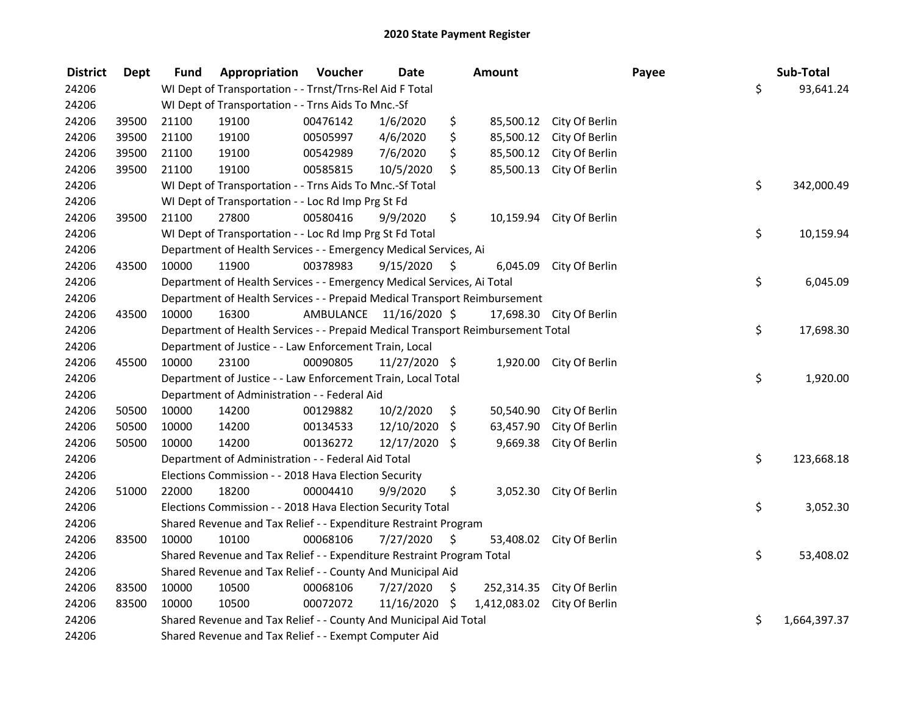# 2020 State Payment Register

| District | Dept | Fund | Appropriation | Voucher | Date | Amount | Payee | Sub-Total |
|---|---|---|---|---|---|---|---|---|
| 24206 | | WI Dept of Transportation - - Trnst/Trns-Rel Aid F Total | | | | | | $ 93,641.24 |
| 24206 | | WI Dept of Transportation - - Trns Aids To Mnc.-Sf | | | | | | |
| 24206 | 39500 | 21100 | 19100 | 00476142 | 1/6/2020 | $ 85,500.12 | City Of Berlin | |
| 24206 | 39500 | 21100 | 19100 | 00505997 | 4/6/2020 | $ 85,500.12 | City Of Berlin | |
| 24206 | 39500 | 21100 | 19100 | 00542989 | 7/6/2020 | $ 85,500.12 | City Of Berlin | |
| 24206 | 39500 | 21100 | 19100 | 00585815 | 10/5/2020 | $ 85,500.13 | City Of Berlin | |
| 24206 | | WI Dept of Transportation - - Trns Aids To Mnc.-Sf Total | | | | | | $ 342,000.49 |
| 24206 | | WI Dept of Transportation - - Loc Rd Imp Prg St Fd | | | | | | |
| 24206 | 39500 | 21100 | 27800 | 00580416 | 9/9/2020 | $ 10,159.94 | City Of Berlin | |
| 24206 | | WI Dept of Transportation - - Loc Rd Imp Prg St Fd Total | | | | | | $ 10,159.94 |
| 24206 | | Department of Health Services - - Emergency Medical Services, Ai | | | | | | |
| 24206 | 43500 | 10000 | 11900 | 00378983 | 9/15/2020 | $ 6,045.09 | City Of Berlin | |
| 24206 | | Department of Health Services - - Emergency Medical Services, Ai Total | | | | | | $ 6,045.09 |
| 24206 | | Department of Health Services - - Prepaid Medical Transport Reimbursement | | | | | | |
| 24206 | 43500 | 10000 | 16300 | AMBULANCE | 11/16/2020 | $ 17,698.30 | City Of Berlin | |
| 24206 | | Department of Health Services - - Prepaid Medical Transport Reimbursement Total | | | | | | $ 17,698.30 |
| 24206 | | Department of Justice - - Law Enforcement Train, Local | | | | | | |
| 24206 | 45500 | 10000 | 23100 | 00090805 | 11/27/2020 | $ 1,920.00 | City Of Berlin | |
| 24206 | | Department of Justice - - Law Enforcement Train, Local Total | | | | | | $ 1,920.00 |
| 24206 | | Department of Administration - - Federal Aid | | | | | | |
| 24206 | 50500 | 10000 | 14200 | 00129882 | 10/2/2020 | $ 50,540.90 | City Of Berlin | |
| 24206 | 50500 | 10000 | 14200 | 00134533 | 12/10/2020 | $ 63,457.90 | City Of Berlin | |
| 24206 | 50500 | 10000 | 14200 | 00136272 | 12/17/2020 | $ 9,669.38 | City Of Berlin | |
| 24206 | | Department of Administration - - Federal Aid Total | | | | | | $ 123,668.18 |
| 24206 | | Elections Commission - - 2018 Hava Election Security | | | | | | |
| 24206 | 51000 | 22000 | 18200 | 00004410 | 9/9/2020 | $ 3,052.30 | City Of Berlin | |
| 24206 | | Elections Commission - - 2018 Hava Election Security Total | | | | | | $ 3,052.30 |
| 24206 | | Shared Revenue and Tax Relief - - Expenditure Restraint Program | | | | | | |
| 24206 | 83500 | 10000 | 10100 | 00068106 | 7/27/2020 | $ 53,408.02 | City Of Berlin | |
| 24206 | | Shared Revenue and Tax Relief - - Expenditure Restraint Program Total | | | | | | $ 53,408.02 |
| 24206 | | Shared Revenue and Tax Relief - - County And Municipal Aid | | | | | | |
| 24206 | 83500 | 10000 | 10500 | 00068106 | 7/27/2020 | $ 252,314.35 | City Of Berlin | |
| 24206 | 83500 | 10000 | 10500 | 00072072 | 11/16/2020 | $ 1,412,083.02 | City Of Berlin | |
| 24206 | | Shared Revenue and Tax Relief - - County And Municipal Aid Total | | | | | | $ 1,664,397.37 |
| 24206 | | Shared Revenue and Tax Relief - - Exempt Computer Aid | | | | | | |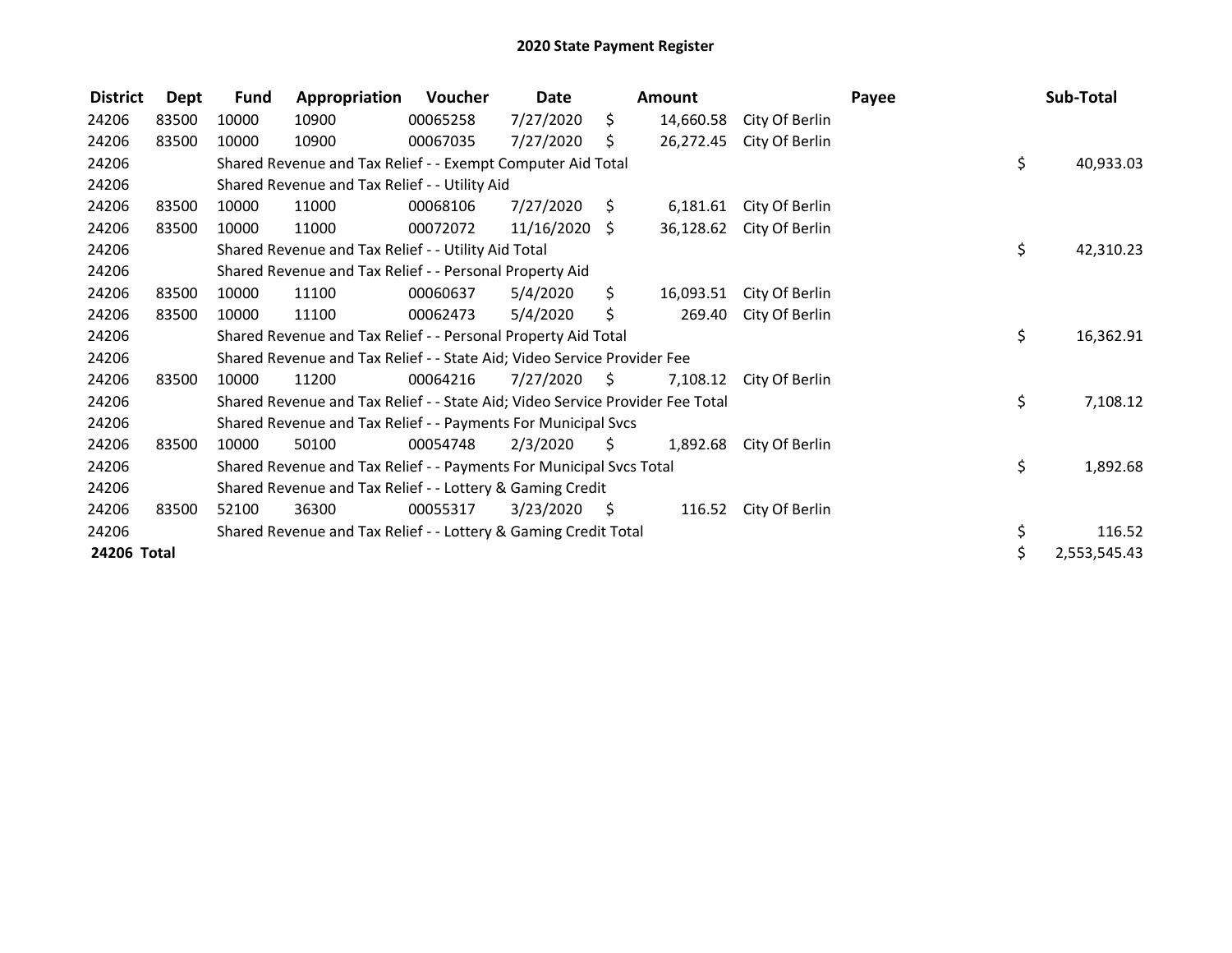# 2020 State Payment Register

| District | Dept | Fund | Appropriation | Voucher | Date | Amount | Payee | Sub-Total |
|---|---|---|---|---|---|---|---|---|
| 24206 | 83500 | 10000 | 10900 | 00065258 | 7/27/2020 | $ 14,660.58 | City Of Berlin | |
| 24206 | 83500 | 10000 | 10900 | 00067035 | 7/27/2020 | $ 26,272.45 | City Of Berlin | |
| 24206 | | Shared Revenue and Tax Relief - - Exempt Computer Aid Total | | | | | | $ 40,933.03 |
| 24206 | | Shared Revenue and Tax Relief - - Utility Aid | | | | | | |
| 24206 | 83500 | 10000 | 11000 | 00068106 | 7/27/2020 | $ 6,181.61 | City Of Berlin | |
| 24206 | 83500 | 10000 | 11000 | 00072072 | 11/16/2020 | $ 36,128.62 | City Of Berlin | |
| 24206 | | Shared Revenue and Tax Relief - - Utility Aid Total | | | | | | $ 42,310.23 |
| 24206 | | Shared Revenue and Tax Relief - - Personal Property Aid | | | | | | |
| 24206 | 83500 | 10000 | 11100 | 00060637 | 5/4/2020 | $ 16,093.51 | City Of Berlin | |
| 24206 | 83500 | 10000 | 11100 | 00062473 | 5/4/2020 | $ 269.40 | City Of Berlin | |
| 24206 | | Shared Revenue and Tax Relief - - Personal Property Aid Total | | | | | | $ 16,362.91 |
| 24206 | | Shared Revenue and Tax Relief - - State Aid; Video Service Provider Fee | | | | | | |
| 24206 | 83500 | 10000 | 11200 | 00064216 | 7/27/2020 | $ 7,108.12 | City Of Berlin | |
| 24206 | | Shared Revenue and Tax Relief - - State Aid; Video Service Provider Fee Total | | | | | | $ 7,108.12 |
| 24206 | | Shared Revenue and Tax Relief - - Payments For Municipal Svcs | | | | | | |
| 24206 | 83500 | 10000 | 50100 | 00054748 | 2/3/2020 | $ 1,892.68 | City Of Berlin | |
| 24206 | | Shared Revenue and Tax Relief - - Payments For Municipal Svcs Total | | | | | | $ 1,892.68 |
| 24206 | | Shared Revenue and Tax Relief - - Lottery & Gaming Credit | | | | | | |
| 24206 | 83500 | 52100 | 36300 | 00055317 | 3/23/2020 | $ 116.52 | City Of Berlin | |
| 24206 | | Shared Revenue and Tax Relief - - Lottery & Gaming Credit Total | | | | | | $ 116.52 |
| **24206 Total** | | | | | | | | $ 2,553,545.43 |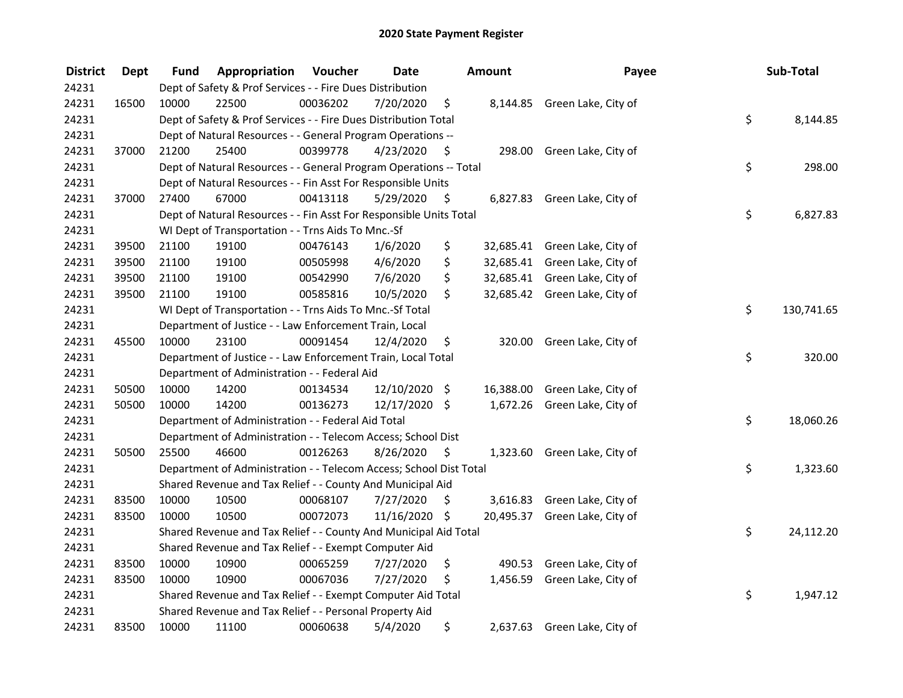# 2020 State Payment Register

| District | Dept | Fund | Appropriation | Voucher | Date | Amount | Payee | Sub-Total |
|---|---|---|---|---|---|---|---|---|
| 24231 | | Dept of Safety & Prof Services - - Fire Dues Distribution | | | | | | |
| 24231 | 16500 | 10000 | 22500 | 00036202 | 7/20/2020 | $ 8,144.85 | Green Lake, City of | |
| 24231 | | Dept of Safety & Prof Services - - Fire Dues Distribution Total | | | | | | $ 8,144.85 |
| 24231 | | Dept of Natural Resources - - General Program Operations -- | | | | | | |
| 24231 | 37000 | 21200 | 25400 | 00399778 | 4/23/2020 | $ 298.00 | Green Lake, City of | |
| 24231 | | Dept of Natural Resources - - General Program Operations -- Total | | | | | | $ 298.00 |
| 24231 | | Dept of Natural Resources - - Fin Asst For Responsible Units | | | | | | |
| 24231 | 37000 | 27400 | 67000 | 00413118 | 5/29/2020 | $ 6,827.83 | Green Lake, City of | |
| 24231 | | Dept of Natural Resources - - Fin Asst For Responsible Units Total | | | | | | $ 6,827.83 |
| 24231 | | WI Dept of Transportation - - Trns Aids To Mnc.-Sf | | | | | | |
| 24231 | 39500 | 21100 | 19100 | 00476143 | 1/6/2020 | $ 32,685.41 | Green Lake, City of | |
| 24231 | 39500 | 21100 | 19100 | 00505998 | 4/6/2020 | $ 32,685.41 | Green Lake, City of | |
| 24231 | 39500 | 21100 | 19100 | 00542990 | 7/6/2020 | $ 32,685.41 | Green Lake, City of | |
| 24231 | 39500 | 21100 | 19100 | 00585816 | 10/5/2020 | $ 32,685.42 | Green Lake, City of | |
| 24231 | | WI Dept of Transportation - - Trns Aids To Mnc.-Sf Total | | | | | | $ 130,741.65 |
| 24231 | | Department of Justice - - Law Enforcement Train, Local | | | | | | |
| 24231 | 45500 | 10000 | 23100 | 00091454 | 12/4/2020 | $ 320.00 | Green Lake, City of | |
| 24231 | | Department of Justice - - Law Enforcement Train, Local Total | | | | | | $ 320.00 |
| 24231 | | Department of Administration - - Federal Aid | | | | | | |
| 24231 | 50500 | 10000 | 14200 | 00134534 | 12/10/2020 | $ 16,388.00 | Green Lake, City of | |
| 24231 | 50500 | 10000 | 14200 | 00136273 | 12/17/2020 | $ 1,672.26 | Green Lake, City of | |
| 24231 | | Department of Administration - - Federal Aid Total | | | | | | $ 18,060.26 |
| 24231 | | Department of Administration - - Telecom Access; School Dist | | | | | | |
| 24231 | 50500 | 25500 | 46600 | 00126263 | 8/26/2020 | $ 1,323.60 | Green Lake, City of | |
| 24231 | | Department of Administration - - Telecom Access; School Dist Total | | | | | | $ 1,323.60 |
| 24231 | | Shared Revenue and Tax Relief - - County And Municipal Aid | | | | | | |
| 24231 | 83500 | 10000 | 10500 | 00068107 | 7/27/2020 | $ 3,616.83 | Green Lake, City of | |
| 24231 | 83500 | 10000 | 10500 | 00072073 | 11/16/2020 | $ 20,495.37 | Green Lake, City of | |
| 24231 | | Shared Revenue and Tax Relief - - County And Municipal Aid Total | | | | | | $ 24,112.20 |
| 24231 | | Shared Revenue and Tax Relief - - Exempt Computer Aid | | | | | | |
| 24231 | 83500 | 10000 | 10900 | 00065259 | 7/27/2020 | $ 490.53 | Green Lake, City of | |
| 24231 | 83500 | 10000 | 10900 | 00067036 | 7/27/2020 | $ 1,456.59 | Green Lake, City of | |
| 24231 | | Shared Revenue and Tax Relief - - Exempt Computer Aid Total | | | | | | $ 1,947.12 |
| 24231 | | Shared Revenue and Tax Relief - - Personal Property Aid | | | | | | |
| 24231 | 83500 | 10000 | 11100 | 00060638 | 5/4/2020 | $ 2,637.63 | Green Lake, City of | |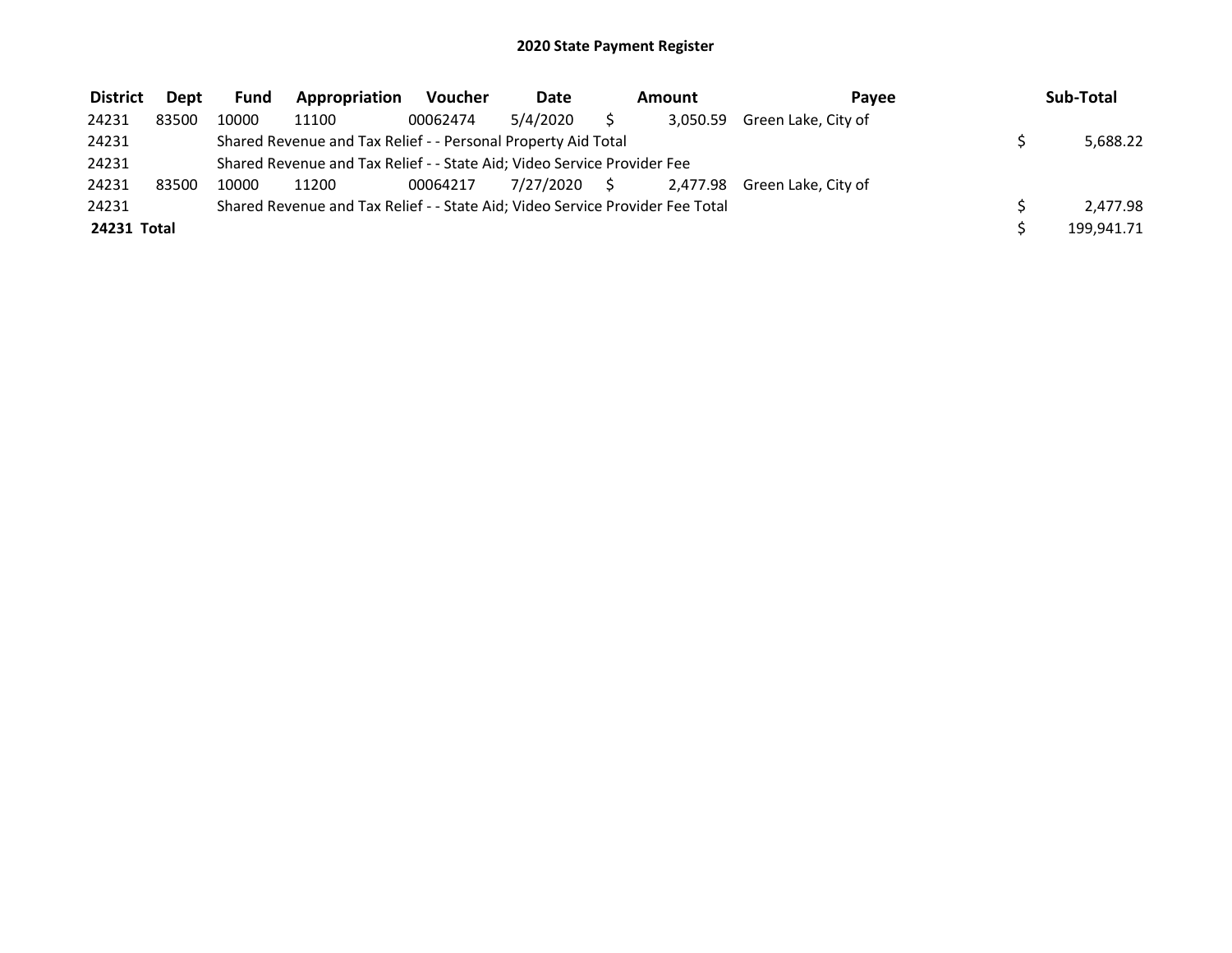# 2020 State Payment Register

| District | Dept | Fund | Appropriation | Voucher | Date | Amount | Payee | Sub-Total |
|---|---|---|---|---|---|---|---|---|
| 24231 | 83500 | 10000 | 11100 | 00062474 | 5/4/2020 | $ 3,050.59 | Green Lake, City of | |
| 24231 | | Shared Revenue and Tax Relief - - Personal Property Aid Total | | | | | | $ 5,688.22 |
| 24231 | | Shared Revenue and Tax Relief - - State Aid; Video Service Provider Fee | | | | | | |
| 24231 | 83500 | 10000 | 11200 | 00064217 | 7/27/2020 | $ 2,477.98 | Green Lake, City of | |
| 24231 | | Shared Revenue and Tax Relief - - State Aid; Video Service Provider Fee Total | | | | | | $ 2,477.98 |
| **24231 Total** | | | | | | | | $ 199,941.71 |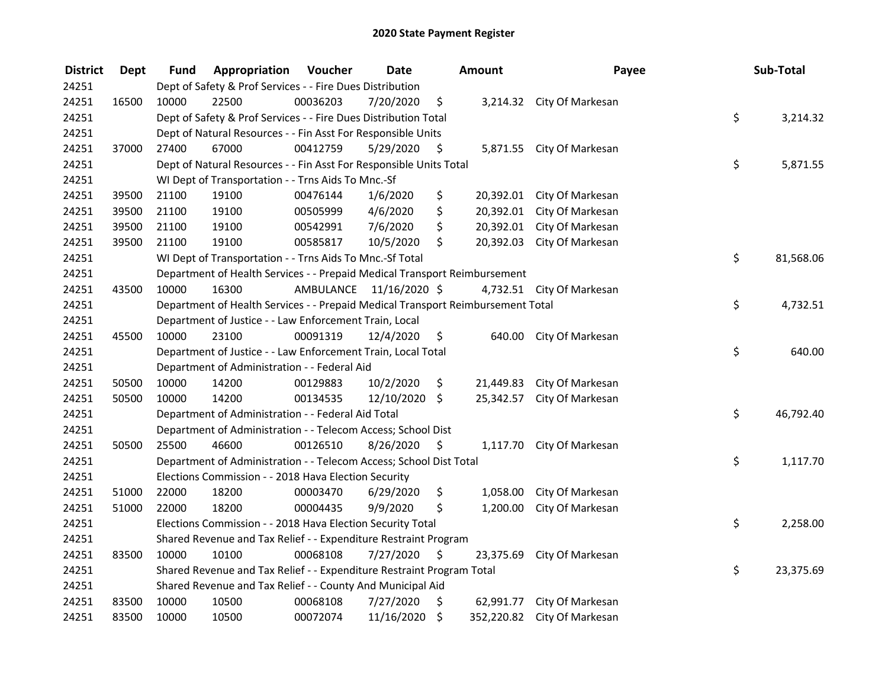# 2020 State Payment Register

| District | Dept | Fund | Appropriation | Voucher | Date | Amount | Payee | Sub-Total |
|---|---|---|---|---|---|---|---|---|
| 24251 | | Dept of Safety & Prof Services - - Fire Dues Distribution | | | | | | |
| 24251 | 16500 | 10000 | 22500 | 00036203 | 7/20/2020 | $ 3,214.32 | City Of Markesan | |
| 24251 | | Dept of Safety & Prof Services - - Fire Dues Distribution Total | | | | | | $ 3,214.32 |
| 24251 | | Dept of Natural Resources - - Fin Asst For Responsible Units | | | | | | |
| 24251 | 37000 | 27400 | 67000 | 00412759 | 5/29/2020 | $ 5,871.55 | City Of Markesan | |
| 24251 | | Dept of Natural Resources - - Fin Asst For Responsible Units Total | | | | | | $ 5,871.55 |
| 24251 | | WI Dept of Transportation - - Trns Aids To Mnc.-Sf | | | | | | |
| 24251 | 39500 | 21100 | 19100 | 00476144 | 1/6/2020 | $ 20,392.01 | City Of Markesan | |
| 24251 | 39500 | 21100 | 19100 | 00505999 | 4/6/2020 | $ 20,392.01 | City Of Markesan | |
| 24251 | 39500 | 21100 | 19100 | 00542991 | 7/6/2020 | $ 20,392.01 | City Of Markesan | |
| 24251 | 39500 | 21100 | 19100 | 00585817 | 10/5/2020 | $ 20,392.03 | City Of Markesan | |
| 24251 | | WI Dept of Transportation - - Trns Aids To Mnc.-Sf Total | | | | | | $ 81,568.06 |
| 24251 | | Department of Health Services - - Prepaid Medical Transport Reimbursement | | | | | | |
| 24251 | 43500 | 10000 | 16300 | AMBULANCE | 11/16/2020 | $ 4,732.51 | City Of Markesan | |
| 24251 | | Department of Health Services - - Prepaid Medical Transport Reimbursement Total | | | | | | $ 4,732.51 |
| 24251 | | Department of Justice - - Law Enforcement Train, Local | | | | | | |
| 24251 | 45500 | 10000 | 23100 | 00091319 | 12/4/2020 | $ 640.00 | City Of Markesan | |
| 24251 | | Department of Justice - - Law Enforcement Train, Local Total | | | | | | $ 640.00 |
| 24251 | | Department of Administration - - Federal Aid | | | | | | |
| 24251 | 50500 | 10000 | 14200 | 00129883 | 10/2/2020 | $ 21,449.83 | City Of Markesan | |
| 24251 | 50500 | 10000 | 14200 | 00134535 | 12/10/2020 | $ 25,342.57 | City Of Markesan | |
| 24251 | | Department of Administration - - Federal Aid Total | | | | | | $ 46,792.40 |
| 24251 | | Department of Administration - - Telecom Access; School Dist | | | | | | |
| 24251 | 50500 | 25500 | 46600 | 00126510 | 8/26/2020 | $ 1,117.70 | City Of Markesan | |
| 24251 | | Department of Administration - - Telecom Access; School Dist Total | | | | | | $ 1,117.70 |
| 24251 | | Elections Commission - - 2018 Hava Election Security | | | | | | |
| 24251 | 51000 | 22000 | 18200 | 00003470 | 6/29/2020 | $ 1,058.00 | City Of Markesan | |
| 24251 | 51000 | 22000 | 18200 | 00004435 | 9/9/2020 | $ 1,200.00 | City Of Markesan | |
| 24251 | | Elections Commission - - 2018 Hava Election Security Total | | | | | | $ 2,258.00 |
| 24251 | | Shared Revenue and Tax Relief - - Expenditure Restraint Program | | | | | | |
| 24251 | 83500 | 10000 | 10100 | 00068108 | 7/27/2020 | $ 23,375.69 | City Of Markesan | |
| 24251 | | Shared Revenue and Tax Relief - - Expenditure Restraint Program Total | | | | | | $ 23,375.69 |
| 24251 | | Shared Revenue and Tax Relief - - County And Municipal Aid | | | | | | |
| 24251 | 83500 | 10000 | 10500 | 00068108 | 7/27/2020 | $ 62,991.77 | City Of Markesan | |
| 24251 | 83500 | 10000 | 10500 | 00072074 | 11/16/2020 | $ 352,220.82 | City Of Markesan | |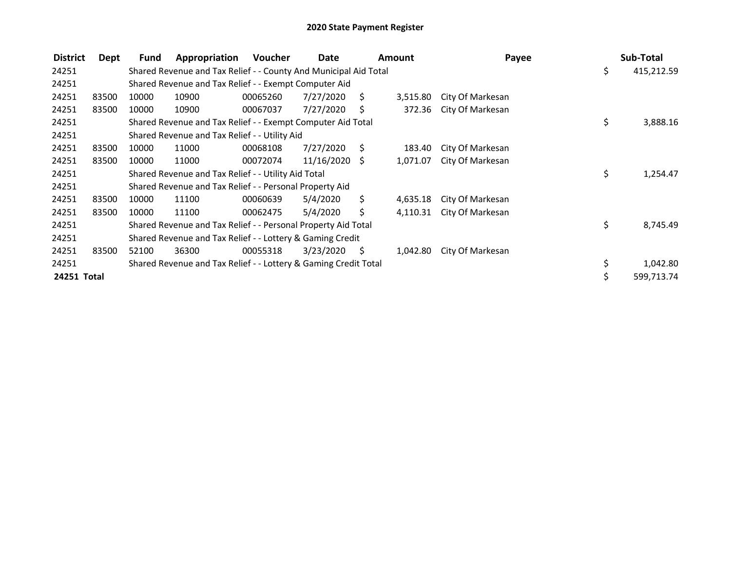# 2020 State Payment Register

| District | Dept | Fund | Appropriation | Voucher | Date | Amount | Payee | Sub-Total |
|---|---|---|---|---|---|---|---|---|
| 24251 | | Shared Revenue and Tax Relief - - County And Municipal Aid Total | | | | | | $ 415,212.59 |
| 24251 | | Shared Revenue and Tax Relief - - Exempt Computer Aid | | | | | | |
| 24251 | 83500 | 10000 | 10900 | 00065260 | 7/27/2020 | $ 3,515.80 | City Of Markesan | |
| 24251 | 83500 | 10000 | 10900 | 00067037 | 7/27/2020 | $ 372.36 | City Of Markesan | |
| 24251 | | Shared Revenue and Tax Relief - - Exempt Computer Aid Total | | | | | | $ 3,888.16 |
| 24251 | | Shared Revenue and Tax Relief - - Utility Aid | | | | | | |
| 24251 | 83500 | 10000 | 11000 | 00068108 | 7/27/2020 | $ 183.40 | City Of Markesan | |
| 24251 | 83500 | 10000 | 11000 | 00072074 | 11/16/2020 | $ 1,071.07 | City Of Markesan | |
| 24251 | | Shared Revenue and Tax Relief - - Utility Aid Total | | | | | | $ 1,254.47 |
| 24251 | | Shared Revenue and Tax Relief - - Personal Property Aid | | | | | | |
| 24251 | 83500 | 10000 | 11100 | 00060639 | 5/4/2020 | $ 4,635.18 | City Of Markesan | |
| 24251 | 83500 | 10000 | 11100 | 00062475 | 5/4/2020 | $ 4,110.31 | City Of Markesan | |
| 24251 | | Shared Revenue and Tax Relief - - Personal Property Aid Total | | | | | | $ 8,745.49 |
| 24251 | | Shared Revenue and Tax Relief - - Lottery & Gaming Credit | | | | | | |
| 24251 | 83500 | 52100 | 36300 | 00055318 | 3/23/2020 | $ 1,042.80 | City Of Markesan | |
| 24251 | | Shared Revenue and Tax Relief - - Lottery & Gaming Credit Total | | | | | | $ 1,042.80 |
| **24251 Total** | | | | | | | | $ 599,713.74 |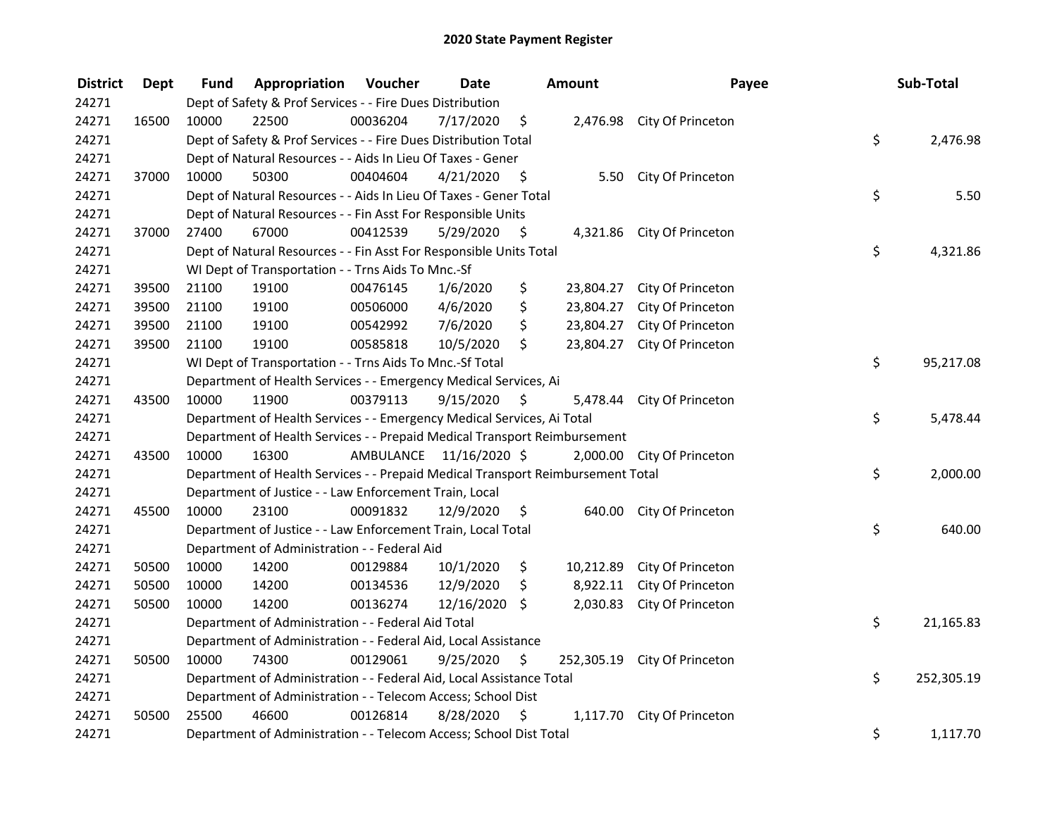# 2020 State Payment Register

| District | Dept | Fund | Appropriation | Voucher | Date | Amount | Payee | Sub-Total |
|---|---|---|---|---|---|---|---|---|
| 24271 | | Dept of Safety & Prof Services - - Fire Dues Distribution | | | | | | |
| 24271 | 16500 | 10000 | 22500 | 00036204 | 7/17/2020 | $ 2,476.98 | City Of Princeton | |
| 24271 | | Dept of Safety & Prof Services - - Fire Dues Distribution Total | | | | | | $ 2,476.98 |
| 24271 | | Dept of Natural Resources - - Aids In Lieu Of Taxes - Gener | | | | | | |
| 24271 | 37000 | 10000 | 50300 | 00404604 | 4/21/2020 | $ 5.50 | City Of Princeton | |
| 24271 | | Dept of Natural Resources - - Aids In Lieu Of Taxes - Gener Total | | | | | | $ 5.50 |
| 24271 | | Dept of Natural Resources - - Fin Asst For Responsible Units | | | | | | |
| 24271 | 37000 | 27400 | 67000 | 00412539 | 5/29/2020 | $ 4,321.86 | City Of Princeton | |
| 24271 | | Dept of Natural Resources - - Fin Asst For Responsible Units Total | | | | | | $ 4,321.86 |
| 24271 | | WI Dept of Transportation - - Trns Aids To Mnc.-Sf | | | | | | |
| 24271 | 39500 | 21100 | 19100 | 00476145 | 1/6/2020 | $ 23,804.27 | City Of Princeton | |
| 24271 | 39500 | 21100 | 19100 | 00506000 | 4/6/2020 | $ 23,804.27 | City Of Princeton | |
| 24271 | 39500 | 21100 | 19100 | 00542992 | 7/6/2020 | $ 23,804.27 | City Of Princeton | |
| 24271 | 39500 | 21100 | 19100 | 00585818 | 10/5/2020 | $ 23,804.27 | City Of Princeton | |
| 24271 | | WI Dept of Transportation - - Trns Aids To Mnc.-Sf Total | | | | | | $ 95,217.08 |
| 24271 | | Department of Health Services - - Emergency Medical Services, Ai | | | | | | |
| 24271 | 43500 | 10000 | 11900 | 00379113 | 9/15/2020 | $ 5,478.44 | City Of Princeton | |
| 24271 | | Department of Health Services - - Emergency Medical Services, Ai Total | | | | | | $ 5,478.44 |
| 24271 | | Department of Health Services - - Prepaid Medical Transport Reimbursement | | | | | | |
| 24271 | 43500 | 10000 | 16300 | AMBULANCE | 11/16/2020 | $ 2,000.00 | City Of Princeton | |
| 24271 | | Department of Health Services - - Prepaid Medical Transport Reimbursement Total | | | | | | $ 2,000.00 |
| 24271 | | Department of Justice - - Law Enforcement Train, Local | | | | | | |
| 24271 | 45500 | 10000 | 23100 | 00091832 | 12/9/2020 | $ 640.00 | City Of Princeton | |
| 24271 | | Department of Justice - - Law Enforcement Train, Local Total | | | | | | $ 640.00 |
| 24271 | | Department of Administration - - Federal Aid | | | | | | |
| 24271 | 50500 | 10000 | 14200 | 00129884 | 10/1/2020 | $ 10,212.89 | City Of Princeton | |
| 24271 | 50500 | 10000 | 14200 | 00134536 | 12/9/2020 | $ 8,922.11 | City Of Princeton | |
| 24271 | 50500 | 10000 | 14200 | 00136274 | 12/16/2020 | $ 2,030.83 | City Of Princeton | |
| 24271 | | Department of Administration - - Federal Aid Total | | | | | | $ 21,165.83 |
| 24271 | | Department of Administration - - Federal Aid, Local Assistance | | | | | | |
| 24271 | 50500 | 10000 | 74300 | 00129061 | 9/25/2020 | $ 252,305.19 | City Of Princeton | |
| 24271 | | Department of Administration - - Federal Aid, Local Assistance Total | | | | | | $ 252,305.19 |
| 24271 | | Department of Administration - - Telecom Access; School Dist | | | | | | |
| 24271 | 50500 | 25500 | 46600 | 00126814 | 8/28/2020 | $ 1,117.70 | City Of Princeton | |
| 24271 | | Department of Administration - - Telecom Access; School Dist Total | | | | | | $ 1,117.70 |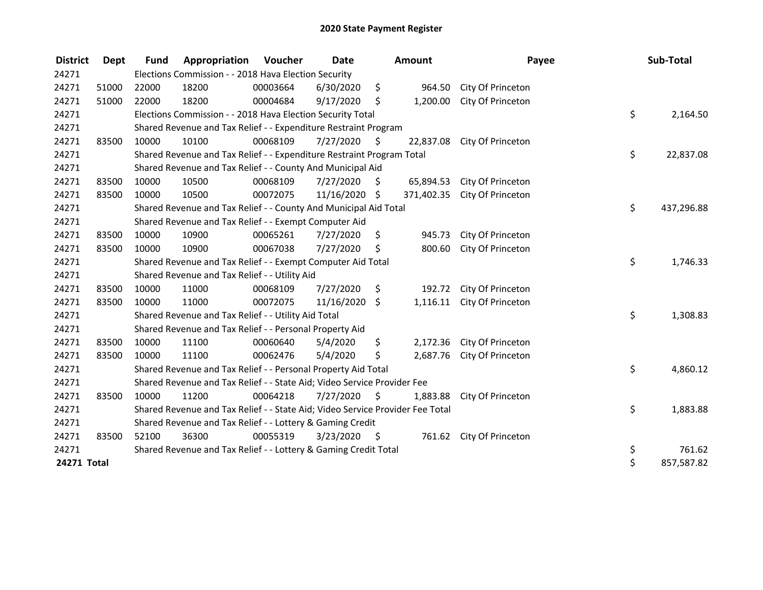# 2020 State Payment Register

| District | Dept | Fund | Appropriation | Voucher | Date | Amount | Payee | Sub-Total |
|---|---|---|---|---|---|---|---|---|
| 24271 | | Elections Commission - - 2018 Hava Election Security | | | | | | |
| 24271 | 51000 | 22000 | 18200 | 00003664 | 6/30/2020 | $ 964.50 | City Of Princeton | |
| 24271 | 51000 | 22000 | 18200 | 00004684 | 9/17/2020 | $ 1,200.00 | City Of Princeton | |
| 24271 | | Elections Commission - - 2018 Hava Election Security Total | | | | | | $ 2,164.50 |
| 24271 | | Shared Revenue and Tax Relief - - Expenditure Restraint Program | | | | | | |
| 24271 | 83500 | 10000 | 10100 | 00068109 | 7/27/2020 | $ 22,837.08 | City Of Princeton | |
| 24271 | | Shared Revenue and Tax Relief - - Expenditure Restraint Program Total | | | | | | $ 22,837.08 |
| 24271 | | Shared Revenue and Tax Relief - - County And Municipal Aid | | | | | | |
| 24271 | 83500 | 10000 | 10500 | 00068109 | 7/27/2020 | $ 65,894.53 | City Of Princeton | |
| 24271 | 83500 | 10000 | 10500 | 00072075 | 11/16/2020 | $ 371,402.35 | City Of Princeton | |
| 24271 | | Shared Revenue and Tax Relief - - County And Municipal Aid Total | | | | | | $ 437,296.88 |
| 24271 | | Shared Revenue and Tax Relief - - Exempt Computer Aid | | | | | | |
| 24271 | 83500 | 10000 | 10900 | 00065261 | 7/27/2020 | $ 945.73 | City Of Princeton | |
| 24271 | 83500 | 10000 | 10900 | 00067038 | 7/27/2020 | $ 800.60 | City Of Princeton | |
| 24271 | | Shared Revenue and Tax Relief - - Exempt Computer Aid Total | | | | | | $ 1,746.33 |
| 24271 | | Shared Revenue and Tax Relief - - Utility Aid | | | | | | |
| 24271 | 83500 | 10000 | 11000 | 00068109 | 7/27/2020 | $ 192.72 | City Of Princeton | |
| 24271 | 83500 | 10000 | 11000 | 00072075 | 11/16/2020 | $ 1,116.11 | City Of Princeton | |
| 24271 | | Shared Revenue and Tax Relief - - Utility Aid Total | | | | | | $ 1,308.83 |
| 24271 | | Shared Revenue and Tax Relief - - Personal Property Aid | | | | | | |
| 24271 | 83500 | 10000 | 11100 | 00060640 | 5/4/2020 | $ 2,172.36 | City Of Princeton | |
| 24271 | 83500 | 10000 | 11100 | 00062476 | 5/4/2020 | $ 2,687.76 | City Of Princeton | |
| 24271 | | Shared Revenue and Tax Relief - - Personal Property Aid Total | | | | | | $ 4,860.12 |
| 24271 | | Shared Revenue and Tax Relief - - State Aid; Video Service Provider Fee | | | | | | |
| 24271 | 83500 | 10000 | 11200 | 00064218 | 7/27/2020 | $ 1,883.88 | City Of Princeton | |
| 24271 | | Shared Revenue and Tax Relief - - State Aid; Video Service Provider Fee Total | | | | | | $ 1,883.88 |
| 24271 | | Shared Revenue and Tax Relief - - Lottery & Gaming Credit | | | | | | |
| 24271 | 83500 | 52100 | 36300 | 00055319 | 3/23/2020 | $ 761.62 | City Of Princeton | |
| 24271 | | Shared Revenue and Tax Relief - - Lottery & Gaming Credit Total | | | | | | $ 761.62 |
| **24271 Total** | | | | | | | | $ 857,587.82 |